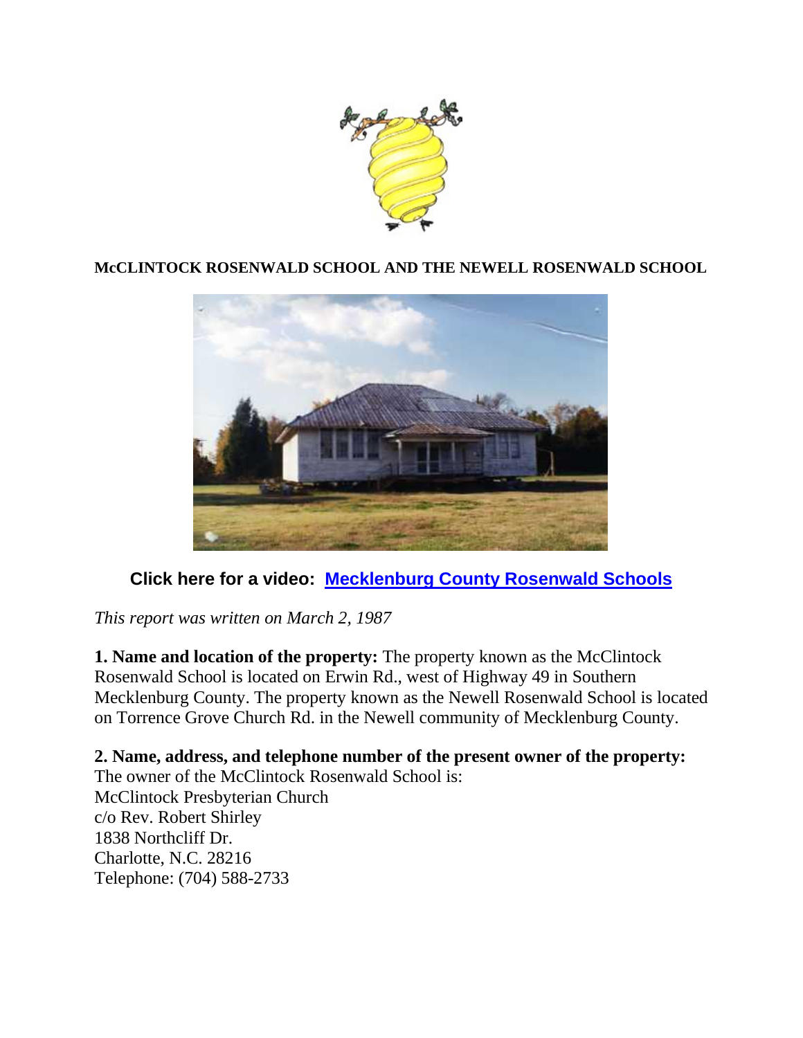**McCLINTOCK ROSENWALD SCHOOL AND THE NEWELL ROSENWALD SCHOOL**

**Click here for a video: [Mecklenburg County Rosenwald Schools]()**

*This report was written on March 2, 1987*

**1. Name and location of the property:** The property known as the McClintock Rosenwald School is located on Erwin Rd., west of Highway 49 in Southern Mecklenburg County. The property known as the Newell Rosenwald School is located on Torrence Grove Church Rd. in the Newell community of Mecklenburg County.

**2. Name, address, and telephone number of the present owner of the property:**
The owner of the McClintock Rosenwald School is:
McClintock Presbyterian Church
c/o Rev. Robert Shirley
1838 Northcliff Dr.
Charlotte, N.C. 28216
Telephone: (704) 588-2733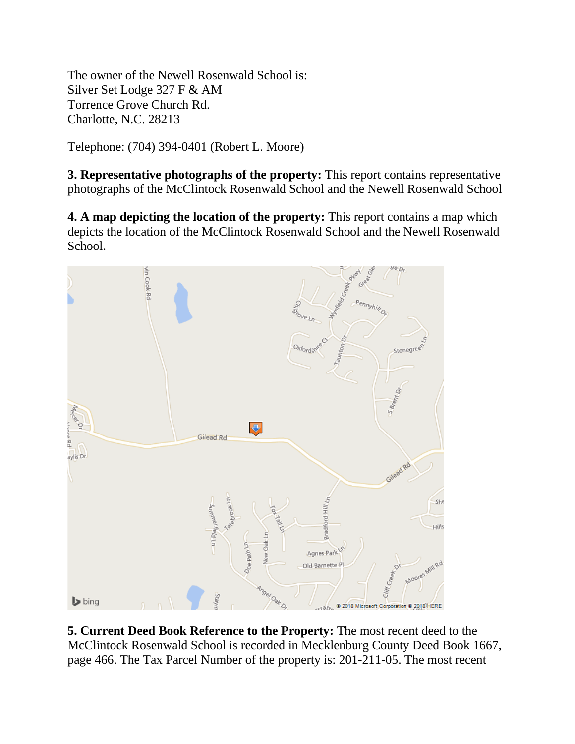The owner of the Newell Rosenwald School is:
Silver Set Lodge 327 F & AM
Torrence Grove Church Rd.
Charlotte, N.C. 28213

Telephone: (704) 394-0401 (Robert L. Moore)

**3. Representative photographs of the property:** This report contains representative photographs of the McClintock Rosenwald School and the Newell Rosenwald School

**4. A map depicting the location of the property:** This report contains a map which depicts the location of the McClintock Rosenwald School and the Newell Rosenwald School.

**5. Current Deed Book Reference to the Property:** The most recent deed to the McClintock Rosenwald School is recorded in Mecklenburg County Deed Book 1667, page 466. The Tax Parcel Number of the property is: 201-211-05. The most recent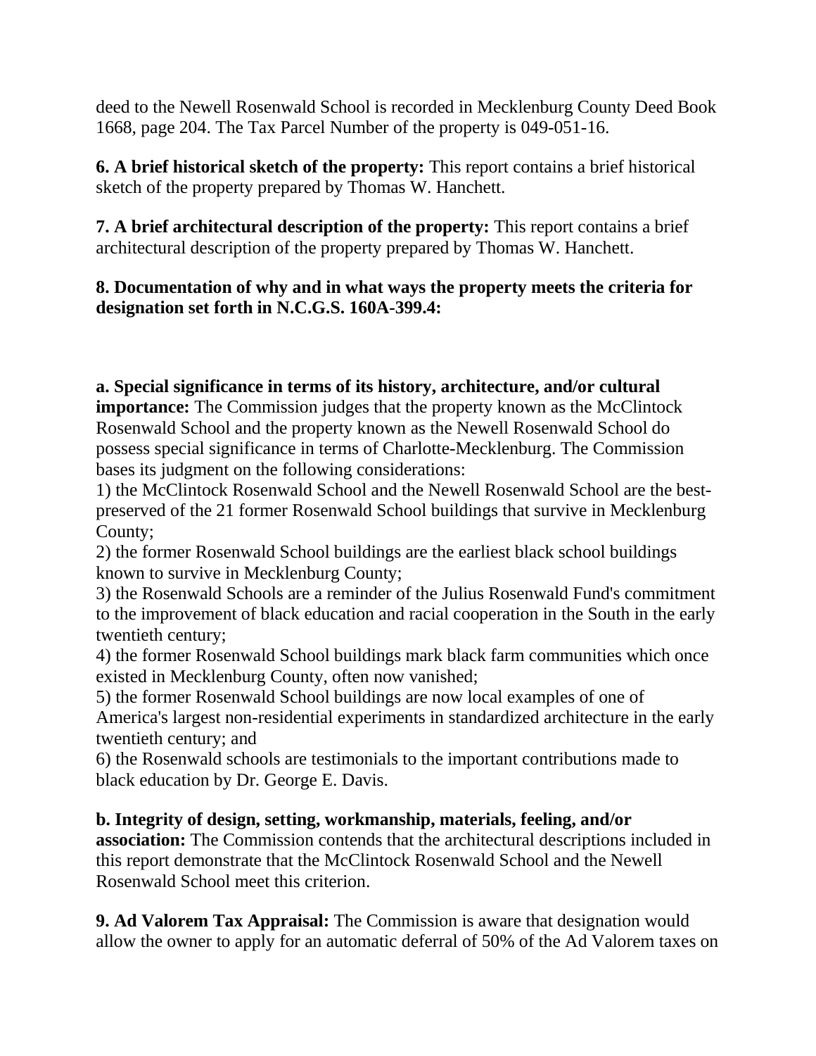deed to the Newell Rosenwald School is recorded in Mecklenburg County Deed Book 1668, page 204. The Tax Parcel Number of the property is 049-051-16.

**6. A brief historical sketch of the property:** This report contains a brief historical sketch of the property prepared by Thomas W. Hanchett.

**7. A brief architectural description of the property:** This report contains a brief architectural description of the property prepared by Thomas W. Hanchett.

**8. Documentation of why and in what ways the property meets the criteria for designation set forth in N.C.G.S. 160A-399.4:**

**a. Special significance in terms of its history, architecture, and/or cultural importance:** The Commission judges that the property known as the McClintock Rosenwald School and the property known as the Newell Rosenwald School do possess special significance in terms of Charlotte-Mecklenburg. The Commission bases its judgment on the following considerations:
1) the McClintock Rosenwald School and the Newell Rosenwald School are the best-preserved of the 21 former Rosenwald School buildings that survive in Mecklenburg County;
2) the former Rosenwald School buildings are the earliest black school buildings known to survive in Mecklenburg County;
3) the Rosenwald Schools are a reminder of the Julius Rosenwald Fund's commitment to the improvement of black education and racial cooperation in the South in the early twentieth century;
4) the former Rosenwald School buildings mark black farm communities which once existed in Mecklenburg County, often now vanished;
5) the former Rosenwald School buildings are now local examples of one of America's largest non-residential experiments in standardized architecture in the early twentieth century; and
6) the Rosenwald schools are testimonials to the important contributions made to black education by Dr. George E. Davis.

**b. Integrity of design, setting, workmanship, materials, feeling, and/or association:** The Commission contends that the architectural descriptions included in this report demonstrate that the McClintock Rosenwald School and the Newell Rosenwald School meet this criterion.

**9. Ad Valorem Tax Appraisal:** The Commission is aware that designation would allow the owner to apply for an automatic deferral of 50% of the Ad Valorem taxes on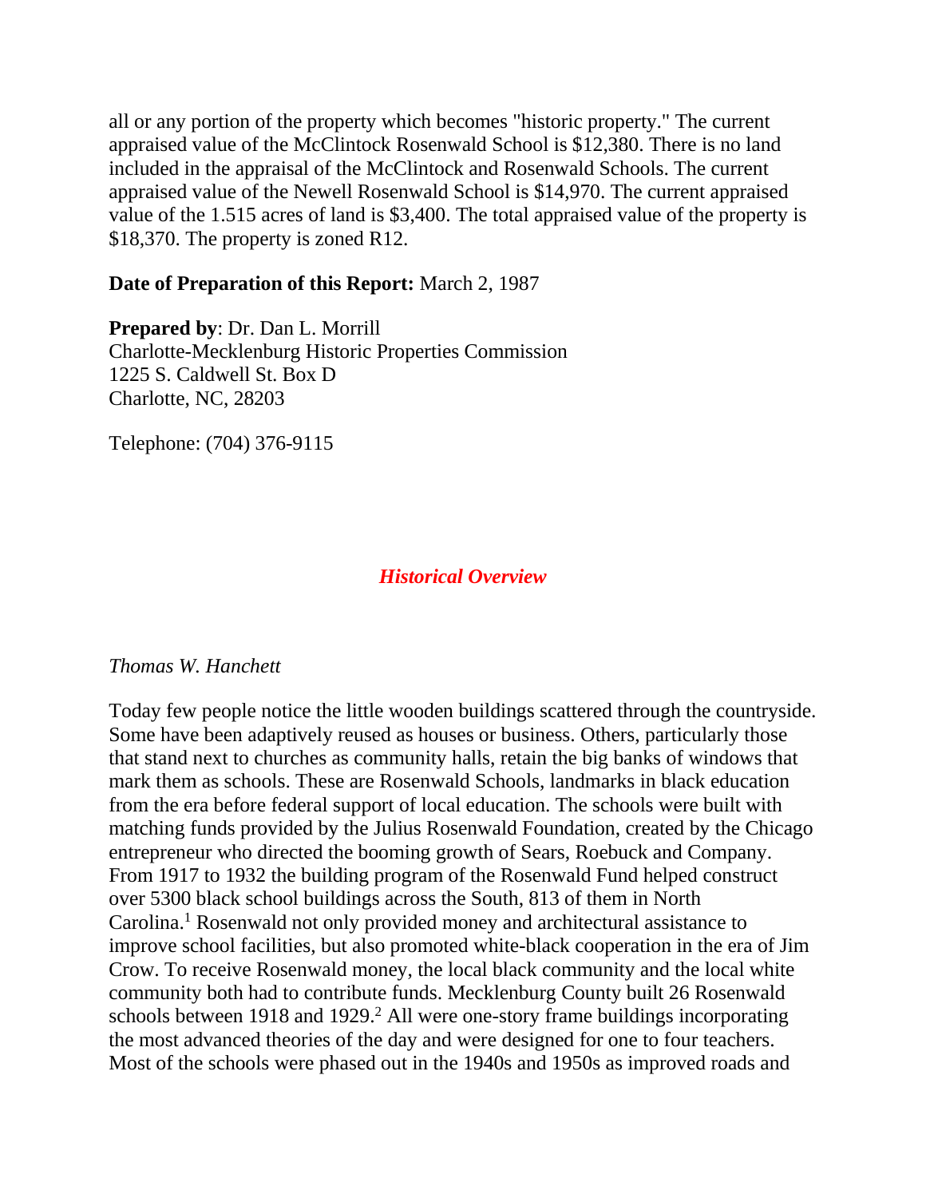all or any portion of the property which becomes "historic property." The current appraised value of the McClintock Rosenwald School is $12,380. There is no land included in the appraisal of the McClintock and Rosenwald Schools. The current appraised value of the Newell Rosenwald School is $14,970. The current appraised value of the 1.515 acres of land is $3,400. The total appraised value of the property is $18,370. The property is zoned R12.

**Date of Preparation of this Report:** March 2, 1987

**Prepared by**: Dr. Dan L. Morrill
Charlotte-Mecklenburg Historic Properties Commission
1225 S. Caldwell St. Box D
Charlotte, NC, 28203

Telephone: (704) 376-9115

## *Historical Overview*

*Thomas W. Hanchett*

Today few people notice the little wooden buildings scattered through the countryside. Some have been adaptively reused as houses or business. Others, particularly those that stand next to churches as community halls, retain the big banks of windows that mark them as schools. These are Rosenwald Schools, landmarks in black education from the era before federal support of local education. The schools were built with matching funds provided by the Julius Rosenwald Foundation, created by the Chicago entrepreneur who directed the booming growth of Sears, Roebuck and Company. From 1917 to 1932 the building program of the Rosenwald Fund helped construct over 5300 black school buildings across the South, 813 of them in North Carolina.[1] Rosenwald not only provided money and architectural assistance to improve school facilities, but also promoted white-black cooperation in the era of Jim Crow. To receive Rosenwald money, the local black community and the local white community both had to contribute funds. Mecklenburg County built 26 Rosenwald schools between 1918 and 1929.[2] All were one-story frame buildings incorporating the most advanced theories of the day and were designed for one to four teachers. Most of the schools were phased out in the 1940s and 1950s as improved roads and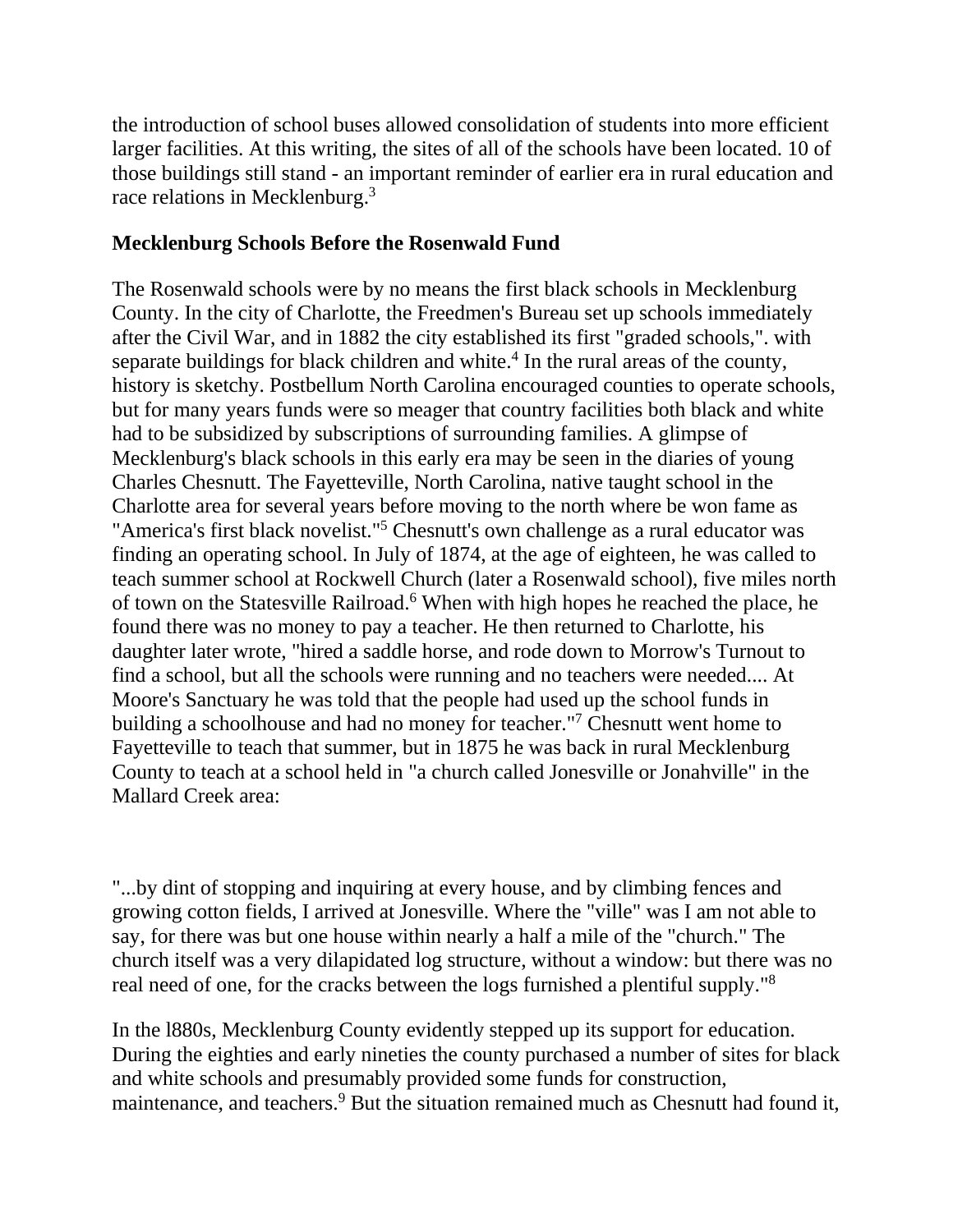the introduction of school buses allowed consolidation of students into more efficient larger facilities. At this writing, the sites of all of the schools have been located. 10 of those buildings still stand - an important reminder of earlier era in rural education and race relations in Mecklenburg.[3]

**Mecklenburg Schools Before the Rosenwald Fund**

The Rosenwald schools were by no means the first black schools in Mecklenburg County. In the city of Charlotte, the Freedmen's Bureau set up schools immediately after the Civil War, and in 1882 the city established its first "graded schools,". with separate buildings for black children and white.[4] In the rural areas of the county, history is sketchy. Postbellum North Carolina encouraged counties to operate schools, but for many years funds were so meager that country facilities both black and white had to be subsidized by subscriptions of surrounding families. A glimpse of Mecklenburg's black schools in this early era may be seen in the diaries of young Charles Chesnutt. The Fayetteville, North Carolina, native taught school in the Charlotte area for several years before moving to the north where be won fame as "America's first black novelist."[5] Chesnutt's own challenge as a rural educator was finding an operating school. In July of 1874, at the age of eighteen, he was called to teach summer school at Rockwell Church (later a Rosenwald school), five miles north of town on the Statesville Railroad.[6] When with high hopes he reached the place, he found there was no money to pay a teacher. He then returned to Charlotte, his daughter later wrote, "hired a saddle horse, and rode down to Morrow's Turnout to find a school, but all the schools were running and no teachers were needed.... At Moore's Sanctuary he was told that the people had used up the school funds in building a schoolhouse and had no money for teacher."[7] Chesnutt went home to Fayetteville to teach that summer, but in 1875 he was back in rural Mecklenburg County to teach at a school held in "a church called Jonesville or Jonahville" in the Mallard Creek area:

"...by dint of stopping and inquiring at every house, and by climbing fences and growing cotton fields, I arrived at Jonesville. Where the "ville" was I am not able to say, for there was but one house within nearly a half a mile of the "church." The church itself was a very dilapidated log structure, without a window: but there was no real need of one, for the cracks between the logs furnished a plentiful supply."[8]

In the l880s, Mecklenburg County evidently stepped up its support for education. During the eighties and early nineties the county purchased a number of sites for black and white schools and presumably provided some funds for construction, maintenance, and teachers.[9] But the situation remained much as Chesnutt had found it,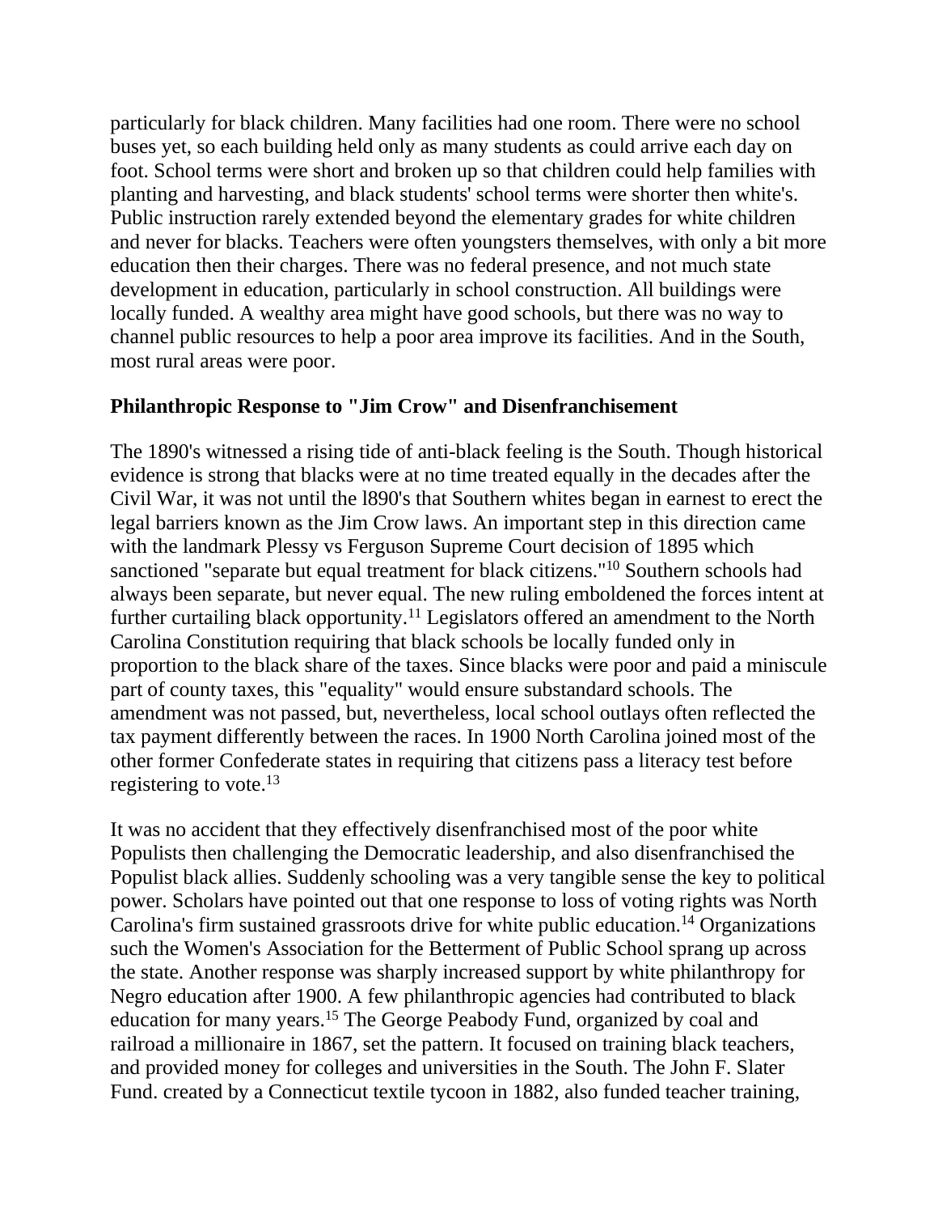particularly for black children. Many facilities had one room. There were no school buses yet, so each building held only as many students as could arrive each day on foot. School terms were short and broken up so that children could help families with planting and harvesting, and black students' school terms were shorter then white's. Public instruction rarely extended beyond the elementary grades for white children and never for blacks. Teachers were often youngsters themselves, with only a bit more education then their charges. There was no federal presence, and not much state development in education, particularly in school construction. All buildings were locally funded. A wealthy area might have good schools, but there was no way to channel public resources to help a poor area improve its facilities. And in the South, most rural areas were poor.

**Philanthropic Response to "Jim Crow" and Disenfranchisement**

The 1890's witnessed a rising tide of anti-black feeling is the South. Though historical evidence is strong that blacks were at no time treated equally in the decades after the Civil War, it was not until the l890's that Southern whites began in earnest to erect the legal barriers known as the Jim Crow laws. An important step in this direction came with the landmark Plessy vs Ferguson Supreme Court decision of 1895 which sanctioned "separate but equal treatment for black citizens."[10] Southern schools had always been separate, but never equal. The new ruling emboldened the forces intent at further curtailing black opportunity.[11] Legislators offered an amendment to the North Carolina Constitution requiring that black schools be locally funded only in proportion to the black share of the taxes. Since blacks were poor and paid a miniscule part of county taxes, this "equality" would ensure substandard schools. The amendment was not passed, but, nevertheless, local school outlays often reflected the tax payment differently between the races. In 1900 North Carolina joined most of the other former Confederate states in requiring that citizens pass a literacy test before registering to vote.[13]

It was no accident that they effectively disenfranchised most of the poor white Populists then challenging the Democratic leadership, and also disenfranchised the Populist black allies. Suddenly schooling was a very tangible sense the key to political power. Scholars have pointed out that one response to loss of voting rights was North Carolina's firm sustained grassroots drive for white public education.[14] Organizations such the Women's Association for the Betterment of Public School sprang up across the state. Another response was sharply increased support by white philanthropy for Negro education after 1900. A few philanthropic agencies had contributed to black education for many years.[15] The George Peabody Fund, organized by coal and railroad a millionaire in 1867, set the pattern. It focused on training black teachers, and provided money for colleges and universities in the South. The John F. Slater Fund. created by a Connecticut textile tycoon in 1882, also funded teacher training,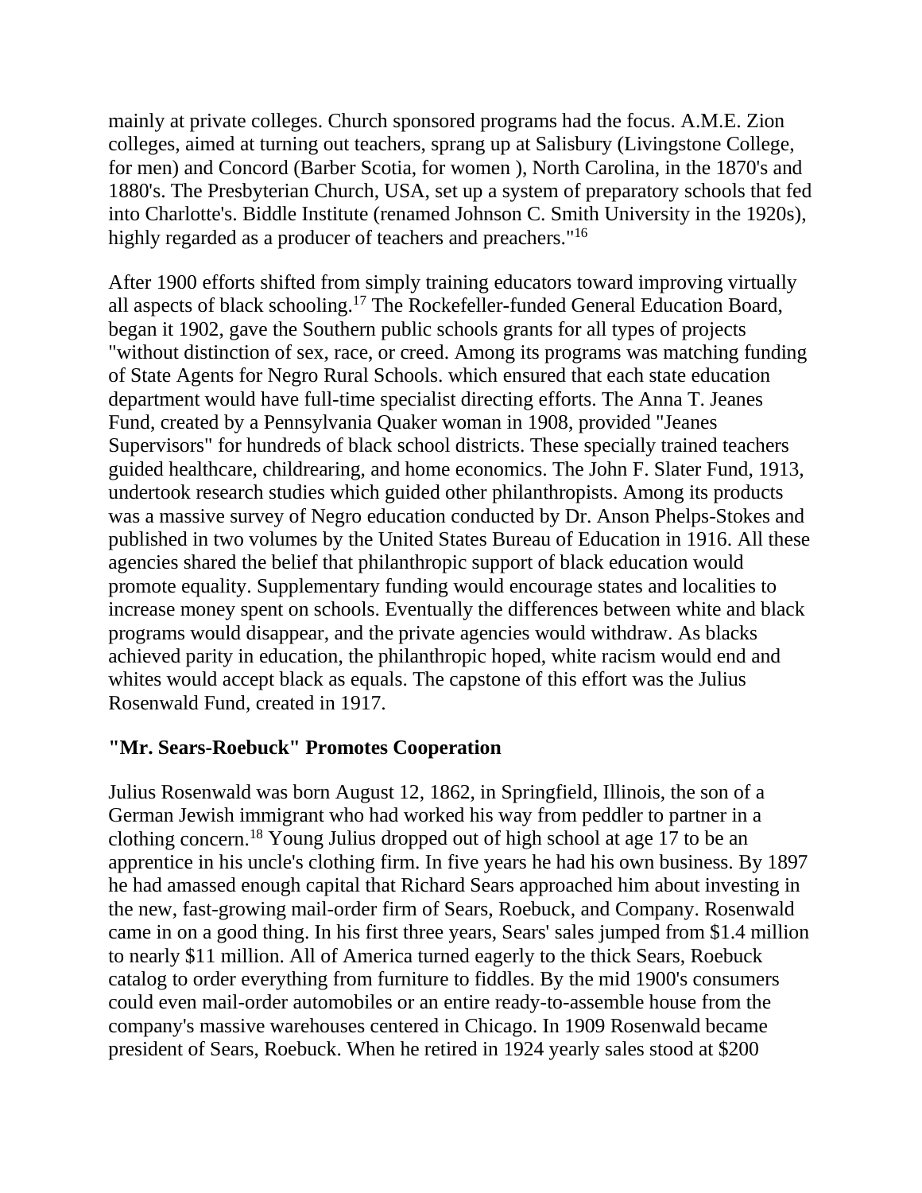mainly at private colleges. Church sponsored programs had the focus. A.M.E. Zion colleges, aimed at turning out teachers, sprang up at Salisbury (Livingstone College, for men) and Concord (Barber Scotia, for women ), North Carolina, in the 1870's and 1880's. The Presbyterian Church, USA, set up a system of preparatory schools that fed into Charlotte's. Biddle Institute (renamed Johnson C. Smith University in the 1920s), highly regarded as a producer of teachers and preachers."[16]

After 1900 efforts shifted from simply training educators toward improving virtually all aspects of black schooling.[17] The Rockefeller-funded General Education Board, began it 1902, gave the Southern public schools grants for all types of projects "without distinction of sex, race, or creed. Among its programs was matching funding of State Agents for Negro Rural Schools. which ensured that each state education department would have full-time specialist directing efforts. The Anna T. Jeanes Fund, created by a Pennsylvania Quaker woman in 1908, provided "Jeanes Supervisors" for hundreds of black school districts. These specially trained teachers guided healthcare, childrearing, and home economics. The John F. Slater Fund, 1913, undertook research studies which guided other philanthropists. Among its products was a massive survey of Negro education conducted by Dr. Anson Phelps-Stokes and published in two volumes by the United States Bureau of Education in 1916. All these agencies shared the belief that philanthropic support of black education would promote equality. Supplementary funding would encourage states and localities to increase money spent on schools. Eventually the differences between white and black programs would disappear, and the private agencies would withdraw. As blacks achieved parity in education, the philanthropic hoped, white racism would end and whites would accept black as equals. The capstone of this effort was the Julius Rosenwald Fund, created in 1917.

**"Mr. Sears-Roebuck" Promotes Cooperation**

Julius Rosenwald was born August 12, 1862, in Springfield, Illinois, the son of a German Jewish immigrant who had worked his way from peddler to partner in a clothing concern.[18] Young Julius dropped out of high school at age 17 to be an apprentice in his uncle's clothing firm. In five years he had his own business. By 1897 he had amassed enough capital that Richard Sears approached him about investing in the new, fast-growing mail-order firm of Sears, Roebuck, and Company. Rosenwald came in on a good thing. In his first three years, Sears' sales jumped from $1.4 million to nearly $11 million. All of America turned eagerly to the thick Sears, Roebuck catalog to order everything from furniture to fiddles. By the mid 1900's consumers could even mail-order automobiles or an entire ready-to-assemble house from the company's massive warehouses centered in Chicago. In 1909 Rosenwald became president of Sears, Roebuck. When he retired in 1924 yearly sales stood at $200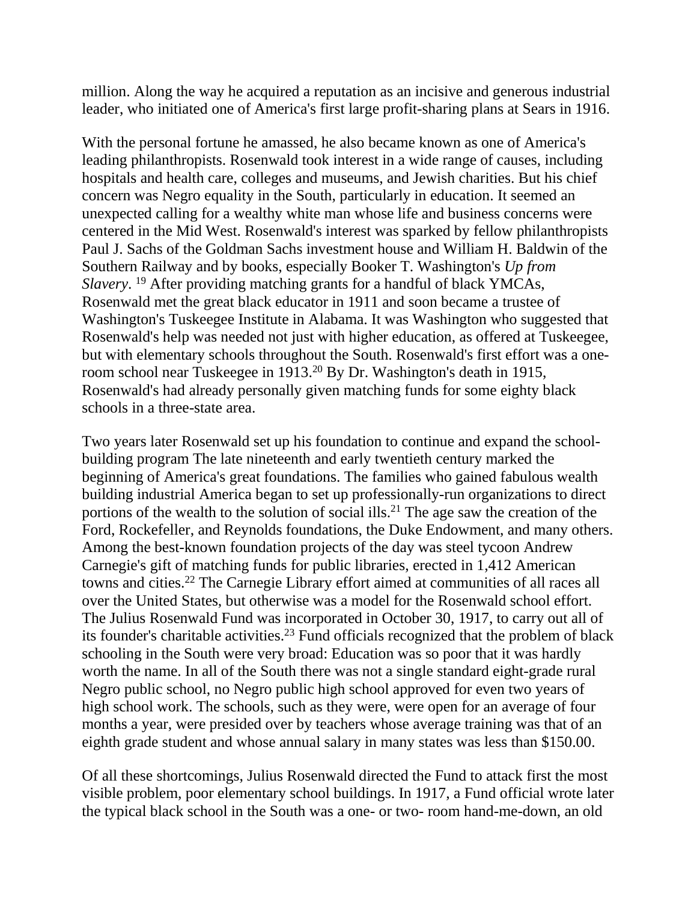million. Along the way he acquired a reputation as an incisive and generous industrial leader, who initiated one of America's first large profit-sharing plans at Sears in 1916.

With the personal fortune he amassed, he also became known as one of America's leading philanthropists. Rosenwald took interest in a wide range of causes, including hospitals and health care, colleges and museums, and Jewish charities. But his chief concern was Negro equality in the South, particularly in education. It seemed an unexpected calling for a wealthy white man whose life and business concerns were centered in the Mid West. Rosenwald's interest was sparked by fellow philanthropists Paul J. Sachs of the Goldman Sachs investment house and William H. Baldwin of the Southern Railway and by books, especially Booker T. Washington's *Up from Slavery*. [19] After providing matching grants for a handful of black YMCAs, Rosenwald met the great black educator in 1911 and soon became a trustee of Washington's Tuskeegee Institute in Alabama. It was Washington who suggested that Rosenwald's help was needed not just with higher education, as offered at Tuskeegee, but with elementary schools throughout the South. Rosenwald's first effort was a one-room school near Tuskeegee in 1913.[20] By Dr. Washington's death in 1915, Rosenwald's had already personally given matching funds for some eighty black schools in a three-state area.

Two years later Rosenwald set up his foundation to continue and expand the school-building program The late nineteenth and early twentieth century marked the beginning of America's great foundations. The families who gained fabulous wealth building industrial America began to set up professionally-run organizations to direct portions of the wealth to the solution of social ills.[21] The age saw the creation of the Ford, Rockefeller, and Reynolds foundations, the Duke Endowment, and many others. Among the best-known foundation projects of the day was steel tycoon Andrew Carnegie's gift of matching funds for public libraries, erected in 1,412 American towns and cities.[22] The Carnegie Library effort aimed at communities of all races all over the United States, but otherwise was a model for the Rosenwald school effort. The Julius Rosenwald Fund was incorporated in October 30, 1917, to carry out all of its founder's charitable activities.[23] Fund officials recognized that the problem of black schooling in the South were very broad: Education was so poor that it was hardly worth the name. In all of the South there was not a single standard eight-grade rural Negro public school, no Negro public high school approved for even two years of high school work. The schools, such as they were, were open for an average of four months a year, were presided over by teachers whose average training was that of an eighth grade student and whose annual salary in many states was less than $150.00.

Of all these shortcomings, Julius Rosenwald directed the Fund to attack first the most visible problem, poor elementary school buildings. In 1917, a Fund official wrote later the typical black school in the South was a one- or two- room hand-me-down, an old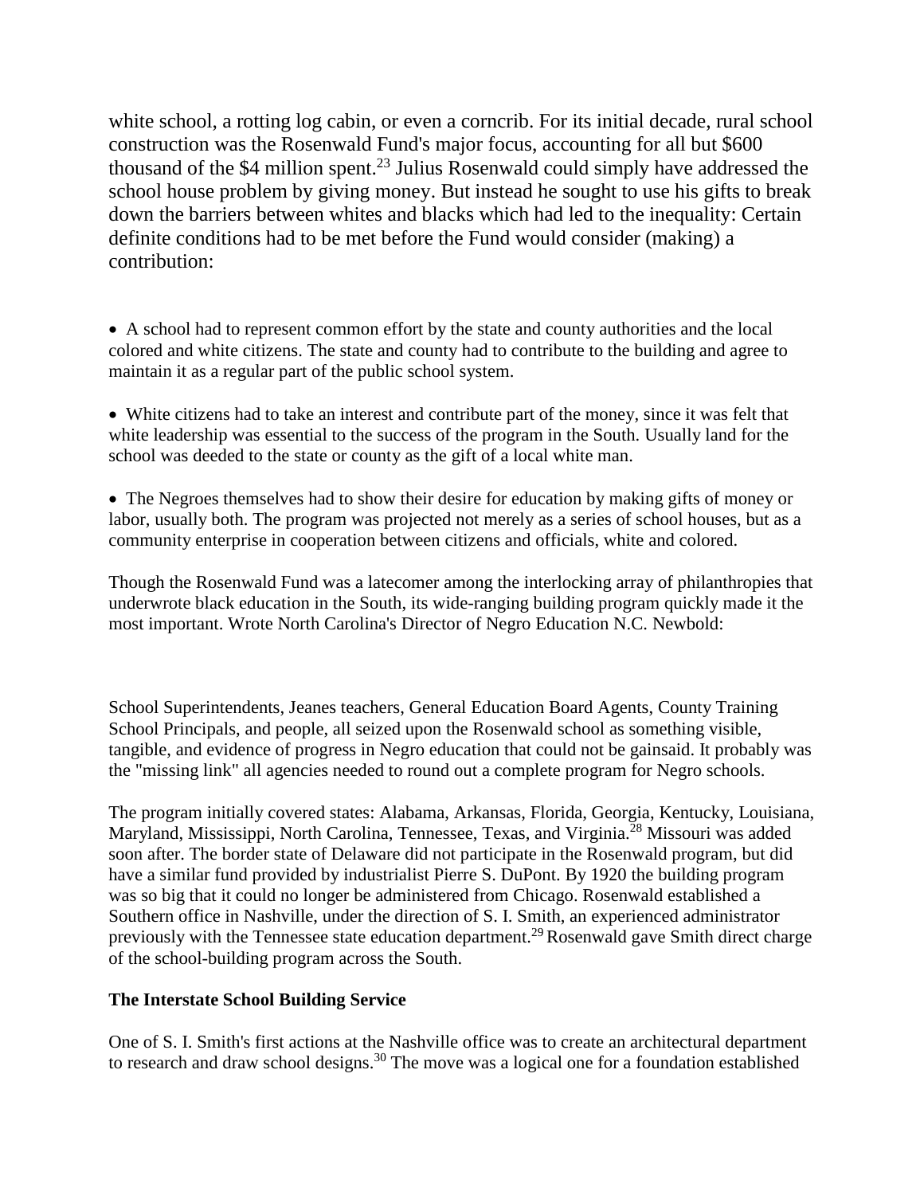white school, a rotting log cabin, or even a corncrib. For its initial decade, rural school construction was the Rosenwald Fund's major focus, accounting for all but $600 thousand of the $4 million spent.[23] Julius Rosenwald could simply have addressed the school house problem by giving money. But instead he sought to use his gifts to break down the barriers between whites and blacks which had led to the inequality: Certain definite conditions had to be met before the Fund would consider (making) a contribution:

- A school had to represent common effort by the state and county authorities and the local colored and white citizens. The state and county had to contribute to the building and agree to maintain it as a regular part of the public school system.

- White citizens had to take an interest and contribute part of the money, since it was felt that white leadership was essential to the success of the program in the South. Usually land for the school was deeded to the state or county as the gift of a local white man.

- The Negroes themselves had to show their desire for education by making gifts of money or labor, usually both. The program was projected not merely as a series of school houses, but as a community enterprise in cooperation between citizens and officials, white and colored.

Though the Rosenwald Fund was a latecomer among the interlocking array of philanthropies that underwrote black education in the South, its wide-ranging building program quickly made it the most important. Wrote North Carolina's Director of Negro Education N.C. Newbold:

School Superintendents, Jeanes teachers, General Education Board Agents, County Training School Principals, and people, all seized upon the Rosenwald school as something visible, tangible, and evidence of progress in Negro education that could not be gainsaid. It probably was the "missing link" all agencies needed to round out a complete program for Negro schools.

The program initially covered states: Alabama, Arkansas, Florida, Georgia, Kentucky, Louisiana, Maryland, Mississippi, North Carolina, Tennessee, Texas, and Virginia.[28] Missouri was added soon after. The border state of Delaware did not participate in the Rosenwald program, but did have a similar fund provided by industrialist Pierre S. DuPont. By 1920 the building program was so big that it could no longer be administered from Chicago. Rosenwald established a Southern office in Nashville, under the direction of S. I. Smith, an experienced administrator previously with the Tennessee state education department.[29] Rosenwald gave Smith direct charge of the school-building program across the South.

**The Interstate School Building Service**

One of S. I. Smith's first actions at the Nashville office was to create an architectural department to research and draw school designs.[30] The move was a logical one for a foundation established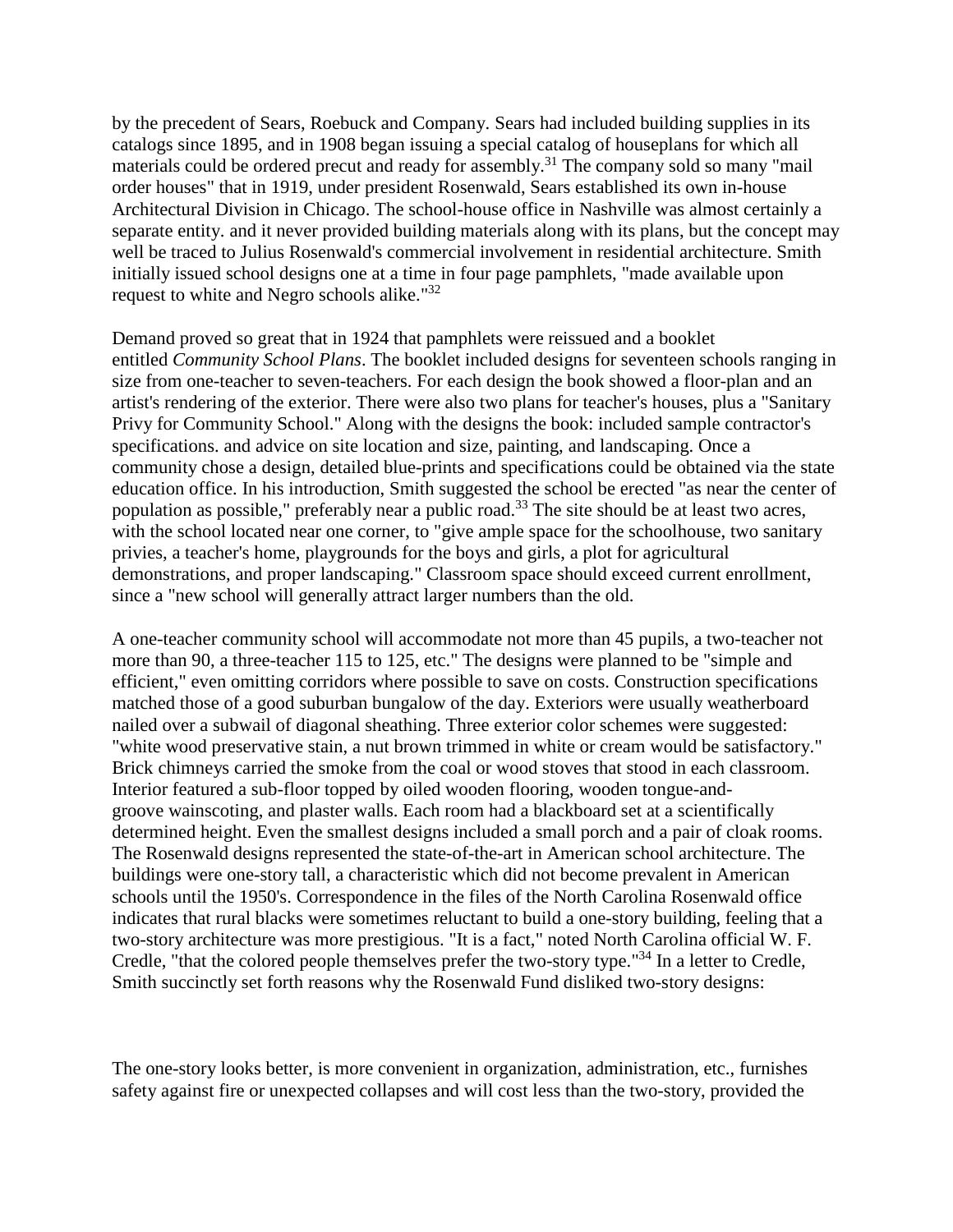by the precedent of Sears, Roebuck and Company. Sears had included building supplies in its catalogs since 1895, and in 1908 began issuing a special catalog of houseplans for which all materials could be ordered precut and ready for assembly.[31] The company sold so many "mail order houses" that in 1919, under president Rosenwald, Sears established its own in-house Architectural Division in Chicago. The school-house office in Nashville was almost certainly a separate entity. and it never provided building materials along with its plans, but the concept may well be traced to Julius Rosenwald's commercial involvement in residential architecture. Smith initially issued school designs one at a time in four page pamphlets, "made available upon request to white and Negro schools alike."[32]

Demand proved so great that in 1924 that pamphlets were reissued and a booklet entitled *Community School Plans*. The booklet included designs for seventeen schools ranging in size from one-teacher to seven-teachers. For each design the book showed a floor-plan and an artist's rendering of the exterior. There were also two plans for teacher's houses, plus a "Sanitary Privy for Community School." Along with the designs the book: included sample contractor's specifications. and advice on site location and size, painting, and landscaping. Once a community chose a design, detailed blue-prints and specifications could be obtained via the state education office. In his introduction, Smith suggested the school be erected "as near the center of population as possible," preferably near a public road.[33] The site should be at least two acres, with the school located near one corner, to "give ample space for the schoolhouse, two sanitary privies, a teacher's home, playgrounds for the boys and girls, a plot for agricultural demonstrations, and proper landscaping." Classroom space should exceed current enrollment, since a "new school will generally attract larger numbers than the old.

A one-teacher community school will accommodate not more than 45 pupils, a two-teacher not more than 90, a three-teacher 115 to 125, etc." The designs were planned to be "simple and efficient," even omitting corridors where possible to save on costs. Construction specifications matched those of a good suburban bungalow of the day. Exteriors were usually weatherboard nailed over a subwail of diagonal sheathing. Three exterior color schemes were suggested: "white wood preservative stain, a nut brown trimmed in white or cream would be satisfactory." Brick chimneys carried the smoke from the coal or wood stoves that stood in each classroom. Interior featured a sub-floor topped by oiled wooden flooring, wooden tongue-and-groove wainscoting, and plaster walls. Each room had a blackboard set at a scientifically determined height. Even the smallest designs included a small porch and a pair of cloak rooms. The Rosenwald designs represented the state-of-the-art in American school architecture. The buildings were one-story tall, a characteristic which did not become prevalent in American schools until the 1950's. Correspondence in the files of the North Carolina Rosenwald office indicates that rural blacks were sometimes reluctant to build a one-story building, feeling that a two-story architecture was more prestigious. "It is a fact," noted North Carolina official W. F. Credle, "that the colored people themselves prefer the two-story type."[34] In a letter to Credle, Smith succinctly set forth reasons why the Rosenwald Fund disliked two-story designs:

The one-story looks better, is more convenient in organization, administration, etc., furnishes safety against fire or unexpected collapses and will cost less than the two-story, provided the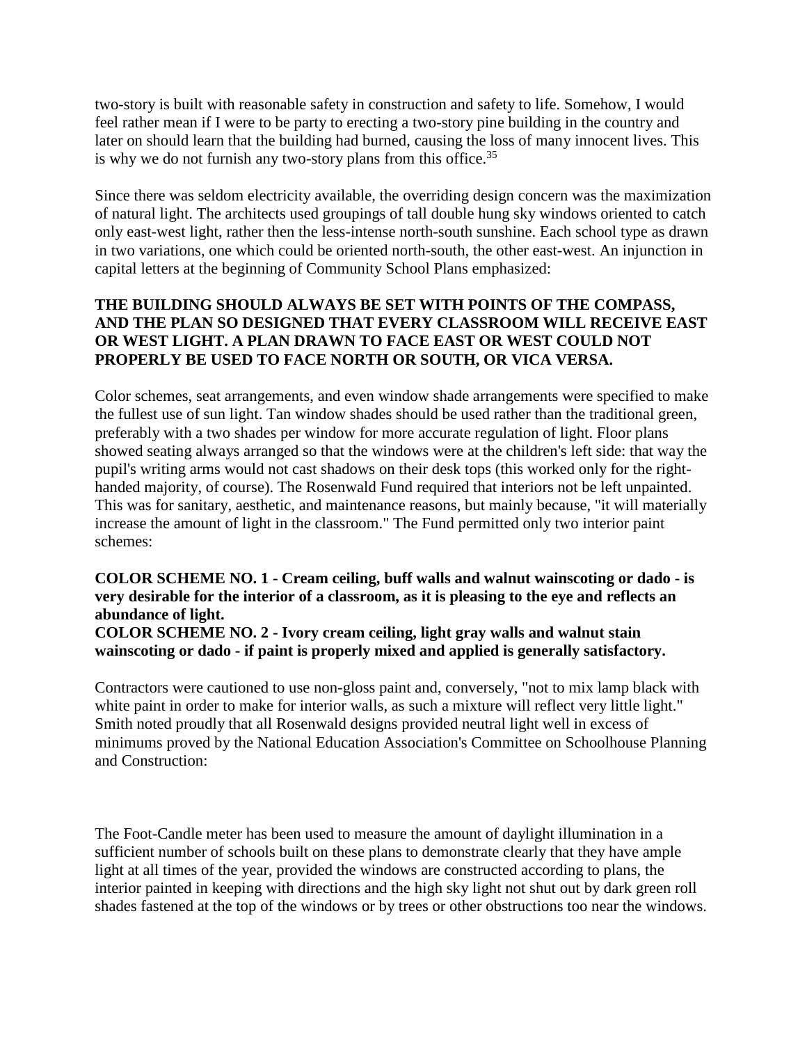two-story is built with reasonable safety in construction and safety to life. Somehow, I would feel rather mean if I were to be party to erecting a two-story pine building in the country and later on should learn that the building had burned, causing the loss of many innocent lives. This is why we do not furnish any two-story plans from this office.[35]

Since there was seldom electricity available, the overriding design concern was the maximization of natural light. The architects used groupings of tall double hung sky windows oriented to catch only east-west light, rather then the less-intense north-south sunshine. Each school type as drawn in two variations, one which could be oriented north-south, the other east-west. An injunction in capital letters at the beginning of Community School Plans emphasized:

**THE BUILDING SHOULD ALWAYS BE SET WITH POINTS OF THE COMPASS, AND THE PLAN SO DESIGNED THAT EVERY CLASSROOM WILL RECEIVE EAST OR WEST LIGHT. A PLAN DRAWN TO FACE EAST OR WEST COULD NOT PROPERLY BE USED TO FACE NORTH OR SOUTH, OR VICA VERSA.**

Color schemes, seat arrangements, and even window shade arrangements were specified to make the fullest use of sun light. Tan window shades should be used rather than the traditional green, preferably with a two shades per window for more accurate regulation of light. Floor plans showed seating always arranged so that the windows were at the children's left side: that way the pupil's writing arms would not cast shadows on their desk tops (this worked only for the right-handed majority, of course). The Rosenwald Fund required that interiors not be left unpainted. This was for sanitary, aesthetic, and maintenance reasons, but mainly because, "it will materially increase the amount of light in the classroom." The Fund permitted only two interior paint schemes:

**COLOR SCHEME NO. 1 - Cream ceiling, buff walls and walnut wainscoting or dado - is very desirable for the interior of a classroom, as it is pleasing to the eye and reflects an abundance of light.**
**COLOR SCHEME NO. 2 - Ivory cream ceiling, light gray walls and walnut stain wainscoting or dado - if paint is properly mixed and applied is generally satisfactory.**

Contractors were cautioned to use non-gloss paint and, conversely, "not to mix lamp black with white paint in order to make for interior walls, as such a mixture will reflect very little light." Smith noted proudly that all Rosenwald designs provided neutral light well in excess of minimums proved by the National Education Association's Committee on Schoolhouse Planning and Construction:

The Foot-Candle meter has been used to measure the amount of daylight illumination in a sufficient number of schools built on these plans to demonstrate clearly that they have ample light at all times of the year, provided the windows are constructed according to plans, the interior painted in keeping with directions and the high sky light not shut out by dark green roll shades fastened at the top of the windows or by trees or other obstructions too near the windows.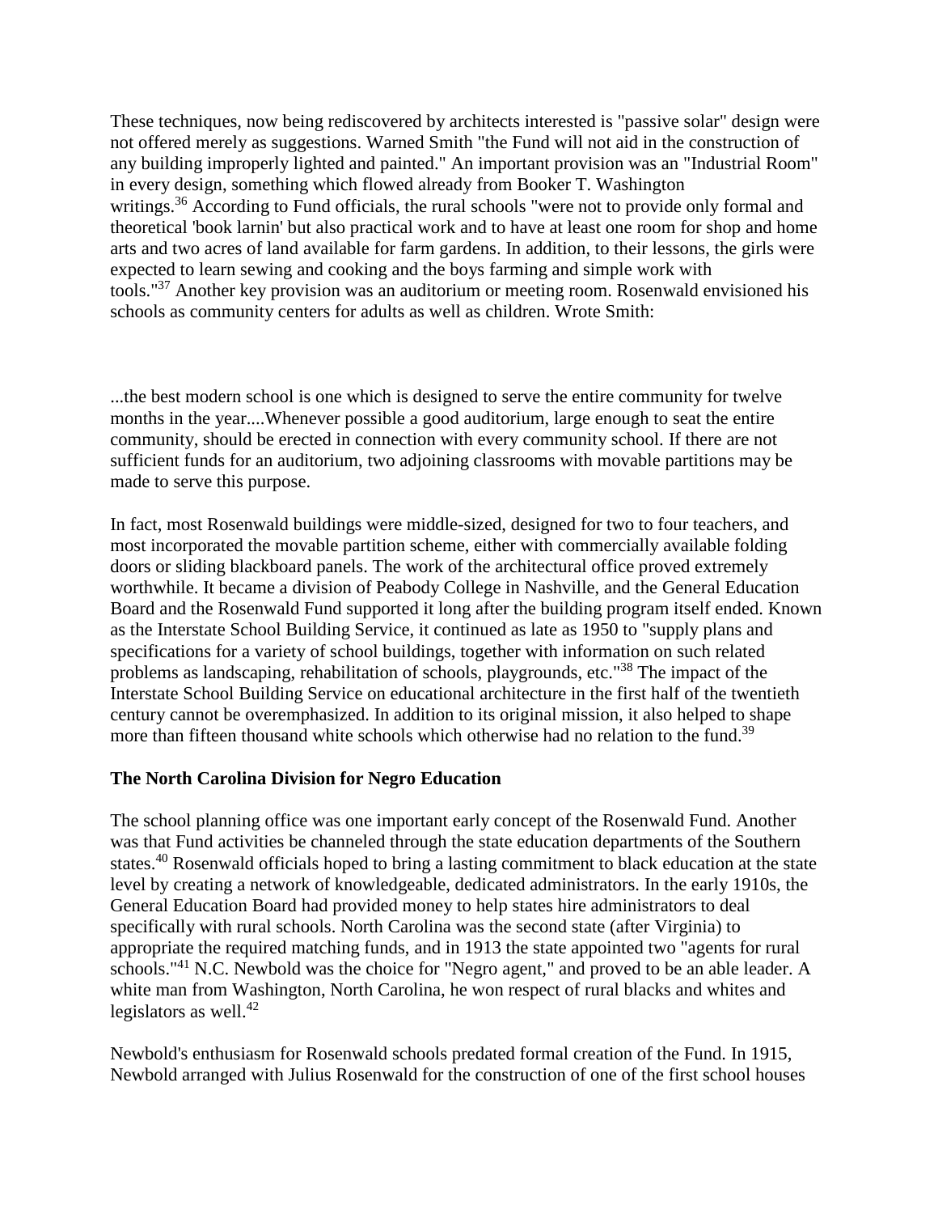These techniques, now being rediscovered by architects interested is "passive solar" design were not offered merely as suggestions. Warned Smith "the Fund will not aid in the construction of any building improperly lighted and painted." An important provision was an "Industrial Room" in every design, something which flowed already from Booker T. Washington writings.[36] According to Fund officials, the rural schools "were not to provide only formal and theoretical 'book larnin' but also practical work and to have at least one room for shop and home arts and two acres of land available for farm gardens. In addition, to their lessons, the girls were expected to learn sewing and cooking and the boys farming and simple work with tools."[37] Another key provision was an auditorium or meeting room. Rosenwald envisioned his schools as community centers for adults as well as children. Wrote Smith:

...the best modern school is one which is designed to serve the entire community for twelve months in the year....Whenever possible a good auditorium, large enough to seat the entire community, should be erected in connection with every community school. If there are not sufficient funds for an auditorium, two adjoining classrooms with movable partitions may be made to serve this purpose.

In fact, most Rosenwald buildings were middle-sized, designed for two to four teachers, and most incorporated the movable partition scheme, either with commercially available folding doors or sliding blackboard panels. The work of the architectural office proved extremely worthwhile. It became a division of Peabody College in Nashville, and the General Education Board and the Rosenwald Fund supported it long after the building program itself ended. Known as the Interstate School Building Service, it continued as late as 1950 to "supply plans and specifications for a variety of school buildings, together with information on such related problems as landscaping, rehabilitation of schools, playgrounds, etc."[38] The impact of the Interstate School Building Service on educational architecture in the first half of the twentieth century cannot be overemphasized. In addition to its original mission, it also helped to shape more than fifteen thousand white schools which otherwise had no relation to the fund.[39]

**The North Carolina Division for Negro Education**

The school planning office was one important early concept of the Rosenwald Fund. Another was that Fund activities be channeled through the state education departments of the Southern states.[40] Rosenwald officials hoped to bring a lasting commitment to black education at the state level by creating a network of knowledgeable, dedicated administrators. In the early 1910s, the General Education Board had provided money to help states hire administrators to deal specifically with rural schools. North Carolina was the second state (after Virginia) to appropriate the required matching funds, and in 1913 the state appointed two "agents for rural schools."[41] N.C. Newbold was the choice for "Negro agent," and proved to be an able leader. A white man from Washington, North Carolina, he won respect of rural blacks and whites and legislators as well.[42]

Newbold's enthusiasm for Rosenwald schools predated formal creation of the Fund. In 1915, Newbold arranged with Julius Rosenwald for the construction of one of the first school houses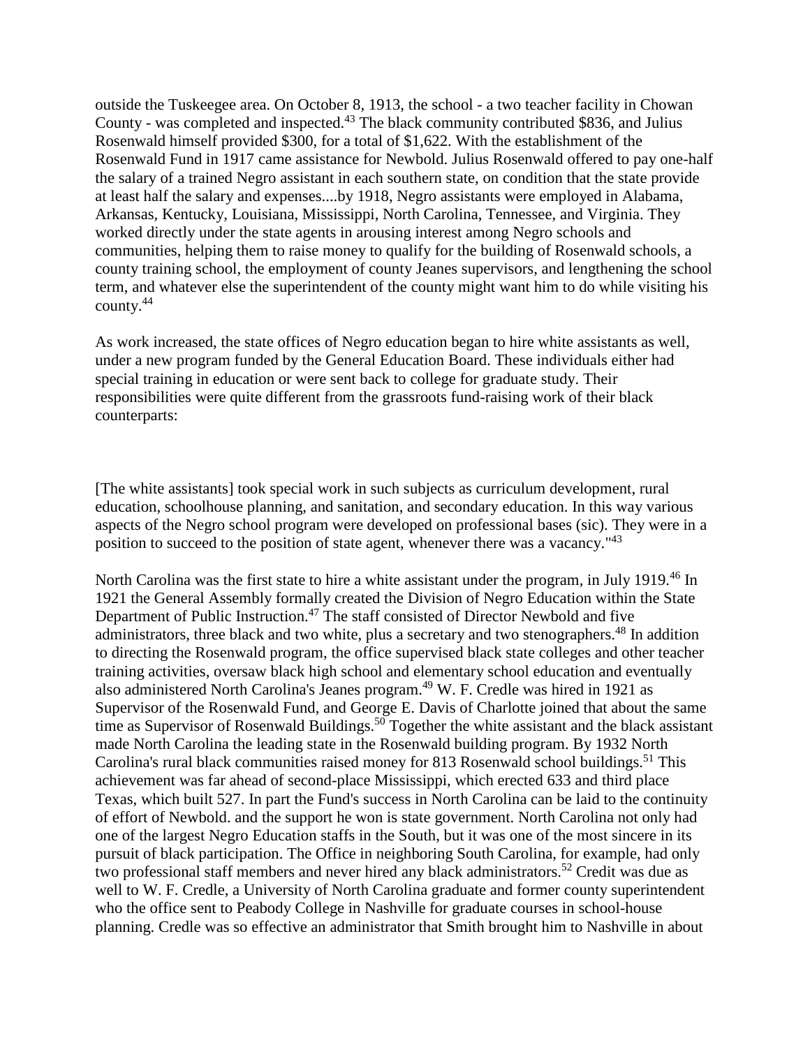outside the Tuskeegee area. On October 8, 1913, the school - a two teacher facility in Chowan County - was completed and inspected.[43] The black community contributed $836, and Julius Rosenwald himself provided $300, for a total of $1,622. With the establishment of the Rosenwald Fund in 1917 came assistance for Newbold. Julius Rosenwald offered to pay one-half the salary of a trained Negro assistant in each southern state, on condition that the state provide at least half the salary and expenses....by 1918, Negro assistants were employed in Alabama, Arkansas, Kentucky, Louisiana, Mississippi, North Carolina, Tennessee, and Virginia. They worked directly under the state agents in arousing interest among Negro schools and communities, helping them to raise money to qualify for the building of Rosenwald schools, a county training school, the employment of county Jeanes supervisors, and lengthening the school term, and whatever else the superintendent of the county might want him to do while visiting his county.[44]

As work increased, the state offices of Negro education began to hire white assistants as well, under a new program funded by the General Education Board. These individuals either had special training in education or were sent back to college for graduate study. Their responsibilities were quite different from the grassroots fund-raising work of their black counterparts:

[The white assistants] took special work in such subjects as curriculum development, rural education, schoolhouse planning, and sanitation, and secondary education. In this way various aspects of the Negro school program were developed on professional bases (sic). They were in a position to succeed to the position of state agent, whenever there was a vacancy."[43]

North Carolina was the first state to hire a white assistant under the program, in July 1919.[46] In 1921 the General Assembly formally created the Division of Negro Education within the State Department of Public Instruction.[47] The staff consisted of Director Newbold and five administrators, three black and two white, plus a secretary and two stenographers.[48] In addition to directing the Rosenwald program, the office supervised black state colleges and other teacher training activities, oversaw black high school and elementary school education and eventually also administered North Carolina's Jeanes program.[49] W. F. Credle was hired in 1921 as Supervisor of the Rosenwald Fund, and George E. Davis of Charlotte joined that about the same time as Supervisor of Rosenwald Buildings.[50] Together the white assistant and the black assistant made North Carolina the leading state in the Rosenwald building program. By 1932 North Carolina's rural black communities raised money for 813 Rosenwald school buildings.[51] This achievement was far ahead of second-place Mississippi, which erected 633 and third place Texas, which built 527. In part the Fund's success in North Carolina can be laid to the continuity of effort of Newbold. and the support he won is state government. North Carolina not only had one of the largest Negro Education staffs in the South, but it was one of the most sincere in its pursuit of black participation. The Office in neighboring South Carolina, for example, had only two professional staff members and never hired any black administrators.[52] Credit was due as well to W. F. Credle, a University of North Carolina graduate and former county superintendent who the office sent to Peabody College in Nashville for graduate courses in school-house planning. Credle was so effective an administrator that Smith brought him to Nashville in about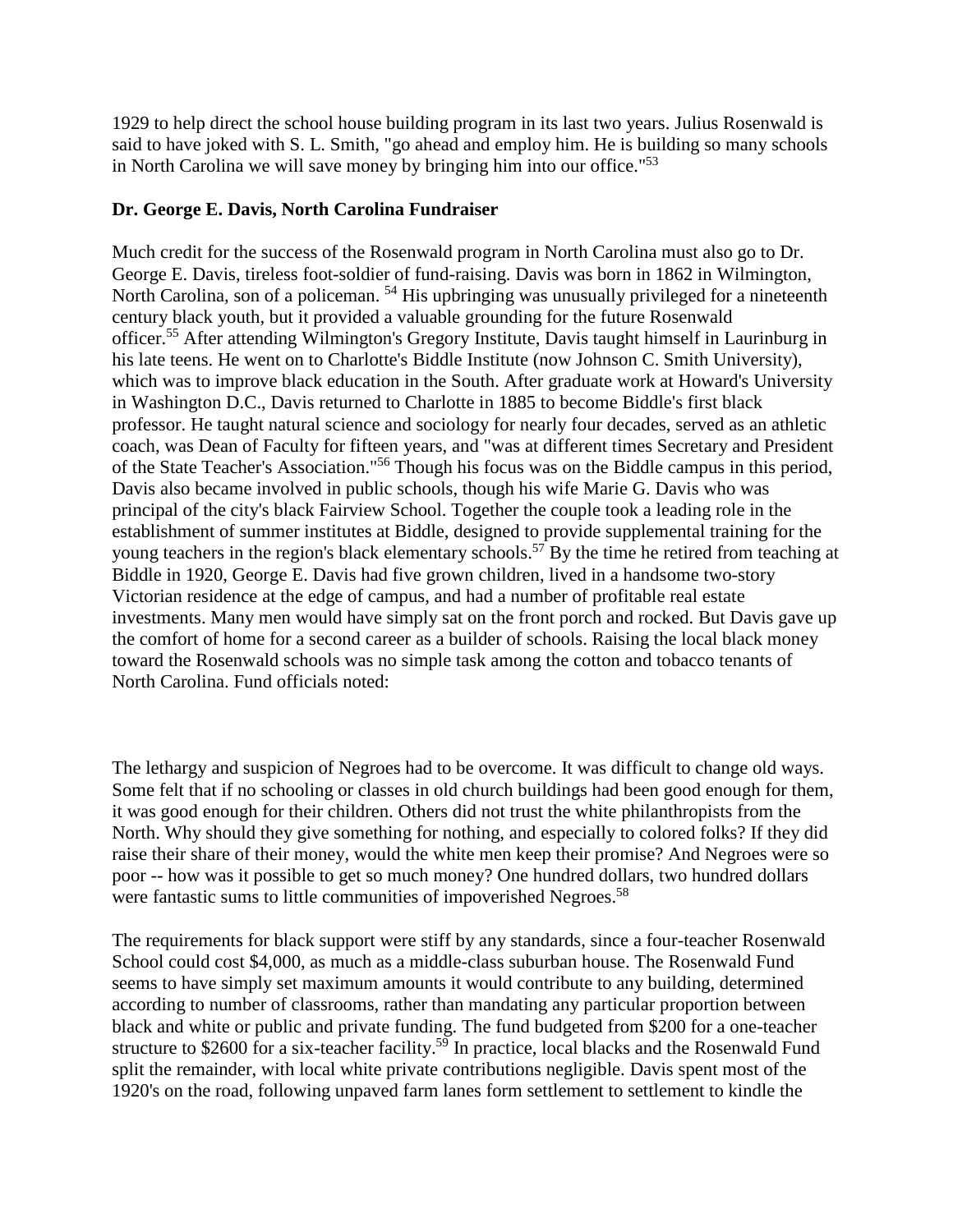1929 to help direct the school house building program in its last two years. Julius Rosenwald is said to have joked with S. L. Smith, "go ahead and employ him. He is building so many schools in North Carolina we will save money by bringing him into our office."[53]

### Dr. George E. Davis, North Carolina Fundraiser

Much credit for the success of the Rosenwald program in North Carolina must also go to Dr. George E. Davis, tireless foot-soldier of fund-raising. Davis was born in 1862 in Wilmington, North Carolina, son of a policeman. [54] His upbringing was unusually privileged for a nineteenth century black youth, but it provided a valuable grounding for the future Rosenwald officer.[55] After attending Wilmington's Gregory Institute, Davis taught himself in Laurinburg in his late teens. He went on to Charlotte's Biddle Institute (now Johnson C. Smith University), which was to improve black education in the South. After graduate work at Howard's University in Washington D.C., Davis returned to Charlotte in 1885 to become Biddle's first black professor. He taught natural science and sociology for nearly four decades, served as an athletic coach, was Dean of Faculty for fifteen years, and "was at different times Secretary and President of the State Teacher's Association."[56] Though his focus was on the Biddle campus in this period, Davis also became involved in public schools, though his wife Marie G. Davis who was principal of the city's black Fairview School. Together the couple took a leading role in the establishment of summer institutes at Biddle, designed to provide supplemental training for the young teachers in the region's black elementary schools.[57] By the time he retired from teaching at Biddle in 1920, George E. Davis had five grown children, lived in a handsome two-story Victorian residence at the edge of campus, and had a number of profitable real estate investments. Many men would have simply sat on the front porch and rocked. But Davis gave up the comfort of home for a second career as a builder of schools. Raising the local black money toward the Rosenwald schools was no simple task among the cotton and tobacco tenants of North Carolina. Fund officials noted:

The lethargy and suspicion of Negroes had to be overcome. It was difficult to change old ways. Some felt that if no schooling or classes in old church buildings had been good enough for them, it was good enough for their children. Others did not trust the white philanthropists from the North. Why should they give something for nothing, and especially to colored folks? If they did raise their share of their money, would the white men keep their promise? And Negroes were so poor -- how was it possible to get so much money? One hundred dollars, two hundred dollars were fantastic sums to little communities of impoverished Negroes.[58]

The requirements for black support were stiff by any standards, since a four-teacher Rosenwald School could cost $4,000, as much as a middle-class suburban house. The Rosenwald Fund seems to have simply set maximum amounts it would contribute to any building, determined according to number of classrooms, rather than mandating any particular proportion between black and white or public and private funding. The fund budgeted from $200 for a one-teacher structure to $2600 for a six-teacher facility.[59] In practice, local blacks and the Rosenwald Fund split the remainder, with local white private contributions negligible. Davis spent most of the 1920's on the road, following unpaved farm lanes form settlement to settlement to kindle the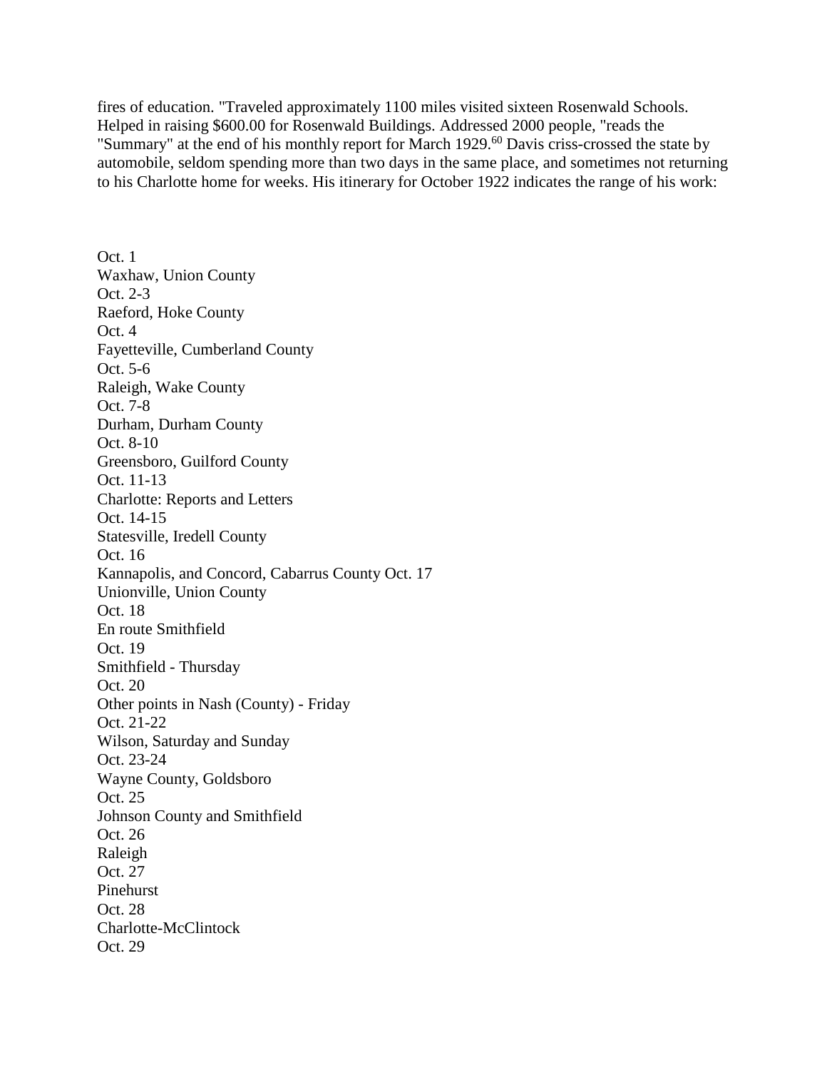fires of education. "Traveled approximately 1100 miles visited sixteen Rosenwald Schools. Helped in raising $600.00 for Rosenwald Buildings. Addressed 2000 people, "reads the "Summary" at the end of his monthly report for March 1929.[60] Davis criss-crossed the state by automobile, seldom spending more than two days in the same place, and sometimes not returning to his Charlotte home for weeks. His itinerary for October 1922 indicates the range of his work:

Oct. 1
Waxhaw, Union County
Oct. 2-3
Raeford, Hoke County
Oct. 4
Fayetteville, Cumberland County
Oct. 5-6
Raleigh, Wake County
Oct. 7-8
Durham, Durham County
Oct. 8-10
Greensboro, Guilford County
Oct. 11-13
Charlotte: Reports and Letters
Oct. 14-15
Statesville, Iredell County
Oct. 16
Kannapolis, and Concord, Cabarrus County Oct. 17
Unionville, Union County
Oct. 18
En route Smithfield
Oct. 19
Smithfield - Thursday
Oct. 20
Other points in Nash (County) - Friday
Oct. 21-22
Wilson, Saturday and Sunday
Oct. 23-24
Wayne County, Goldsboro
Oct. 25
Johnson County and Smithfield
Oct. 26
Raleigh
Oct. 27
Pinehurst
Oct. 28
Charlotte-McClintock
Oct. 29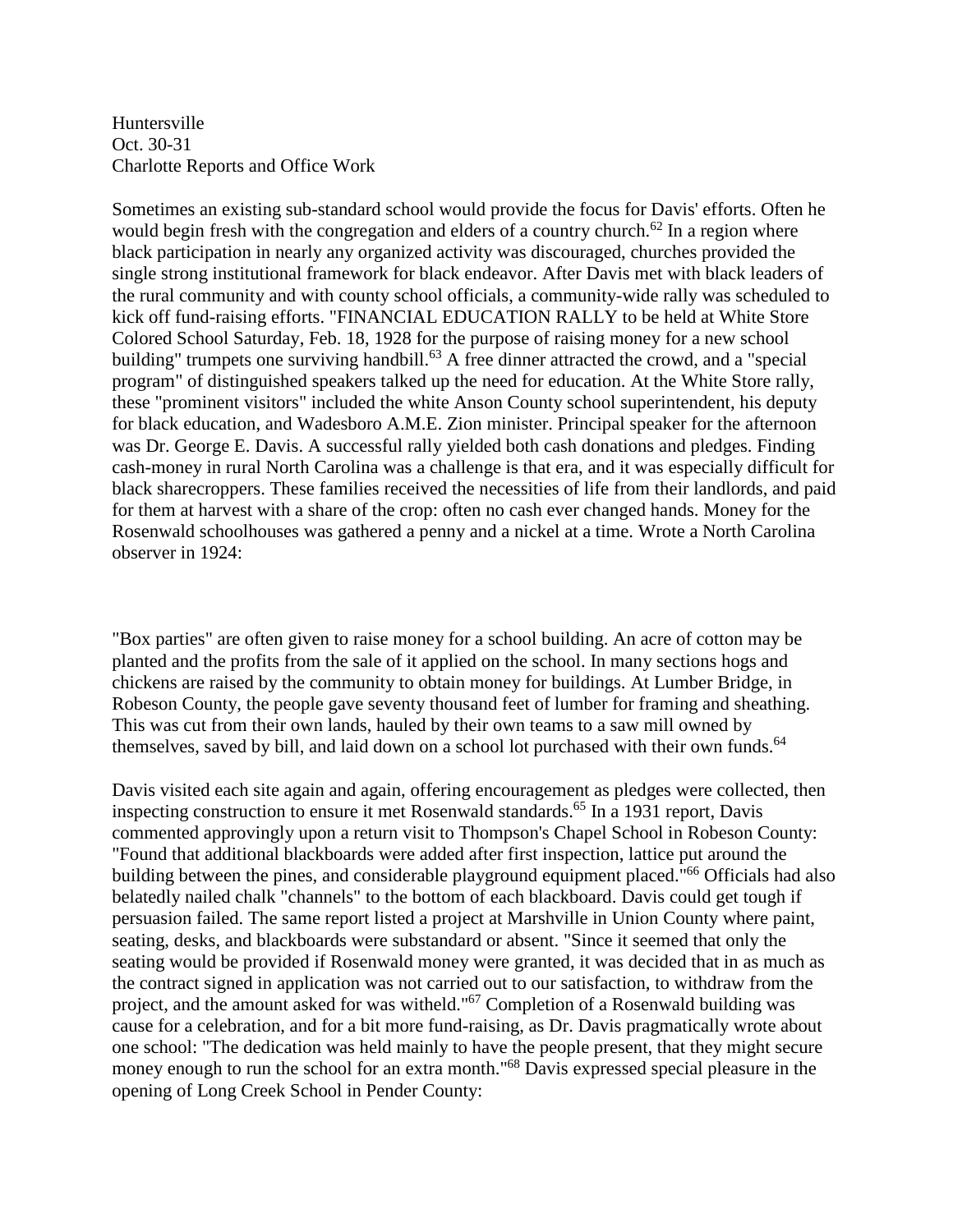Huntersville
Oct. 30-31
Charlotte Reports and Office Work

Sometimes an existing sub-standard school would provide the focus for Davis' efforts. Often he would begin fresh with the congregation and elders of a country church.[62] In a region where black participation in nearly any organized activity was discouraged, churches provided the single strong institutional framework for black endeavor. After Davis met with black leaders of the rural community and with county school officials, a community-wide rally was scheduled to kick off fund-raising efforts. "FINANCIAL EDUCATION RALLY to be held at White Store Colored School Saturday, Feb. 18, 1928 for the purpose of raising money for a new school building" trumpets one surviving handbill.[63] A free dinner attracted the crowd, and a "special program" of distinguished speakers talked up the need for education. At the White Store rally, these "prominent visitors" included the white Anson County school superintendent, his deputy for black education, and Wadesboro A.M.E. Zion minister. Principal speaker for the afternoon was Dr. George E. Davis. A successful rally yielded both cash donations and pledges. Finding cash-money in rural North Carolina was a challenge is that era, and it was especially difficult for black sharecroppers. These families received the necessities of life from their landlords, and paid for them at harvest with a share of the crop: often no cash ever changed hands. Money for the Rosenwald schoolhouses was gathered a penny and a nickel at a time. Wrote a North Carolina observer in 1924:

"Box parties" are often given to raise money for a school building. An acre of cotton may be planted and the profits from the sale of it applied on the school. In many sections hogs and chickens are raised by the community to obtain money for buildings. At Lumber Bridge, in Robeson County, the people gave seventy thousand feet of lumber for framing and sheathing. This was cut from their own lands, hauled by their own teams to a saw mill owned by themselves, saved by bill, and laid down on a school lot purchased with their own funds.[64]

Davis visited each site again and again, offering encouragement as pledges were collected, then inspecting construction to ensure it met Rosenwald standards.[65] In a 1931 report, Davis commented approvingly upon a return visit to Thompson's Chapel School in Robeson County: "Found that additional blackboards were added after first inspection, lattice put around the building between the pines, and considerable playground equipment placed."[66] Officials had also belatedly nailed chalk "channels" to the bottom of each blackboard. Davis could get tough if persuasion failed. The same report listed a project at Marshville in Union County where paint, seating, desks, and blackboards were substandard or absent. "Since it seemed that only the seating would be provided if Rosenwald money were granted, it was decided that in as much as the contract signed in application was not carried out to our satisfaction, to withdraw from the project, and the amount asked for was witheld."[67] Completion of a Rosenwald building was cause for a celebration, and for a bit more fund-raising, as Dr. Davis pragmatically wrote about one school: "The dedication was held mainly to have the people present, that they might secure money enough to run the school for an extra month."[68] Davis expressed special pleasure in the opening of Long Creek School in Pender County: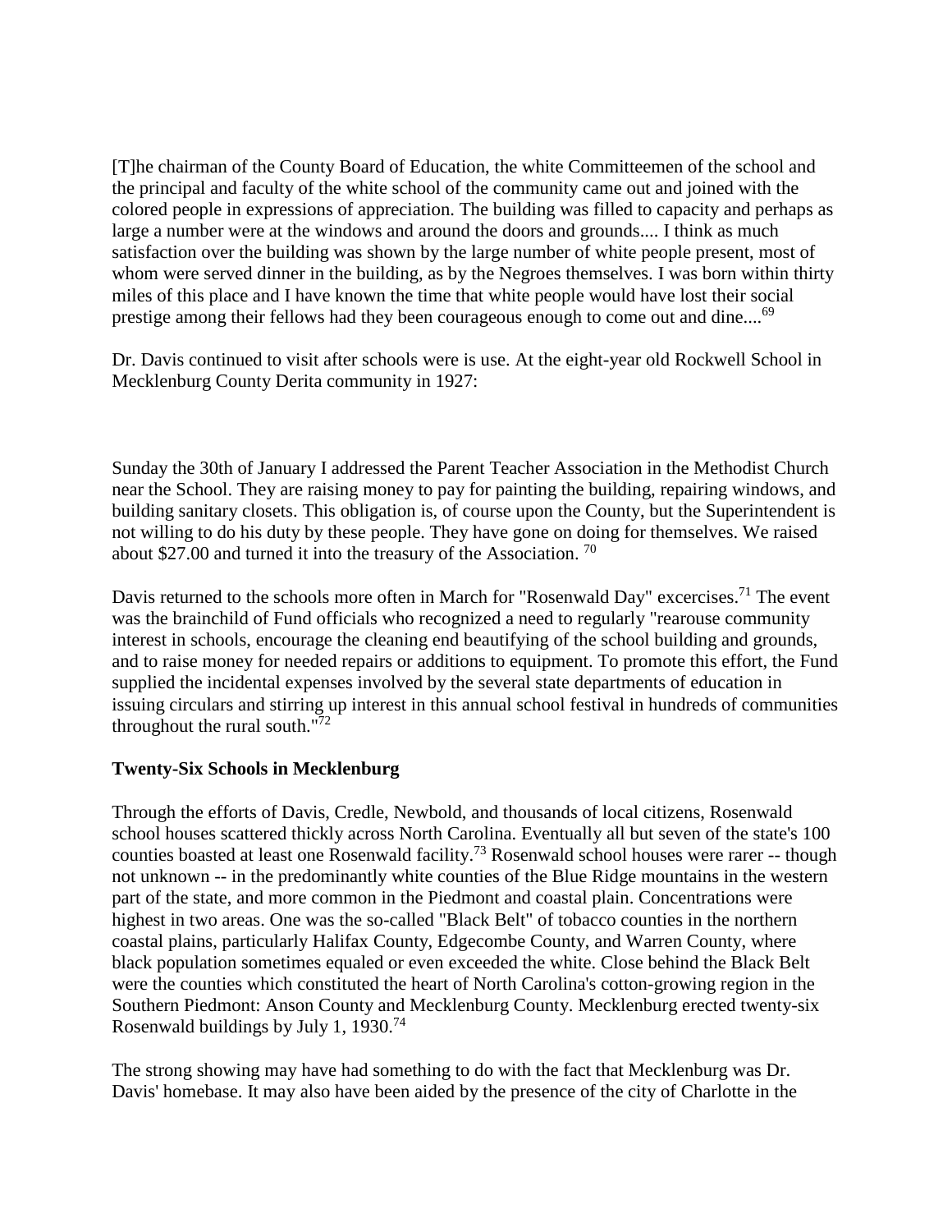[T]he chairman of the County Board of Education, the white Committeemen of the school and the principal and faculty of the white school of the community came out and joined with the colored people in expressions of appreciation. The building was filled to capacity and perhaps as large a number were at the windows and around the doors and grounds.... I think as much satisfaction over the building was shown by the large number of white people present, most of whom were served dinner in the building, as by the Negroes themselves. I was born within thirty miles of this place and I have known the time that white people would have lost their social prestige among their fellows had they been courageous enough to come out and dine....[69]

Dr. Davis continued to visit after schools were is use. At the eight-year old Rockwell School in Mecklenburg County Derita community in 1927:

Sunday the 30th of January I addressed the Parent Teacher Association in the Methodist Church near the School. They are raising money to pay for painting the building, repairing windows, and building sanitary closets. This obligation is, of course upon the County, but the Superintendent is not willing to do his duty by these people. They have gone on doing for themselves. We raised about $27.00 and turned it into the treasury of the Association. [70]

Davis returned to the schools more often in March for "Rosenwald Day" excercises.[71] The event was the brainchild of Fund officials who recognized a need to regularly "rearouse community interest in schools, encourage the cleaning end beautifying of the school building and grounds, and to raise money for needed repairs or additions to equipment. To promote this effort, the Fund supplied the incidental expenses involved by the several state departments of education in issuing circulars and stirring up interest in this annual school festival in hundreds of communities throughout the rural south."[72]

**Twenty-Six Schools in Mecklenburg**

Through the efforts of Davis, Credle, Newbold, and thousands of local citizens, Rosenwald school houses scattered thickly across North Carolina. Eventually all but seven of the state's 100 counties boasted at least one Rosenwald facility.[73] Rosenwald school houses were rarer -- though not unknown -- in the predominantly white counties of the Blue Ridge mountains in the western part of the state, and more common in the Piedmont and coastal plain. Concentrations were highest in two areas. One was the so-called "Black Belt" of tobacco counties in the northern coastal plains, particularly Halifax County, Edgecombe County, and Warren County, where black population sometimes equaled or even exceeded the white. Close behind the Black Belt were the counties which constituted the heart of North Carolina's cotton-growing region in the Southern Piedmont: Anson County and Mecklenburg County. Mecklenburg erected twenty-six Rosenwald buildings by July 1, 1930.[74]

The strong showing may have had something to do with the fact that Mecklenburg was Dr. Davis' homebase. It may also have been aided by the presence of the city of Charlotte in the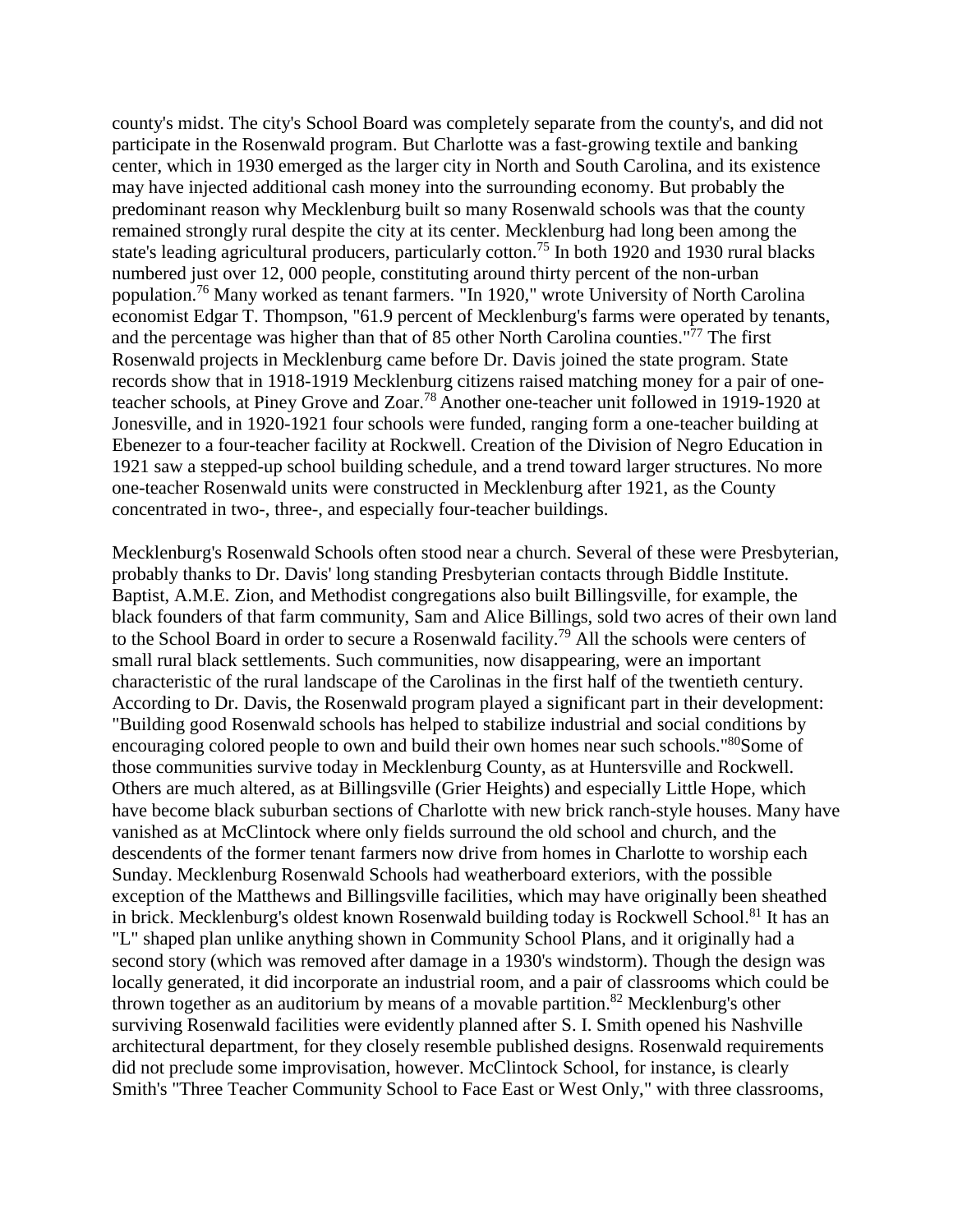county's midst. The city's School Board was completely separate from the county's, and did not participate in the Rosenwald program. But Charlotte was a fast-growing textile and banking center, which in 1930 emerged as the larger city in North and South Carolina, and its existence may have injected additional cash money into the surrounding economy. But probably the predominant reason why Mecklenburg built so many Rosenwald schools was that the county remained strongly rural despite the city at its center. Mecklenburg had long been among the state's leading agricultural producers, particularly cotton.[75] In both 1920 and 1930 rural blacks numbered just over 12, 000 people, constituting around thirty percent of the non-urban population.[76] Many worked as tenant farmers. "In 1920," wrote University of North Carolina economist Edgar T. Thompson, "61.9 percent of Mecklenburg's farms were operated by tenants, and the percentage was higher than that of 85 other North Carolina counties."[77] The first Rosenwald projects in Mecklenburg came before Dr. Davis joined the state program. State records show that in 1918-1919 Mecklenburg citizens raised matching money for a pair of one-teacher schools, at Piney Grove and Zoar.[78] Another one-teacher unit followed in 1919-1920 at Jonesville, and in 1920-1921 four schools were funded, ranging form a one-teacher building at Ebenezer to a four-teacher facility at Rockwell. Creation of the Division of Negro Education in 1921 saw a stepped-up school building schedule, and a trend toward larger structures. No more one-teacher Rosenwald units were constructed in Mecklenburg after 1921, as the County concentrated in two-, three-, and especially four-teacher buildings.

Mecklenburg's Rosenwald Schools often stood near a church. Several of these were Presbyterian, probably thanks to Dr. Davis' long standing Presbyterian contacts through Biddle Institute. Baptist, A.M.E. Zion, and Methodist congregations also built Billingsville, for example, the black founders of that farm community, Sam and Alice Billings, sold two acres of their own land to the School Board in order to secure a Rosenwald facility.[79] All the schools were centers of small rural black settlements. Such communities, now disappearing, were an important characteristic of the rural landscape of the Carolinas in the first half of the twentieth century. According to Dr. Davis, the Rosenwald program played a significant part in their development: "Building good Rosenwald schools has helped to stabilize industrial and social conditions by encouraging colored people to own and build their own homes near such schools."[80]Some of those communities survive today in Mecklenburg County, as at Huntersville and Rockwell. Others are much altered, as at Billingsville (Grier Heights) and especially Little Hope, which have become black suburban sections of Charlotte with new brick ranch-style houses. Many have vanished as at McClintock where only fields surround the old school and church, and the descendents of the former tenant farmers now drive from homes in Charlotte to worship each Sunday. Mecklenburg Rosenwald Schools had weatherboard exteriors, with the possible exception of the Matthews and Billingsville facilities, which may have originally been sheathed in brick. Mecklenburg's oldest known Rosenwald building today is Rockwell School.[81] It has an "L" shaped plan unlike anything shown in Community School Plans, and it originally had a second story (which was removed after damage in a 1930's windstorm). Though the design was locally generated, it did incorporate an industrial room, and a pair of classrooms which could be thrown together as an auditorium by means of a movable partition.[82] Mecklenburg's other surviving Rosenwald facilities were evidently planned after S. I. Smith opened his Nashville architectural department, for they closely resemble published designs. Rosenwald requirements did not preclude some improvisation, however. McClintock School, for instance, is clearly Smith's "Three Teacher Community School to Face East or West Only," with three classrooms,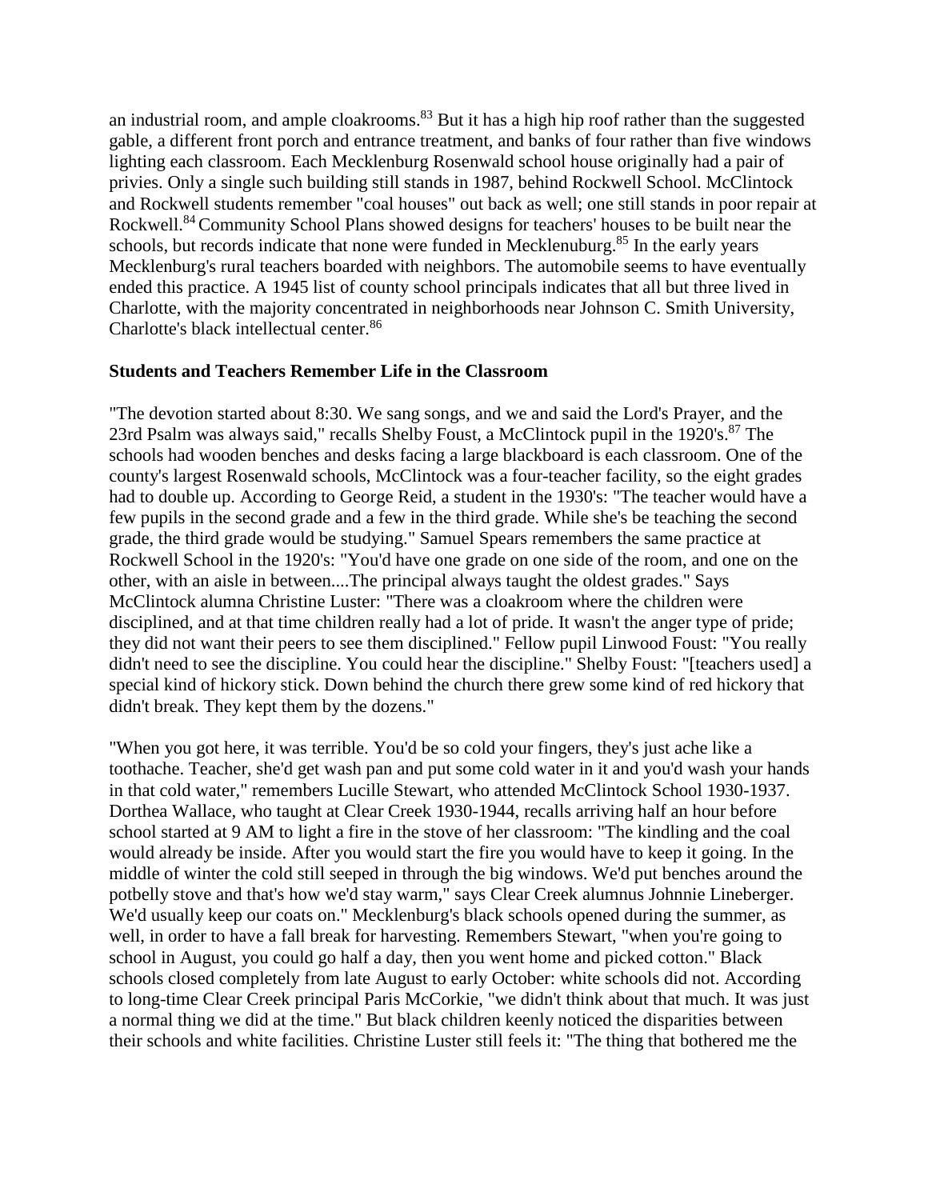an industrial room, and ample cloakrooms.[83] But it has a high hip roof rather than the suggested gable, a different front porch and entrance treatment, and banks of four rather than five windows lighting each classroom. Each Mecklenburg Rosenwald school house originally had a pair of privies. Only a single such building still stands in 1987, behind Rockwell School. McClintock and Rockwell students remember "coal houses" out back as well; one still stands in poor repair at Rockwell.[84] Community School Plans showed designs for teachers' houses to be built near the schools, but records indicate that none were funded in Mecklenuburg.[85] In the early years Mecklenburg's rural teachers boarded with neighbors. The automobile seems to have eventually ended this practice. A 1945 list of county school principals indicates that all but three lived in Charlotte, with the majority concentrated in neighborhoods near Johnson C. Smith University, Charlotte's black intellectual center.[86]

### Students and Teachers Remember Life in the Classroom

"The devotion started about 8:30. We sang songs, and we and said the Lord's Prayer, and the 23rd Psalm was always said," recalls Shelby Foust, a McClintock pupil in the 1920's.[87] The schools had wooden benches and desks facing a large blackboard is each classroom. One of the county's largest Rosenwald schools, McClintock was a four-teacher facility, so the eight grades had to double up. According to George Reid, a student in the 1930's: "The teacher would have a few pupils in the second grade and a few in the third grade. While she's be teaching the second grade, the third grade would be studying." Samuel Spears remembers the same practice at Rockwell School in the 1920's: "You'd have one grade on one side of the room, and one on the other, with an aisle in between....The principal always taught the oldest grades." Says McClintock alumna Christine Luster: "There was a cloakroom where the children were disciplined, and at that time children really had a lot of pride. It wasn't the anger type of pride; they did not want their peers to see them disciplined." Fellow pupil Linwood Foust: "You really didn't need to see the discipline. You could hear the discipline." Shelby Foust: "[teachers used] a special kind of hickory stick. Down behind the church there grew some kind of red hickory that didn't break. They kept them by the dozens."

"When you got here, it was terrible. You'd be so cold your fingers, they's just ache like a toothache. Teacher, she'd get wash pan and put some cold water in it and you'd wash your hands in that cold water," remembers Lucille Stewart, who attended McClintock School 1930-1937. Dorthea Wallace, who taught at Clear Creek 1930-1944, recalls arriving half an hour before school started at 9 AM to light a fire in the stove of her classroom: "The kindling and the coal would already be inside. After you would start the fire you would have to keep it going. In the middle of winter the cold still seeped in through the big windows. We'd put benches around the potbelly stove and that's how we'd stay warm," says Clear Creek alumnus Johnnie Lineberger. We'd usually keep our coats on." Mecklenburg's black schools opened during the summer, as well, in order to have a fall break for harvesting. Remembers Stewart, "when you're going to school in August, you could go half a day, then you went home and picked cotton." Black schools closed completely from late August to early October: white schools did not. According to long-time Clear Creek principal Paris McCorkie, "we didn't think about that much. It was just a normal thing we did at the time." But black children keenly noticed the disparities between their schools and white facilities. Christine Luster still feels it: "The thing that bothered me the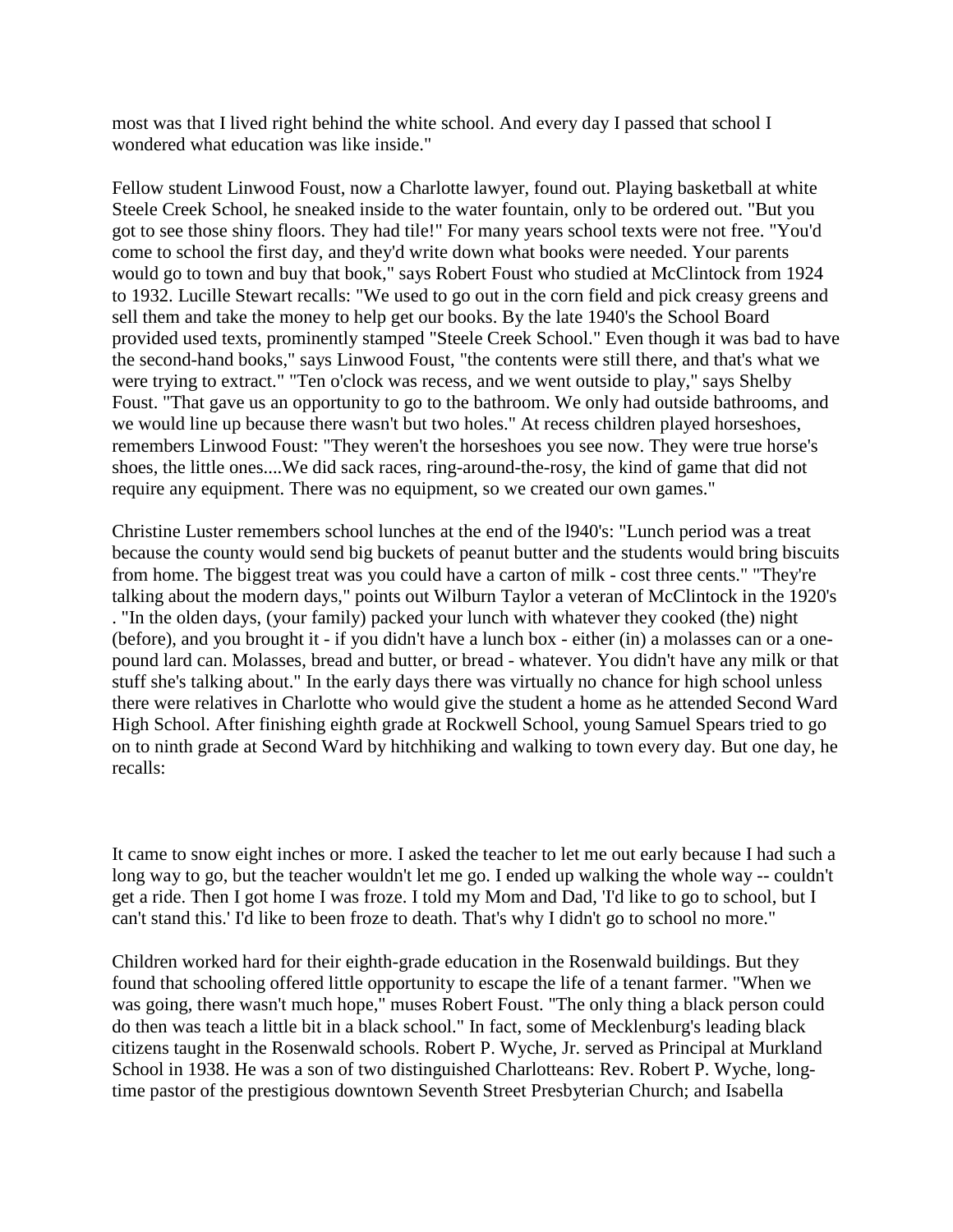most was that I lived right behind the white school. And every day I passed that school I wondered what education was like inside."

Fellow student Linwood Foust, now a Charlotte lawyer, found out. Playing basketball at white Steele Creek School, he sneaked inside to the water fountain, only to be ordered out. "But you got to see those shiny floors. They had tile!" For many years school texts were not free. "You'd come to school the first day, and they'd write down what books were needed. Your parents would go to town and buy that book," says Robert Foust who studied at McClintock from 1924 to 1932. Lucille Stewart recalls: "We used to go out in the corn field and pick creasy greens and sell them and take the money to help get our books. By the late 1940's the School Board provided used texts, prominently stamped "Steele Creek School." Even though it was bad to have the second-hand books," says Linwood Foust, "the contents were still there, and that's what we were trying to extract." "Ten o'clock was recess, and we went outside to play," says Shelby Foust. "That gave us an opportunity to go to the bathroom. We only had outside bathrooms, and we would line up because there wasn't but two holes." At recess children played horseshoes, remembers Linwood Foust: "They weren't the horseshoes you see now. They were true horse's shoes, the little ones....We did sack races, ring-around-the-rosy, the kind of game that did not require any equipment. There was no equipment, so we created our own games."

Christine Luster remembers school lunches at the end of the l940's: "Lunch period was a treat because the county would send big buckets of peanut butter and the students would bring biscuits from home. The biggest treat was you could have a carton of milk - cost three cents." "They're talking about the modern days," points out Wilburn Taylor a veteran of McClintock in the 1920's . "In the olden days, (your family) packed your lunch with whatever they cooked (the) night (before), and you brought it - if you didn't have a lunch box - either (in) a molasses can or a one-pound lard can. Molasses, bread and butter, or bread - whatever. You didn't have any milk or that stuff she's talking about." In the early days there was virtually no chance for high school unless there were relatives in Charlotte who would give the student a home as he attended Second Ward High School. After finishing eighth grade at Rockwell School, young Samuel Spears tried to go on to ninth grade at Second Ward by hitchhiking and walking to town every day. But one day, he recalls:

It came to snow eight inches or more. I asked the teacher to let me out early because I had such a long way to go, but the teacher wouldn't let me go. I ended up walking the whole way -- couldn't get a ride. Then I got home I was froze. I told my Mom and Dad, 'I'd like to go to school, but I can't stand this.' I'd like to been froze to death. That's why I didn't go to school no more."

Children worked hard for their eighth-grade education in the Rosenwald buildings. But they found that schooling offered little opportunity to escape the life of a tenant farmer. "When we was going, there wasn't much hope," muses Robert Foust. "The only thing a black person could do then was teach a little bit in a black school." In fact, some of Mecklenburg's leading black citizens taught in the Rosenwald schools. Robert P. Wyche, Jr. served as Principal at Murkland School in 1938. He was a son of two distinguished Charlotteans: Rev. Robert P. Wyche, long-time pastor of the prestigious downtown Seventh Street Presbyterian Church; and Isabella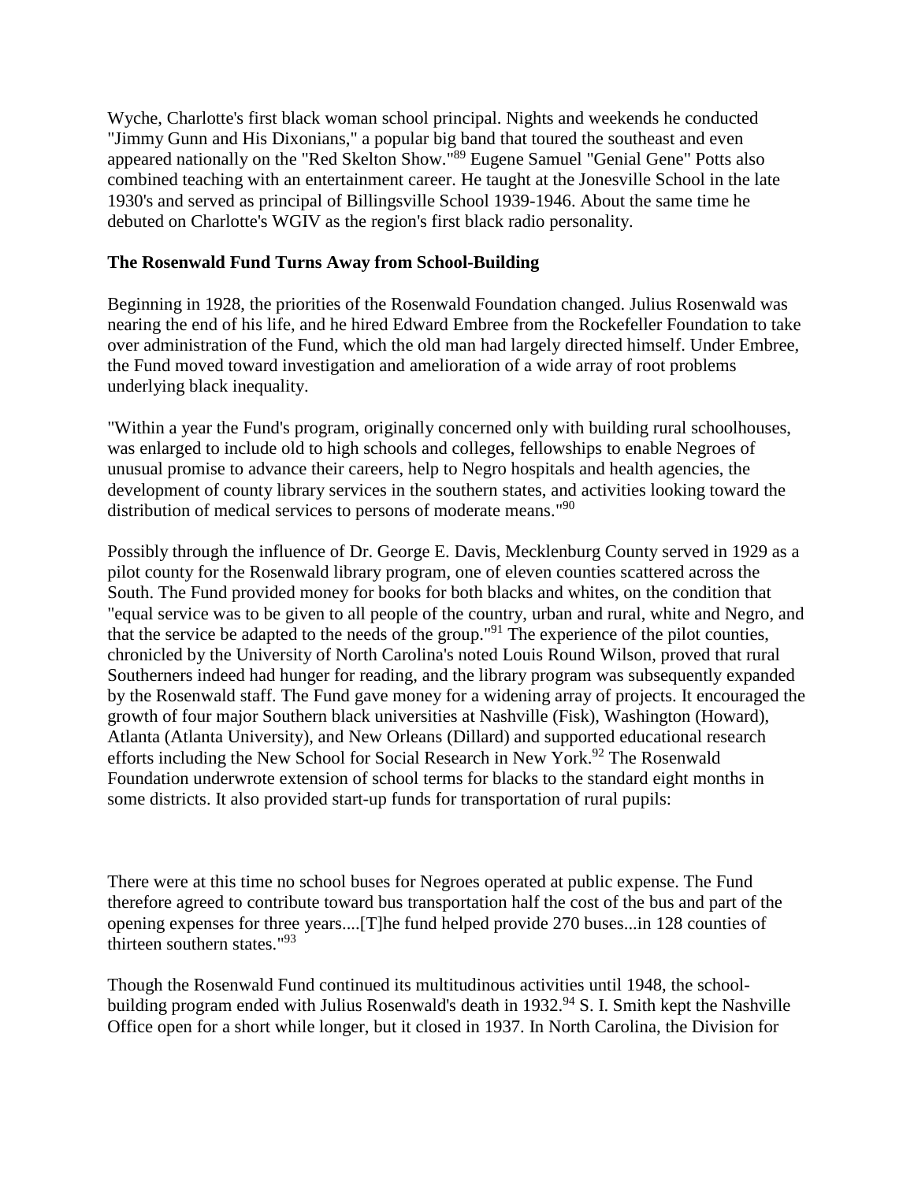Wyche, Charlotte's first black woman school principal. Nights and weekends he conducted "Jimmy Gunn and His Dixonians," a popular big band that toured the southeast and even appeared nationally on the "Red Skelton Show."[89] Eugene Samuel "Genial Gene" Potts also combined teaching with an entertainment career. He taught at the Jonesville School in the late 1930's and served as principal of Billingsville School 1939-1946. About the same time he debuted on Charlotte's WGIV as the region's first black radio personality.

**The Rosenwald Fund Turns Away from School-Building**

Beginning in 1928, the priorities of the Rosenwald Foundation changed. Julius Rosenwald was nearing the end of his life, and he hired Edward Embree from the Rockefeller Foundation to take over administration of the Fund, which the old man had largely directed himself. Under Embree, the Fund moved toward investigation and amelioration of a wide array of root problems underlying black inequality.

"Within a year the Fund's program, originally concerned only with building rural schoolhouses, was enlarged to include old to high schools and colleges, fellowships to enable Negroes of unusual promise to advance their careers, help to Negro hospitals and health agencies, the development of county library services in the southern states, and activities looking toward the distribution of medical services to persons of moderate means."[90]

Possibly through the influence of Dr. George E. Davis, Mecklenburg County served in 1929 as a pilot county for the Rosenwald library program, one of eleven counties scattered across the South. The Fund provided money for books for both blacks and whites, on the condition that "equal service was to be given to all people of the country, urban and rural, white and Negro, and that the service be adapted to the needs of the group."[91] The experience of the pilot counties, chronicled by the University of North Carolina's noted Louis Round Wilson, proved that rural Southerners indeed had hunger for reading, and the library program was subsequently expanded by the Rosenwald staff. The Fund gave money for a widening array of projects. It encouraged the growth of four major Southern black universities at Nashville (Fisk), Washington (Howard), Atlanta (Atlanta University), and New Orleans (Dillard) and supported educational research efforts including the New School for Social Research in New York.[92] The Rosenwald Foundation underwrote extension of school terms for blacks to the standard eight months in some districts. It also provided start-up funds for transportation of rural pupils:

There were at this time no school buses for Negroes operated at public expense. The Fund therefore agreed to contribute toward bus transportation half the cost of the bus and part of the opening expenses for three years....[T]he fund helped provide 270 buses...in 128 counties of thirteen southern states."[93]

Though the Rosenwald Fund continued its multitudinous activities until 1948, the school-building program ended with Julius Rosenwald's death in 1932.[94] S. I. Smith kept the Nashville Office open for a short while longer, but it closed in 1937. In North Carolina, the Division for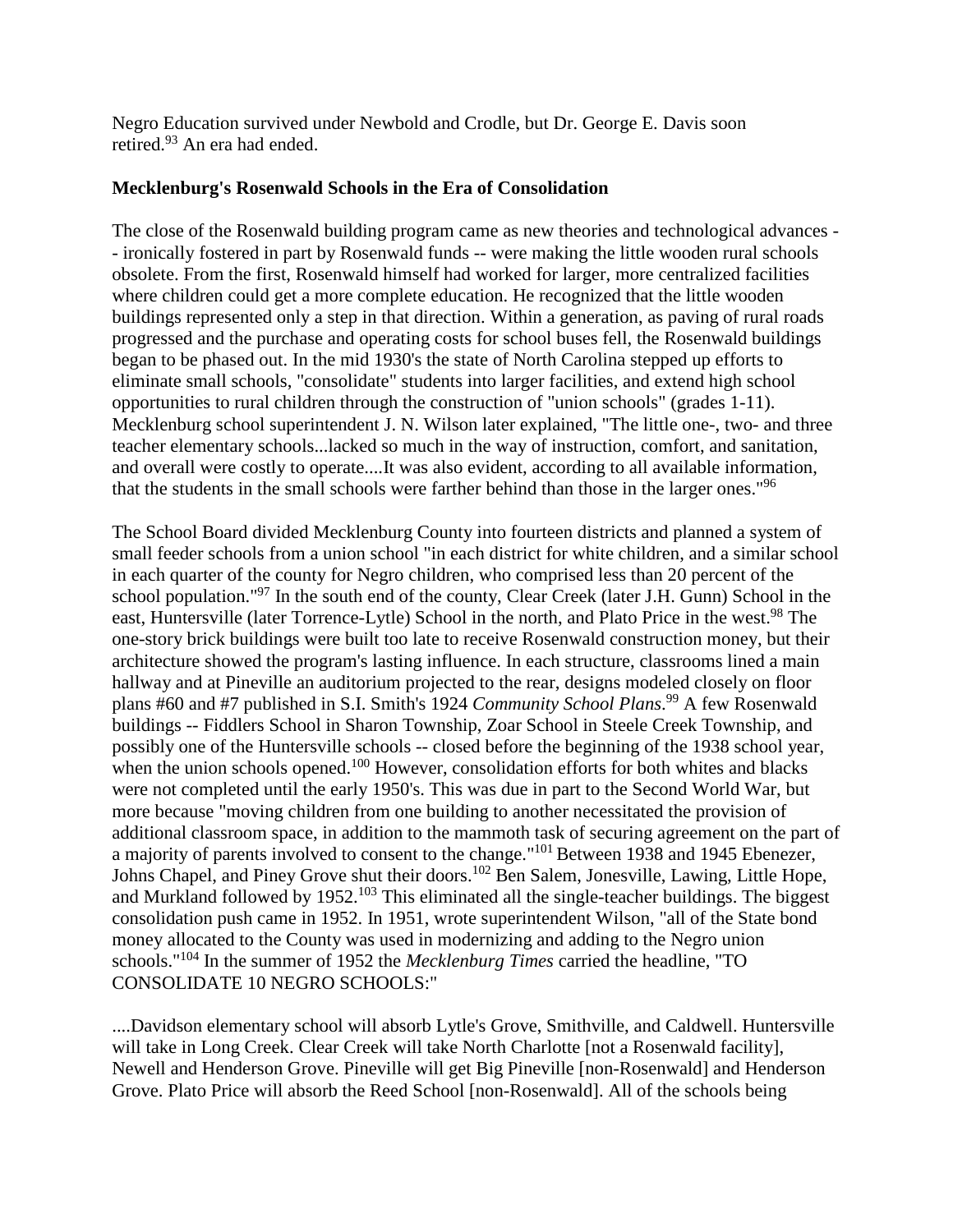Negro Education survived under Newbold and Crodle, but Dr. George E. Davis soon retired.[93] An era had ended.

**Mecklenburg's Rosenwald Schools in the Era of Consolidation**

The close of the Rosenwald building program came as new theories and technological advances -- ironically fostered in part by Rosenwald funds -- were making the little wooden rural schools obsolete. From the first, Rosenwald himself had worked for larger, more centralized facilities where children could get a more complete education. He recognized that the little wooden buildings represented only a step in that direction. Within a generation, as paving of rural roads progressed and the purchase and operating costs for school buses fell, the Rosenwald buildings began to be phased out. In the mid 1930's the state of North Carolina stepped up efforts to eliminate small schools, "consolidate" students into larger facilities, and extend high school opportunities to rural children through the construction of "union schools" (grades 1-11). Mecklenburg school superintendent J. N. Wilson later explained, "The little one-, two- and three teacher elementary schools...lacked so much in the way of instruction, comfort, and sanitation, and overall were costly to operate....It was also evident, according to all available information, that the students in the small schools were farther behind than those in the larger ones."[96]

The School Board divided Mecklenburg County into fourteen districts and planned a system of small feeder schools from a union school "in each district for white children, and a similar school in each quarter of the county for Negro children, who comprised less than 20 percent of the school population."[97] In the south end of the county, Clear Creek (later J.H. Gunn) School in the east, Huntersville (later Torrence-Lytle) School in the north, and Plato Price in the west.[98] The one-story brick buildings were built too late to receive Rosenwald construction money, but their architecture showed the program's lasting influence. In each structure, classrooms lined a main hallway and at Pineville an auditorium projected to the rear, designs modeled closely on floor plans #60 and #7 published in S.I. Smith's 1924 *Community School Plans*.[99] A few Rosenwald buildings -- Fiddlers School in Sharon Township, Zoar School in Steele Creek Township, and possibly one of the Huntersville schools -- closed before the beginning of the 1938 school year, when the union schools opened.[100] However, consolidation efforts for both whites and blacks were not completed until the early 1950's. This was due in part to the Second World War, but more because "moving children from one building to another necessitated the provision of additional classroom space, in addition to the mammoth task of securing agreement on the part of a majority of parents involved to consent to the change."[101] Between 1938 and 1945 Ebenezer, Johns Chapel, and Piney Grove shut their doors.[102] Ben Salem, Jonesville, Lawing, Little Hope, and Murkland followed by 1952.[103] This eliminated all the single-teacher buildings. The biggest consolidation push came in 1952. In 1951, wrote superintendent Wilson, "all of the State bond money allocated to the County was used in modernizing and adding to the Negro union schools."[104] In the summer of 1952 the *Mecklenburg Times* carried the headline, "TO CONSOLIDATE 10 NEGRO SCHOOLS:"

....Davidson elementary school will absorb Lytle's Grove, Smithville, and Caldwell. Huntersville will take in Long Creek. Clear Creek will take North Charlotte [not a Rosenwald facility], Newell and Henderson Grove. Pineville will get Big Pineville [non-Rosenwald] and Henderson Grove. Plato Price will absorb the Reed School [non-Rosenwald]. All of the schools being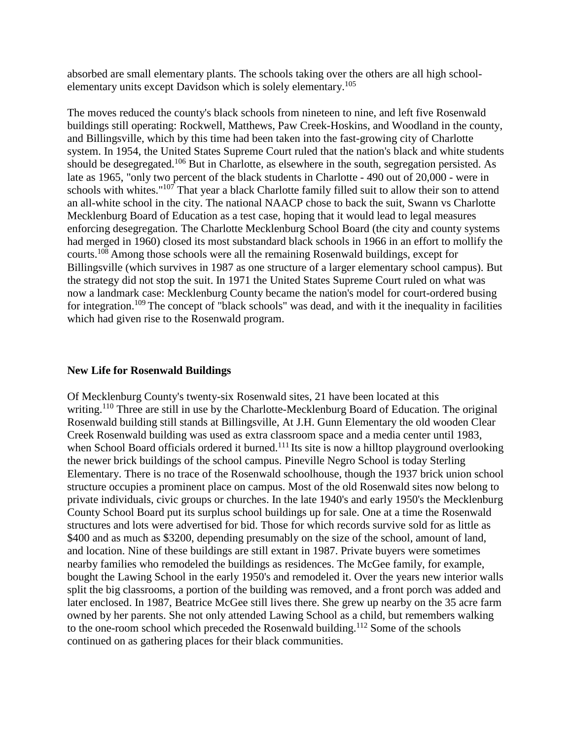absorbed are small elementary plants. The schools taking over the others are all high school-elementary units except Davidson which is solely elementary.[105]

The moves reduced the county's black schools from nineteen to nine, and left five Rosenwald buildings still operating: Rockwell, Matthews, Paw Creek-Hoskins, and Woodland in the county, and Billingsville, which by this time had been taken into the fast-growing city of Charlotte system. In 1954, the United States Supreme Court ruled that the nation's black and white students should be desegregated.[106] But in Charlotte, as elsewhere in the south, segregation persisted. As late as 1965, "only two percent of the black students in Charlotte - 490 out of 20,000 - were in schools with whites."[107] That year a black Charlotte family filled suit to allow their son to attend an all-white school in the city. The national NAACP chose to back the suit, Swann vs Charlotte Mecklenburg Board of Education as a test case, hoping that it would lead to legal measures enforcing desegregation. The Charlotte Mecklenburg School Board (the city and county systems had merged in 1960) closed its most substandard black schools in 1966 in an effort to mollify the courts.[108] Among those schools were all the remaining Rosenwald buildings, except for Billingsville (which survives in 1987 as one structure of a larger elementary school campus). But the strategy did not stop the suit. In 1971 the United States Supreme Court ruled on what was now a landmark case: Mecklenburg County became the nation's model for court-ordered busing for integration.[109] The concept of "black schools" was dead, and with it the inequality in facilities which had given rise to the Rosenwald program.

**New Life for Rosenwald Buildings**

Of Mecklenburg County's twenty-six Rosenwald sites, 21 have been located at this writing.[110] Three are still in use by the Charlotte-Mecklenburg Board of Education. The original Rosenwald building still stands at Billingsville, At J.H. Gunn Elementary the old wooden Clear Creek Rosenwald building was used as extra classroom space and a media center until 1983, when School Board officials ordered it burned.[111] Its site is now a hilltop playground overlooking the newer brick buildings of the school campus. Pineville Negro School is today Sterling Elementary. There is no trace of the Rosenwald schoolhouse, though the 1937 brick union school structure occupies a prominent place on campus. Most of the old Rosenwald sites now belong to private individuals, civic groups or churches. In the late 1940's and early 1950's the Mecklenburg County School Board put its surplus school buildings up for sale. One at a time the Rosenwald structures and lots were advertised for bid. Those for which records survive sold for as little as \$400 and as much as \$3200, depending presumably on the size of the school, amount of land, and location. Nine of these buildings are still extant in 1987. Private buyers were sometimes nearby families who remodeled the buildings as residences. The McGee family, for example, bought the Lawing School in the early 1950's and remodeled it. Over the years new interior walls split the big classrooms, a portion of the building was removed, and a front porch was added and later enclosed. In 1987, Beatrice McGee still lives there. She grew up nearby on the 35 acre farm owned by her parents. She not only attended Lawing School as a child, but remembers walking to the one-room school which preceded the Rosenwald building.[112] Some of the schools continued on as gathering places for their black communities.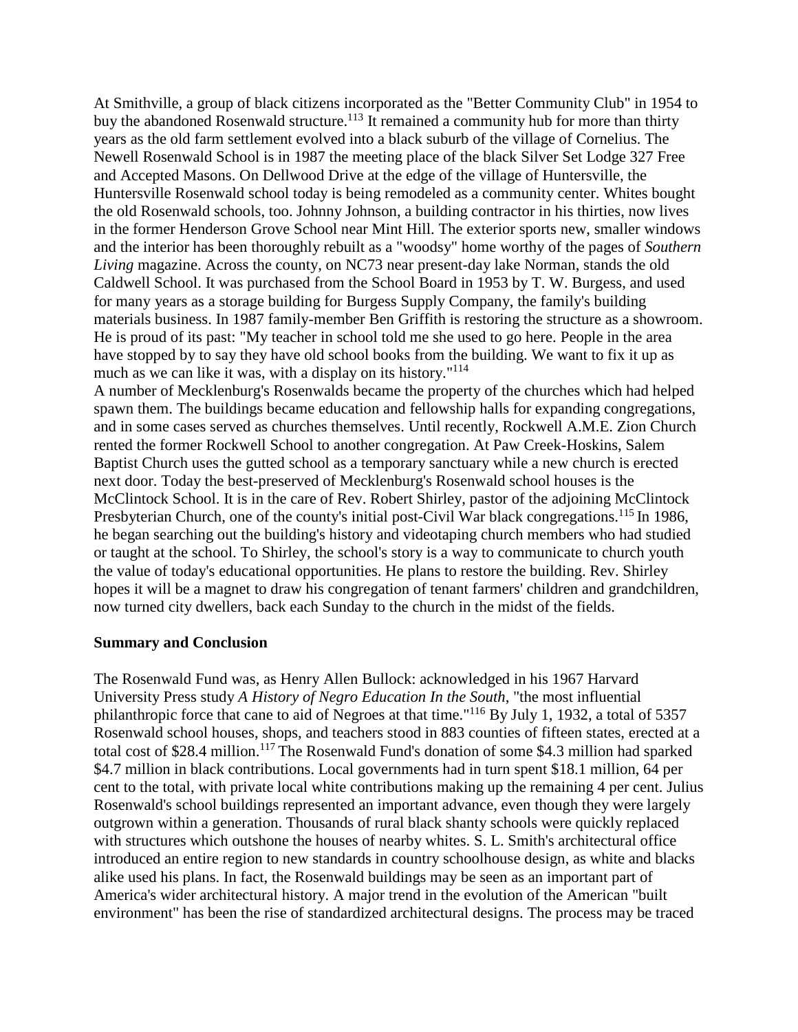At Smithville, a group of black citizens incorporated as the "Better Community Club" in 1954 to buy the abandoned Rosenwald structure.[113] It remained a community hub for more than thirty years as the old farm settlement evolved into a black suburb of the village of Cornelius. The Newell Rosenwald School is in 1987 the meeting place of the black Silver Set Lodge 327 Free and Accepted Masons. On Dellwood Drive at the edge of the village of Huntersville, the Huntersville Rosenwald school today is being remodeled as a community center. Whites bought the old Rosenwald schools, too. Johnny Johnson, a building contractor in his thirties, now lives in the former Henderson Grove School near Mint Hill. The exterior sports new, smaller windows and the interior has been thoroughly rebuilt as a "woodsy" home worthy of the pages of *Southern Living* magazine. Across the county, on NC73 near present-day lake Norman, stands the old Caldwell School. It was purchased from the School Board in 1953 by T. W. Burgess, and used for many years as a storage building for Burgess Supply Company, the family's building materials business. In 1987 family-member Ben Griffith is restoring the structure as a showroom. He is proud of its past: "My teacher in school told me she used to go here. People in the area have stopped by to say they have old school books from the building. We want to fix it up as much as we can like it was, with a display on its history."[114]

A number of Mecklenburg's Rosenwalds became the property of the churches which had helped spawn them. The buildings became education and fellowship halls for expanding congregations, and in some cases served as churches themselves. Until recently, Rockwell A.M.E. Zion Church rented the former Rockwell School to another congregation. At Paw Creek-Hoskins, Salem Baptist Church uses the gutted school as a temporary sanctuary while a new church is erected next door. Today the best-preserved of Mecklenburg's Rosenwald school houses is the McClintock School. It is in the care of Rev. Robert Shirley, pastor of the adjoining McClintock Presbyterian Church, one of the county's initial post-Civil War black congregations.[115] In 1986, he began searching out the building's history and videotaping church members who had studied or taught at the school. To Shirley, the school's story is a way to communicate to church youth the value of today's educational opportunities. He plans to restore the building. Rev. Shirley hopes it will be a magnet to draw his congregation of tenant farmers' children and grandchildren, now turned city dwellers, back each Sunday to the church in the midst of the fields.

**Summary and Conclusion**

The Rosenwald Fund was, as Henry Allen Bullock: acknowledged in his 1967 Harvard University Press study *A History of Negro Education In the South*, "the most influential philanthropic force that cane to aid of Negroes at that time."[116] By July 1, 1932, a total of 5357 Rosenwald school houses, shops, and teachers stood in 883 counties of fifteen states, erected at a total cost of $28.4 million.[117] The Rosenwald Fund's donation of some $4.3 million had sparked $4.7 million in black contributions. Local governments had in turn spent $18.1 million, 64 per cent to the total, with private local white contributions making up the remaining 4 per cent. Julius Rosenwald's school buildings represented an important advance, even though they were largely outgrown within a generation. Thousands of rural black shanty schools were quickly replaced with structures which outshone the houses of nearby whites. S. L. Smith's architectural office introduced an entire region to new standards in country schoolhouse design, as white and blacks alike used his plans. In fact, the Rosenwald buildings may be seen as an important part of America's wider architectural history. A major trend in the evolution of the American "built environment" has been the rise of standardized architectural designs. The process may be traced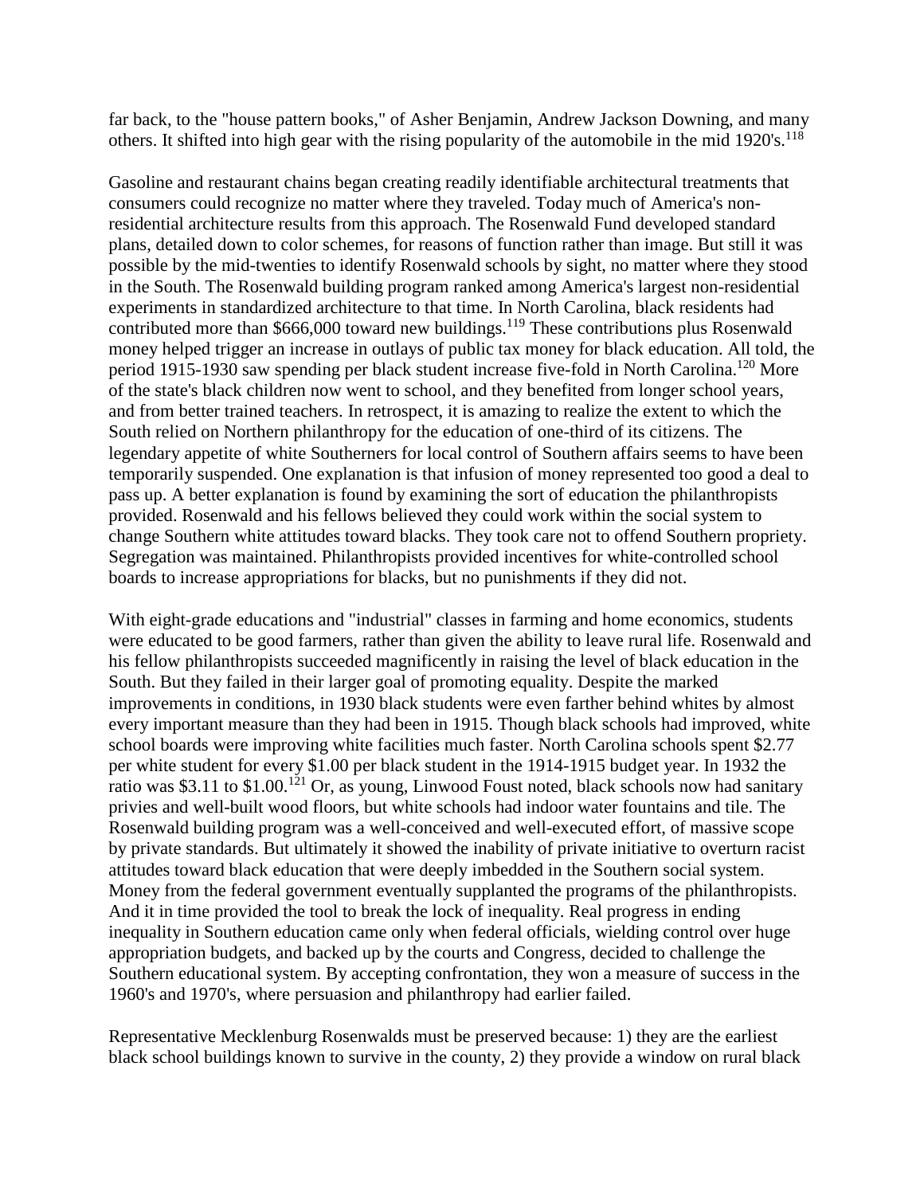far back, to the "house pattern books," of Asher Benjamin, Andrew Jackson Downing, and many others. It shifted into high gear with the rising popularity of the automobile in the mid 1920's.[118]

Gasoline and restaurant chains began creating readily identifiable architectural treatments that consumers could recognize no matter where they traveled. Today much of America's non-residential architecture results from this approach. The Rosenwald Fund developed standard plans, detailed down to color schemes, for reasons of function rather than image. But still it was possible by the mid-twenties to identify Rosenwald schools by sight, no matter where they stood in the South. The Rosenwald building program ranked among America's largest non-residential experiments in standardized architecture to that time. In North Carolina, black residents had contributed more than $666,000 toward new buildings.[119] These contributions plus Rosenwald money helped trigger an increase in outlays of public tax money for black education. All told, the period 1915-1930 saw spending per black student increase five-fold in North Carolina.[120] More of the state's black children now went to school, and they benefited from longer school years, and from better trained teachers. In retrospect, it is amazing to realize the extent to which the South relied on Northern philanthropy for the education of one-third of its citizens. The legendary appetite of white Southerners for local control of Southern affairs seems to have been temporarily suspended. One explanation is that infusion of money represented too good a deal to pass up. A better explanation is found by examining the sort of education the philanthropists provided. Rosenwald and his fellows believed they could work within the social system to change Southern white attitudes toward blacks. They took care not to offend Southern propriety. Segregation was maintained. Philanthropists provided incentives for white-controlled school boards to increase appropriations for blacks, but no punishments if they did not.

With eight-grade educations and "industrial" classes in farming and home economics, students were educated to be good farmers, rather than given the ability to leave rural life. Rosenwald and his fellow philanthropists succeeded magnificently in raising the level of black education in the South. But they failed in their larger goal of promoting equality. Despite the marked improvements in conditions, in 1930 black students were even farther behind whites by almost every important measure than they had been in 1915. Though black schools had improved, white school boards were improving white facilities much faster. North Carolina schools spent $2.77 per white student for every $1.00 per black student in the 1914-1915 budget year. In 1932 the ratio was $3.11 to $1.00.[121] Or, as young, Linwood Foust noted, black schools now had sanitary privies and well-built wood floors, but white schools had indoor water fountains and tile. The Rosenwald building program was a well-conceived and well-executed effort, of massive scope by private standards. But ultimately it showed the inability of private initiative to overturn racist attitudes toward black education that were deeply imbedded in the Southern social system. Money from the federal government eventually supplanted the programs of the philanthropists. And it in time provided the tool to break the lock of inequality. Real progress in ending inequality in Southern education came only when federal officials, wielding control over huge appropriation budgets, and backed up by the courts and Congress, decided to challenge the Southern educational system. By accepting confrontation, they won a measure of success in the 1960's and 1970's, where persuasion and philanthropy had earlier failed.

Representative Mecklenburg Rosenwalds must be preserved because: 1) they are the earliest black school buildings known to survive in the county, 2) they provide a window on rural black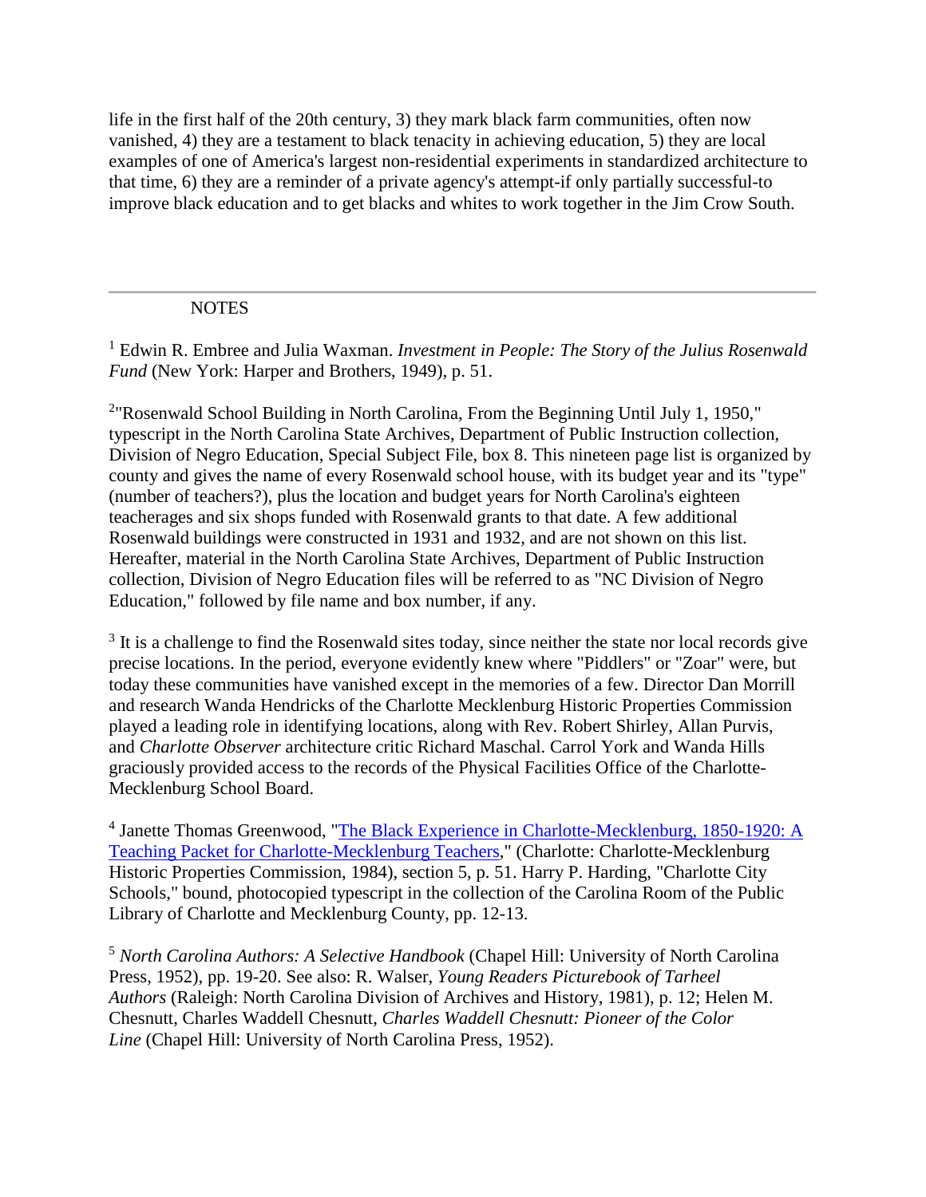life in the first half of the 20th century, 3) they mark black farm communities, often now vanished, 4) they are a testament to black tenacity in achieving education, 5) they are local examples of one of America's largest non-residential experiments in standardized architecture to that time, 6) they are a reminder of a private agency's attempt-if only partially successful-to improve black education and to get blacks and whites to work together in the Jim Crow South.

---

NOTES

[1] Edwin R. Embree and Julia Waxman. *Investment in People: The Story of the Julius Rosenwald Fund* (New York: Harper and Brothers, 1949), p. 51.

[2]"Rosenwald School Building in North Carolina, From the Beginning Until July 1, 1950," typescript in the North Carolina State Archives, Department of Public Instruction collection, Division of Negro Education, Special Subject File, box 8. This nineteen page list is organized by county and gives the name of every Rosenwald school house, with its budget year and its "type" (number of teachers?), plus the location and budget years for North Carolina's eighteen teacherages and six shops funded with Rosenwald grants to that date. A few additional Rosenwald buildings were constructed in 1931 and 1932, and are not shown on this list. Hereafter, material in the North Carolina State Archives, Department of Public Instruction collection, Division of Negro Education files will be referred to as "NC Division of Negro Education," followed by file name and box number, if any.

[3] It is a challenge to find the Rosenwald sites today, since neither the state nor local records give precise locations. In the period, everyone evidently knew where "Piddlers" or "Zoar" were, but today these communities have vanished except in the memories of a few. Director Dan Morrill and research Wanda Hendricks of the Charlotte Mecklenburg Historic Properties Commission played a leading role in identifying locations, along with Rev. Robert Shirley, Allan Purvis, and *Charlotte Observer* architecture critic Richard Maschal. Carrol York and Wanda Hills graciously provided access to the records of the Physical Facilities Office of the Charlotte-Mecklenburg School Board.

[4] Janette Thomas Greenwood, "The Black Experience in Charlotte-Mecklenburg, 1850-1920: A Teaching Packet for Charlotte-Mecklenburg Teachers," (Charlotte: Charlotte-Mecklenburg Historic Properties Commission, 1984), section 5, p. 51. Harry P. Harding, "Charlotte City Schools," bound, photocopied typescript in the collection of the Carolina Room of the Public Library of Charlotte and Mecklenburg County, pp. 12-13.

[5] *North Carolina Authors: A Selective Handbook* (Chapel Hill: University of North Carolina Press, 1952), pp. 19-20. See also: R. Walser, *Young Readers Picturebook of Tarheel Authors* (Raleigh: North Carolina Division of Archives and History, 1981), p. 12; Helen M. Chesnutt, Charles Waddell Chesnutt, *Charles Waddell Chesnutt: Pioneer of the Color Line* (Chapel Hill: University of North Carolina Press, 1952).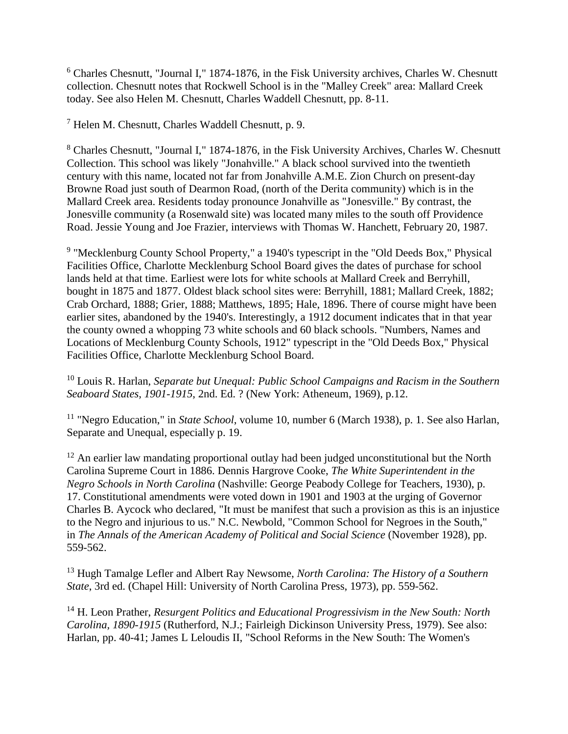[6] Charles Chesnutt, "Journal I," 1874-1876, in the Fisk University archives, Charles W. Chesnutt collection. Chesnutt notes that Rockwell School is in the "Malley Creek" area: Mallard Creek today. See also Helen M. Chesnutt, Charles Waddell Chesnutt, pp. 8-11.

[7] Helen M. Chesnutt, Charles Waddell Chesnutt, p. 9.

[8] Charles Chesnutt, "Journal I," 1874-1876, in the Fisk University Archives, Charles W. Chesnutt Collection. This school was likely "Jonahville." A black school survived into the twentieth century with this name, located not far from Jonahville A.M.E. Zion Church on present-day Browne Road just south of Dearmon Road, (north of the Derita community) which is in the Mallard Creek area. Residents today pronounce Jonahville as "Jonesville." By contrast, the Jonesville community (a Rosenwald site) was located many miles to the south off Providence Road. Jessie Young and Joe Frazier, interviews with Thomas W. Hanchett, February 20, 1987.

[9] "Mecklenburg County School Property," a 1940's typescript in the "Old Deeds Box," Physical Facilities Office, Charlotte Mecklenburg School Board gives the dates of purchase for school lands held at that time. Earliest were lots for white schools at Mallard Creek and Berryhill, bought in 1875 and 1877. Oldest black school sites were: Berryhill, 1881; Mallard Creek, 1882; Crab Orchard, 1888; Grier, 1888; Matthews, 1895; Hale, 1896. There of course might have been earlier sites, abandoned by the 1940's. Interestingly, a 1912 document indicates that in that year the county owned a whopping 73 white schools and 60 black schools. "Numbers, Names and Locations of Mecklenburg County Schools, 1912" typescript in the "Old Deeds Box," Physical Facilities Office, Charlotte Mecklenburg School Board.

[10] Louis R. Harlan, *Separate but Unequal: Public School Campaigns and Racism in the Southern Seaboard States, 1901-1915*, 2nd. Ed. ? (New York: Atheneum, 1969), p.12.

[11] "Negro Education," in *State School*, volume 10, number 6 (March 1938), p. 1. See also Harlan, Separate and Unequal, especially p. 19.

[12] An earlier law mandating proportional outlay had been judged unconstitutional but the North Carolina Supreme Court in 1886. Dennis Hargrove Cooke, *The White Superintendent in the Negro Schools in North Carolina* (Nashville: George Peabody College for Teachers, 1930), p. 17. Constitutional amendments were voted down in 1901 and 1903 at the urging of Governor Charles B. Aycock who declared, "It must be manifest that such a provision as this is an injustice to the Negro and injurious to us." N.C. Newbold, "Common School for Negroes in the South," in *The Annals of the American Academy of Political and Social Science* (November 1928), pp. 559-562.

[13] Hugh Tamalge Lefler and Albert Ray Newsome, *North Carolina: The History of a Southern State*, 3rd ed. (Chapel Hill: University of North Carolina Press, 1973), pp. 559-562.

[14] H. Leon Prather, *Resurgent Politics and Educational Progressivism in the New South: North Carolina, 1890-1915* (Rutherford, N.J.; Fairleigh Dickinson University Press, 1979). See also: Harlan, pp. 40-41; James L Leloudis II, "School Reforms in the New South: The Women's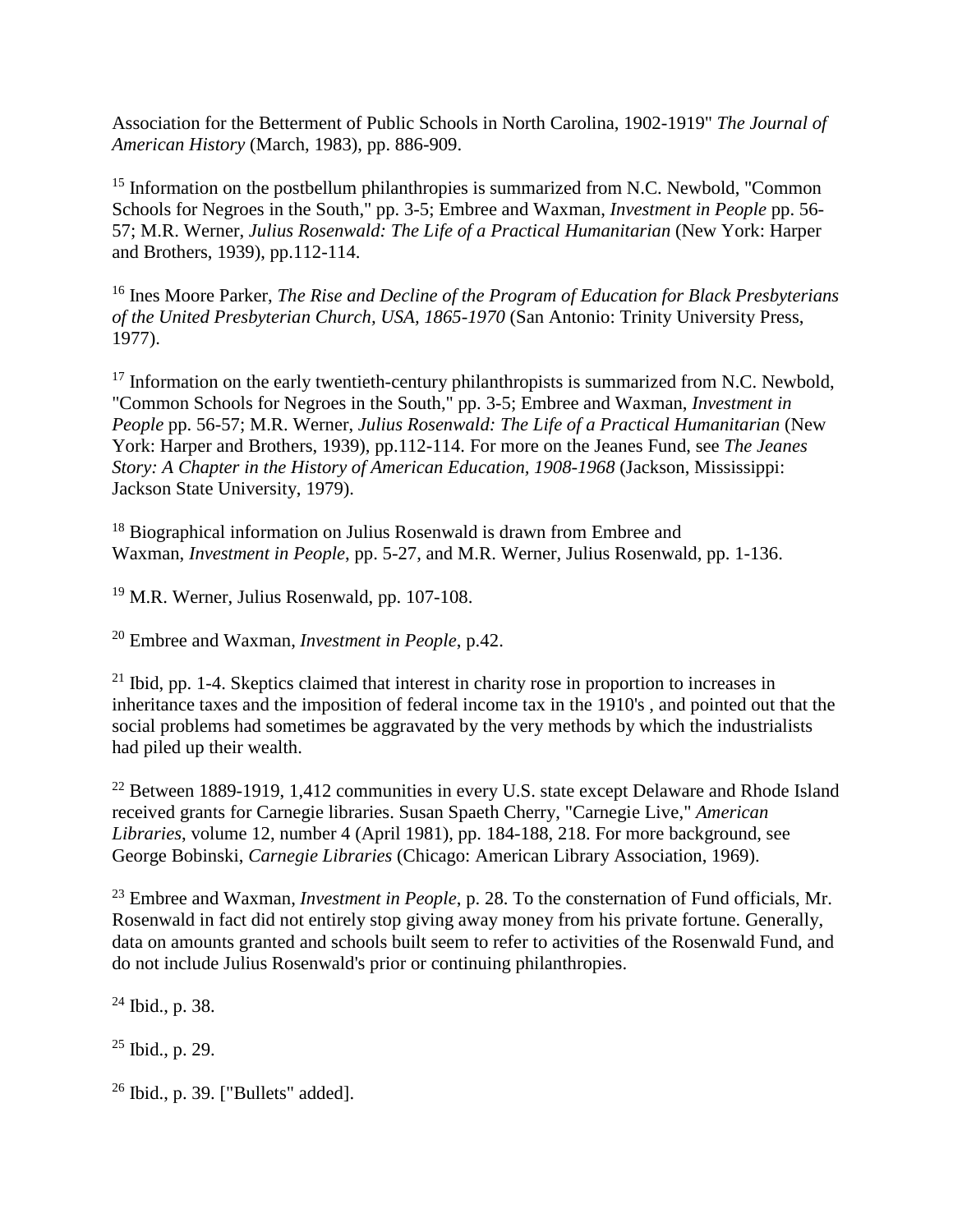Association for the Betterment of Public Schools in North Carolina, 1902-1919" *The Journal of American History* (March, 1983), pp. 886-909.

[15] Information on the postbellum philanthropies is summarized from N.C. Newbold, "Common Schools for Negroes in the South," pp. 3-5; Embree and Waxman, *Investment in People* pp. 56-57; M.R. Werner, *Julius Rosenwald: The Life of a Practical Humanitarian* (New York: Harper and Brothers, 1939), pp.112-114.

[16] Ines Moore Parker, *The Rise and Decline of the Program of Education for Black Presbyterians of the United Presbyterian Church, USA, 1865-1970* (San Antonio: Trinity University Press, 1977).

[17] Information on the early twentieth-century philanthropists is summarized from N.C. Newbold, "Common Schools for Negroes in the South," pp. 3-5; Embree and Waxman, *Investment in People* pp. 56-57; M.R. Werner, *Julius Rosenwald: The Life of a Practical Humanitarian* (New York: Harper and Brothers, 1939), pp.112-114. For more on the Jeanes Fund, see *The Jeanes Story: A Chapter in the History of American Education, 1908-1968* (Jackson, Mississippi: Jackson State University, 1979).

[18] Biographical information on Julius Rosenwald is drawn from Embree and Waxman, *Investment in People*, pp. 5-27, and M.R. Werner, Julius Rosenwald, pp. 1-136.

[19] M.R. Werner, Julius Rosenwald, pp. 107-108.

[20] Embree and Waxman, *Investment in People*, p.42.

[21] Ibid, pp. 1-4. Skeptics claimed that interest in charity rose in proportion to increases in inheritance taxes and the imposition of federal income tax in the 1910's , and pointed out that the social problems had sometimes be aggravated by the very methods by which the industrialists had piled up their wealth.

[22] Between 1889-1919, 1,412 communities in every U.S. state except Delaware and Rhode Island received grants for Carnegie libraries. Susan Spaeth Cherry, "Carnegie Live," *American Libraries*, volume 12, number 4 (April 1981), pp. 184-188, 218. For more background, see George Bobinski, *Carnegie Libraries* (Chicago: American Library Association, 1969).

[23] Embree and Waxman, *Investment in People*, p. 28. To the consternation of Fund officials, Mr. Rosenwald in fact did not entirely stop giving away money from his private fortune. Generally, data on amounts granted and schools built seem to refer to activities of the Rosenwald Fund, and do not include Julius Rosenwald's prior or continuing philanthropies.

[24] Ibid., p. 38.

[25] Ibid., p. 29.

[26] Ibid., p. 39. ["Bullets" added].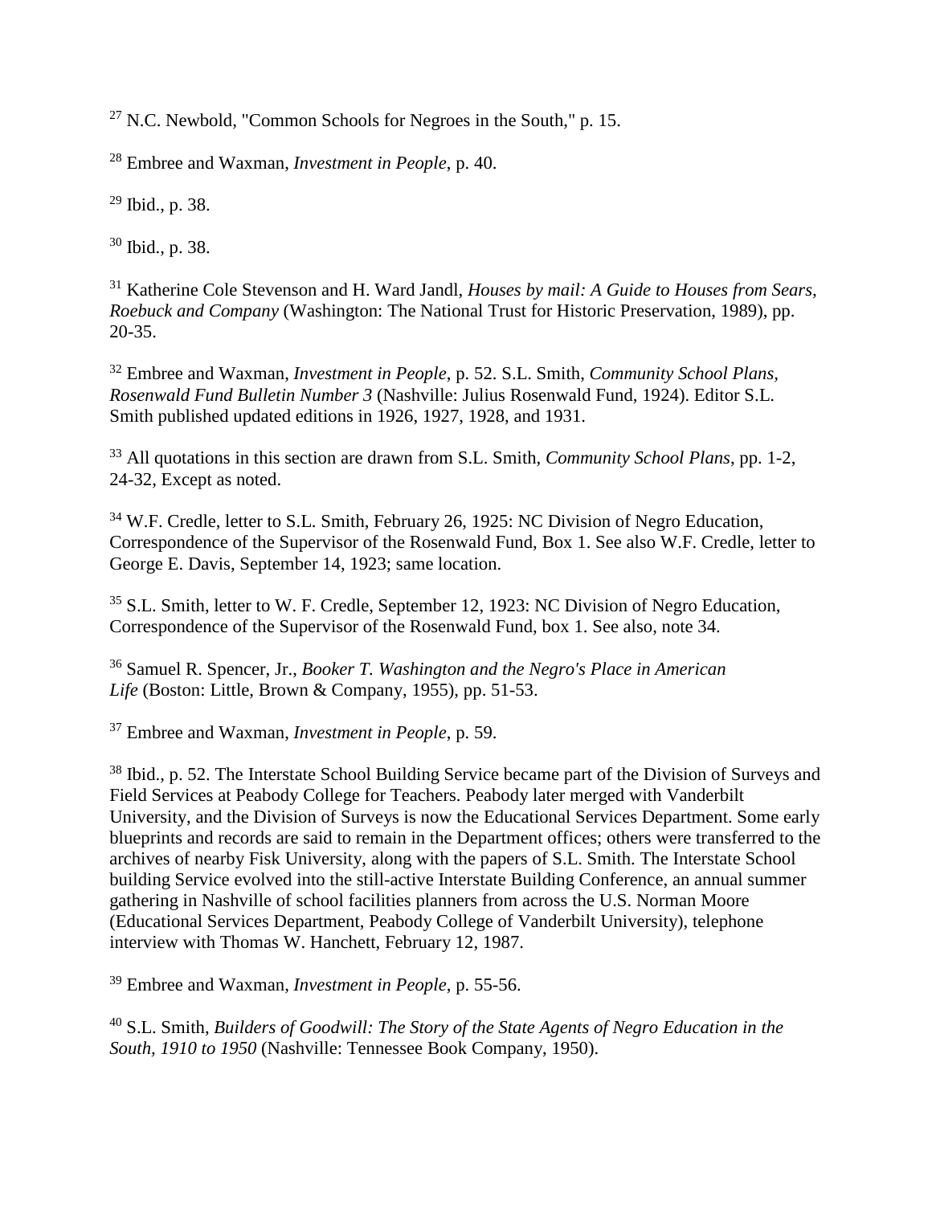[27] N.C. Newbold, "Common Schools for Negroes in the South," p. 15.

[28] Embree and Waxman, *Investment in People*, p. 40.

[29] Ibid., p. 38.

[30] Ibid., p. 38.

[31] Katherine Cole Stevenson and H. Ward Jandl, *Houses by mail: A Guide to Houses from Sears, Roebuck and Company* (Washington: The National Trust for Historic Preservation, 1989), pp. 20-35.

[32] Embree and Waxman, *Investment in People*, p. 52. S.L. Smith, *Community School Plans, Rosenwald Fund Bulletin Number 3* (Nashville: Julius Rosenwald Fund, 1924). Editor S.L. Smith published updated editions in 1926, 1927, 1928, and 1931.

[33] All quotations in this section are drawn from S.L. Smith, *Community School Plans*, pp. 1-2, 24-32, Except as noted.

[34] W.F. Credle, letter to S.L. Smith, February 26, 1925: NC Division of Negro Education, Correspondence of the Supervisor of the Rosenwald Fund, Box 1. See also W.F. Credle, letter to George E. Davis, September 14, 1923; same location.

[35] S.L. Smith, letter to W. F. Credle, September 12, 1923: NC Division of Negro Education, Correspondence of the Supervisor of the Rosenwald Fund, box 1. See also, note 34.

[36] Samuel R. Spencer, Jr., *Booker T. Washington and the Negro's Place in American Life* (Boston: Little, Brown & Company, 1955), pp. 51-53.

[37] Embree and Waxman, *Investment in People*, p. 59.

[38] Ibid., p. 52. The Interstate School Building Service became part of the Division of Surveys and Field Services at Peabody College for Teachers. Peabody later merged with Vanderbilt University, and the Division of Surveys is now the Educational Services Department. Some early blueprints and records are said to remain in the Department offices; others were transferred to the archives of nearby Fisk University, along with the papers of S.L. Smith. The Interstate School building Service evolved into the still-active Interstate Building Conference, an annual summer gathering in Nashville of school facilities planners from across the U.S. Norman Moore (Educational Services Department, Peabody College of Vanderbilt University), telephone interview with Thomas W. Hanchett, February 12, 1987.

[39] Embree and Waxman, *Investment in People*, p. 55-56.

[40] S.L. Smith, *Builders of Goodwill: The Story of the State Agents of Negro Education in the South, 1910 to 1950* (Nashville: Tennessee Book Company, 1950).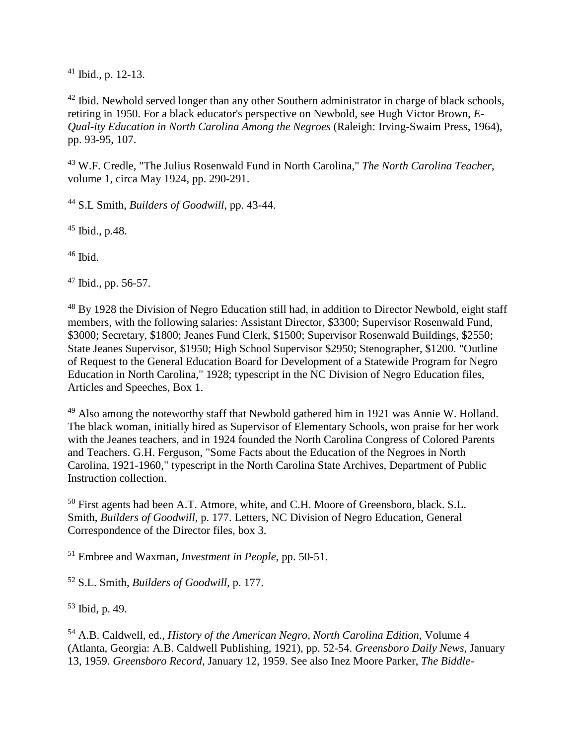[41] Ibid., p. 12-13.

[42] Ibid. Newbold served longer than any other Southern administrator in charge of black schools, retiring in 1950. For a black educator's perspective on Newbold, see Hugh Victor Brown, *E-Qual-ity Education in North Carolina Among the Negroes* (Raleigh: Irving-Swaim Press, 1964), pp. 93-95, 107.

[43] W.F. Credle, "The Julius Rosenwald Fund in North Carolina," *The North Carolina Teacher*, volume 1, circa May 1924, pp. 290-291.

[44] S.L Smith, *Builders of Goodwill*, pp. 43-44.

[45] Ibid., p.48.

[46] Ibid.

[47] Ibid., pp. 56-57.

[48] By 1928 the Division of Negro Education still had, in addition to Director Newbold, eight staff members, with the following salaries: Assistant Director, $3300; Supervisor Rosenwald Fund, $3000; Secretary, $1800; Jeanes Fund Clerk, $1500; Supervisor Rosenwald Buildings, $2550; State Jeanes Supervisor, $1950; High School Supervisor $2950; Stenographer, $1200. "Outline of Request to the General Education Board for Development of a Statewide Program for Negro Education in North Carolina," 1928; typescript in the NC Division of Negro Education files, Articles and Speeches, Box 1.

[49] Also among the noteworthy staff that Newbold gathered him in 1921 was Annie W. Holland. The black woman, initially hired as Supervisor of Elementary Schools, won praise for her work with the Jeanes teachers, and in 1924 founded the North Carolina Congress of Colored Parents and Teachers. G.H. Ferguson, "Some Facts about the Education of the Negroes in North Carolina, 1921-1960," typescript in the North Carolina State Archives, Department of Public Instruction collection.

[50] First agents had been A.T. Atmore, white, and C.H. Moore of Greensboro, black. S.L. Smith, *Builders of Goodwill*, p. 177. Letters, NC Division of Negro Education, General Correspondence of the Director files, box 3.

[51] Embree and Waxman, *Investment in People*, pp. 50-51.

[52] S.L. Smith, *Builders of Goodwill*, p. 177.

[53] Ibid, p. 49.

[54] A.B. Caldwell, ed., *History of the American Negro, North Carolina Edition*, Volume 4 (Atlanta, Georgia: A.B. Caldwell Publishing, 1921), pp. 52-54. *Greensboro Daily News*, January 13, 1959. *Greensboro Record*, January 12, 1959. See also Inez Moore Parker, *The Biddle-*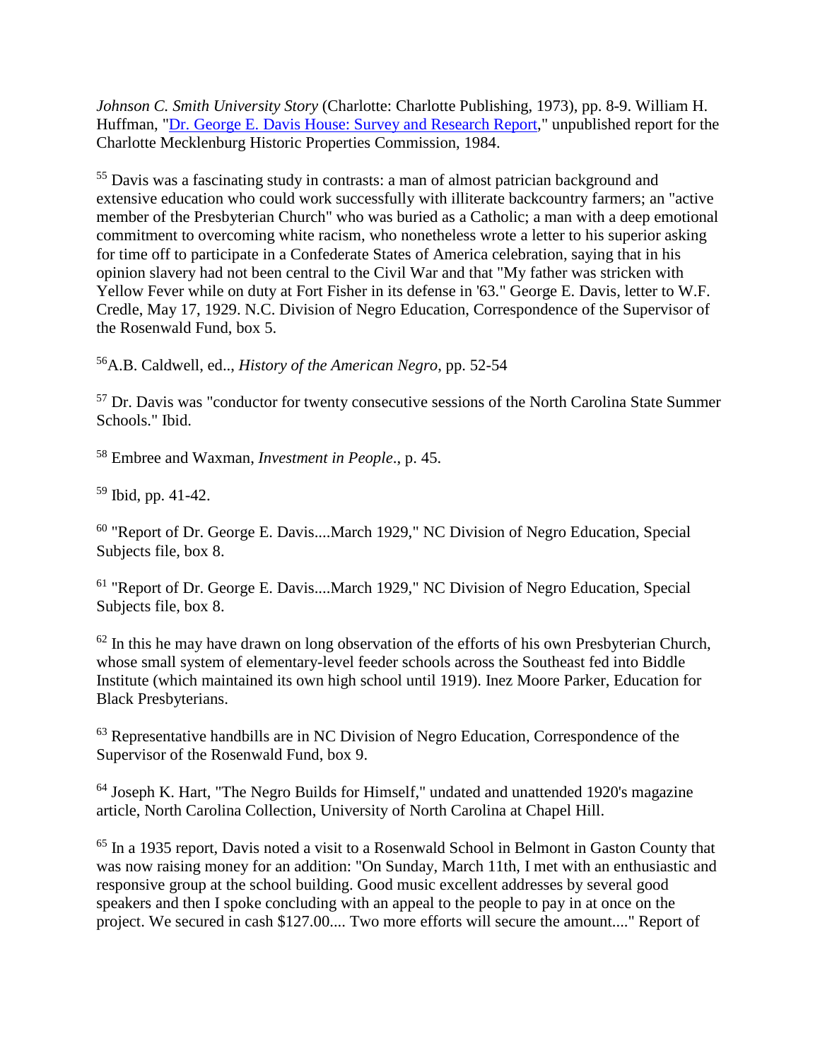*Johnson C. Smith University Story* (Charlotte: Charlotte Publishing, 1973), pp. 8-9. William H. Huffman, "Dr. George E. Davis House: Survey and Research Report," unpublished report for the Charlotte Mecklenburg Historic Properties Commission, 1984.

[55] Davis was a fascinating study in contrasts: a man of almost patrician background and extensive education who could work successfully with illiterate backcountry farmers; an "active member of the Presbyterian Church" who was buried as a Catholic; a man with a deep emotional commitment to overcoming white racism, who nonetheless wrote a letter to his superior asking for time off to participate in a Confederate States of America celebration, saying that in his opinion slavery had not been central to the Civil War and that "My father was stricken with Yellow Fever while on duty at Fort Fisher in its defense in '63." George E. Davis, letter to W.F. Credle, May 17, 1929. N.C. Division of Negro Education, Correspondence of the Supervisor of the Rosenwald Fund, box 5.

[56] A.B. Caldwell, ed.., *History of the American Negro,* pp. 52-54

[57] Dr. Davis was "conductor for twenty consecutive sessions of the North Carolina State Summer Schools." Ibid.

[58] Embree and Waxman, *Investment in People*., p. 45.

[59] Ibid, pp. 41-42.

[60] "Report of Dr. George E. Davis....March 1929," NC Division of Negro Education, Special Subjects file, box 8.

[61] "Report of Dr. George E. Davis....March 1929," NC Division of Negro Education, Special Subjects file, box 8.

[62] In this he may have drawn on long observation of the efforts of his own Presbyterian Church, whose small system of elementary-level feeder schools across the Southeast fed into Biddle Institute (which maintained its own high school until 1919). Inez Moore Parker, Education for Black Presbyterians.

[63] Representative handbills are in NC Division of Negro Education, Correspondence of the Supervisor of the Rosenwald Fund, box 9.

[64] Joseph K. Hart, "The Negro Builds for Himself," undated and unattended 1920's magazine article, North Carolina Collection, University of North Carolina at Chapel Hill.

[65] In a 1935 report, Davis noted a visit to a Rosenwald School in Belmont in Gaston County that was now raising money for an addition: "On Sunday, March 11th, I met with an enthusiastic and responsive group at the school building. Good music excellent addresses by several good speakers and then I spoke concluding with an appeal to the people to pay in at once on the project. We secured in cash $127.00.... Two more efforts will secure the amount...." Report of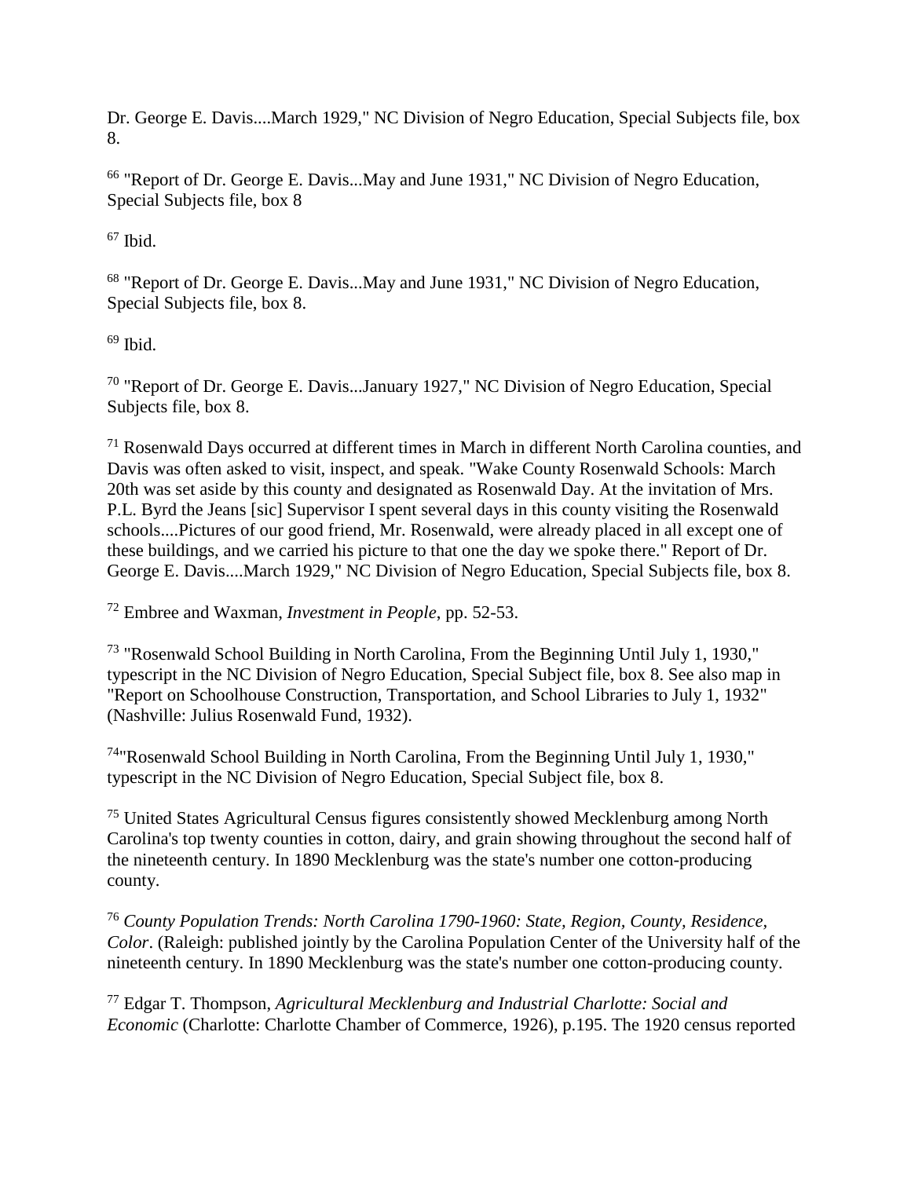Dr. George E. Davis....March 1929," NC Division of Negro Education, Special Subjects file, box 8.

[66] "Report of Dr. George E. Davis...May and June 1931," NC Division of Negro Education, Special Subjects file, box 8

[67] Ibid.

[68] "Report of Dr. George E. Davis...May and June 1931," NC Division of Negro Education, Special Subjects file, box 8.

[69] Ibid.

[70] "Report of Dr. George E. Davis...January 1927," NC Division of Negro Education, Special Subjects file, box 8.

[71] Rosenwald Days occurred at different times in March in different North Carolina counties, and Davis was often asked to visit, inspect, and speak. "Wake County Rosenwald Schools: March 20th was set aside by this county and designated as Rosenwald Day. At the invitation of Mrs. P.L. Byrd the Jeans [sic] Supervisor I spent several days in this county visiting the Rosenwald schools....Pictures of our good friend, Mr. Rosenwald, were already placed in all except one of these buildings, and we carried his picture to that one the day we spoke there." Report of Dr. George E. Davis....March 1929," NC Division of Negro Education, Special Subjects file, box 8.

[72] Embree and Waxman, *Investment in People*, pp. 52-53.

[73] "Rosenwald School Building in North Carolina, From the Beginning Until July 1, 1930," typescript in the NC Division of Negro Education, Special Subject file, box 8. See also map in "Report on Schoolhouse Construction, Transportation, and School Libraries to July 1, 1932" (Nashville: Julius Rosenwald Fund, 1932).

[74]"Rosenwald School Building in North Carolina, From the Beginning Until July 1, 1930," typescript in the NC Division of Negro Education, Special Subject file, box 8.

[75] United States Agricultural Census figures consistently showed Mecklenburg among North Carolina's top twenty counties in cotton, dairy, and grain showing throughout the second half of the nineteenth century. In 1890 Mecklenburg was the state's number one cotton-producing county.

[76] *County Population Trends: North Carolina 1790-1960: State, Region, County, Residence, Color*. (Raleigh: published jointly by the Carolina Population Center of the University half of the nineteenth century. In 1890 Mecklenburg was the state's number one cotton-producing county.

[77] Edgar T. Thompson, *Agricultural Mecklenburg and Industrial Charlotte: Social and Economic* (Charlotte: Charlotte Chamber of Commerce, 1926), p.195. The 1920 census reported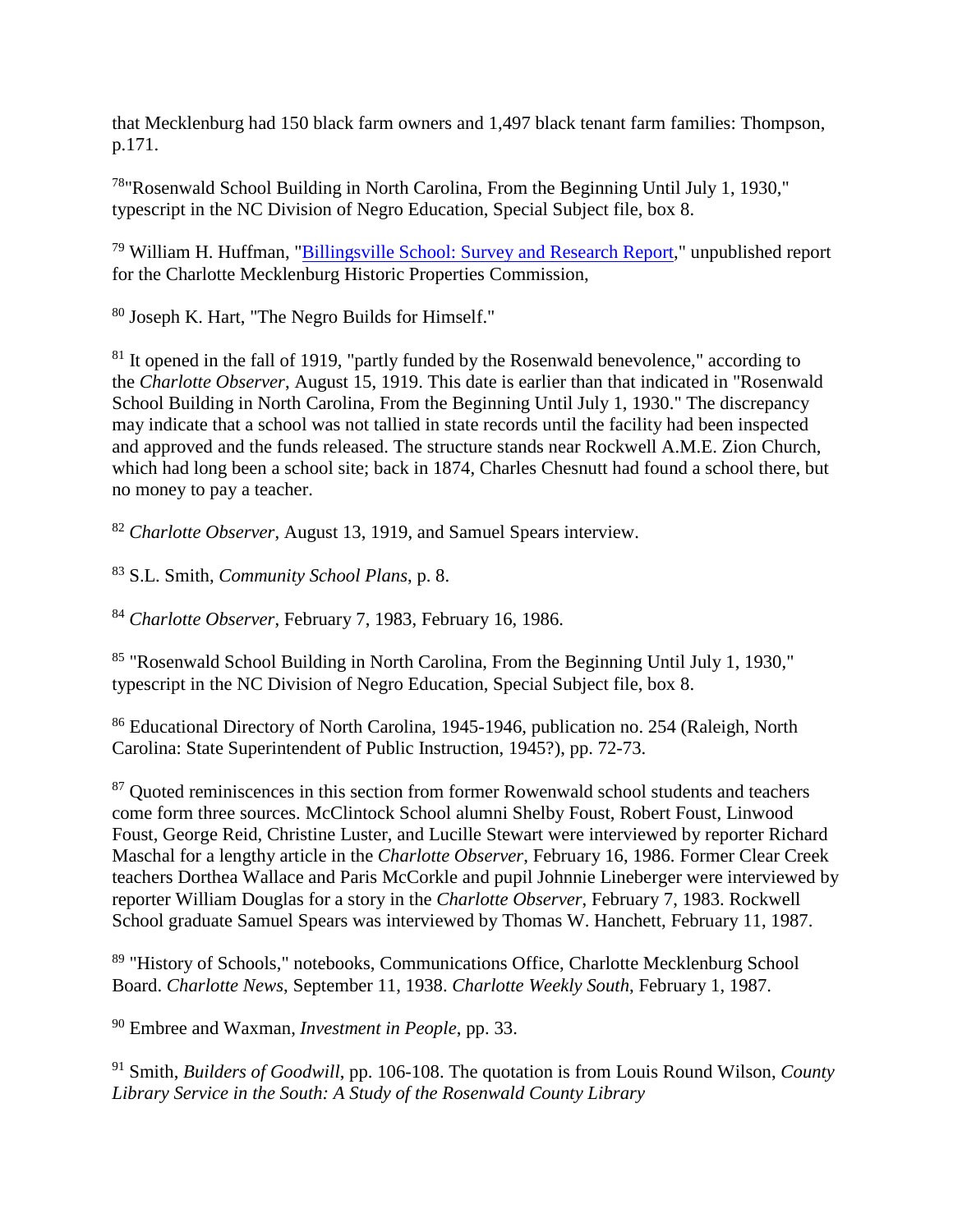that Mecklenburg had 150 black farm owners and 1,497 black tenant farm families: Thompson, p.171.

[78]"Rosenwald School Building in North Carolina, From the Beginning Until July 1, 1930," typescript in the NC Division of Negro Education, Special Subject file, box 8.

[79] William H. Huffman, "Billingsville School: Survey and Research Report," unpublished report for the Charlotte Mecklenburg Historic Properties Commission,

[80] Joseph K. Hart, "The Negro Builds for Himself."

[81] It opened in the fall of 1919, "partly funded by the Rosenwald benevolence," according to the *Charlotte Observer*, August 15, 1919. This date is earlier than that indicated in "Rosenwald School Building in North Carolina, From the Beginning Until July 1, 1930." The discrepancy may indicate that a school was not tallied in state records until the facility had been inspected and approved and the funds released. The structure stands near Rockwell A.M.E. Zion Church, which had long been a school site; back in 1874, Charles Chesnutt had found a school there, but no money to pay a teacher.

[82] *Charlotte Observer*, August 13, 1919, and Samuel Spears interview.

[83] S.L. Smith, *Community School Plans*, p. 8.

[84] *Charlotte Observer*, February 7, 1983, February 16, 1986.

[85] "Rosenwald School Building in North Carolina, From the Beginning Until July 1, 1930," typescript in the NC Division of Negro Education, Special Subject file, box 8.

[86] Educational Directory of North Carolina, 1945-1946, publication no. 254 (Raleigh, North Carolina: State Superintendent of Public Instruction, 1945?), pp. 72-73.

[87] Quoted reminiscences in this section from former Rowenwald school students and teachers come form three sources. McClintock School alumni Shelby Foust, Robert Foust, Linwood Foust, George Reid, Christine Luster, and Lucille Stewart were interviewed by reporter Richard Maschal for a lengthy article in the *Charlotte Observer*, February 16, 1986. Former Clear Creek teachers Dorthea Wallace and Paris McCorkle and pupil Johnnie Lineberger were interviewed by reporter William Douglas for a story in the *Charlotte Observer*, February 7, 1983. Rockwell School graduate Samuel Spears was interviewed by Thomas W. Hanchett, February 11, 1987.

[89] "History of Schools," notebooks, Communications Office, Charlotte Mecklenburg School Board. *Charlotte News*, September 11, 1938. *Charlotte Weekly South*, February 1, 1987.

[90] Embree and Waxman, *Investment in People*, pp. 33.

[91] Smith, *Builders of Goodwill*, pp. 106-108. The quotation is from Louis Round Wilson, *County Library Service in the South: A Study of the Rosenwald County Library*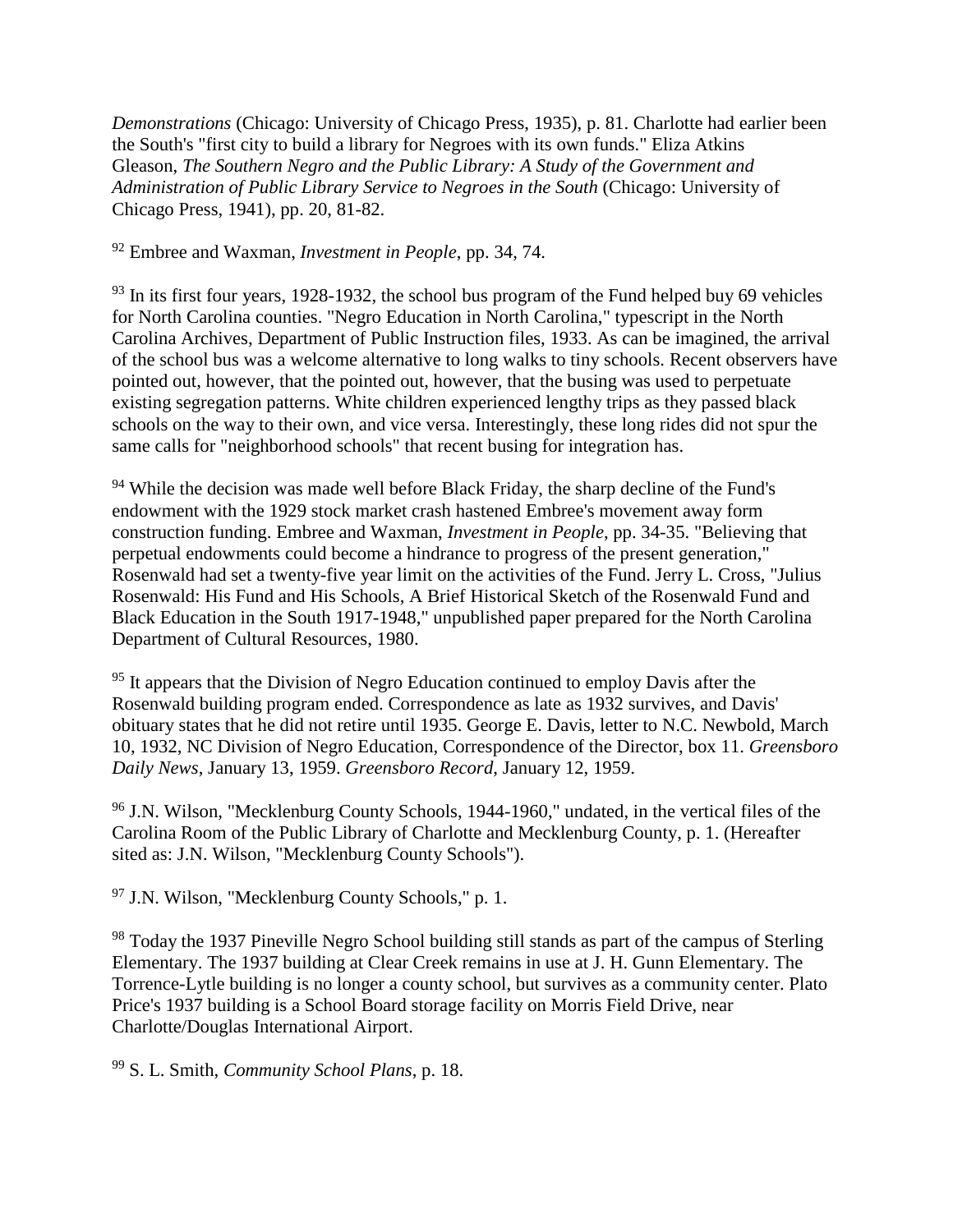*Demonstrations* (Chicago: University of Chicago Press, 1935), p. 81. Charlotte had earlier been the South's "first city to build a library for Negroes with its own funds." Eliza Atkins Gleason, *The Southern Negro and the Public Library: A Study of the Government and Administration of Public Library Service to Negroes in the South* (Chicago: University of Chicago Press, 1941), pp. 20, 81-82.

[92] Embree and Waxman, *Investment in People*, pp. 34, 74.

[93] In its first four years, 1928-1932, the school bus program of the Fund helped buy 69 vehicles for North Carolina counties. "Negro Education in North Carolina," typescript in the North Carolina Archives, Department of Public Instruction files, 1933. As can be imagined, the arrival of the school bus was a welcome alternative to long walks to tiny schools. Recent observers have pointed out, however, that the pointed out, however, that the busing was used to perpetuate existing segregation patterns. White children experienced lengthy trips as they passed black schools on the way to their own, and vice versa. Interestingly, these long rides did not spur the same calls for "neighborhood schools" that recent busing for integration has.

[94] While the decision was made well before Black Friday, the sharp decline of the Fund's endowment with the 1929 stock market crash hastened Embree's movement away form construction funding. Embree and Waxman, *Investment in People*, pp. 34-35. "Believing that perpetual endowments could become a hindrance to progress of the present generation," Rosenwald had set a twenty-five year limit on the activities of the Fund. Jerry L. Cross, "Julius Rosenwald: His Fund and His Schools, A Brief Historical Sketch of the Rosenwald Fund and Black Education in the South 1917-1948," unpublished paper prepared for the North Carolina Department of Cultural Resources, 1980.

[95] It appears that the Division of Negro Education continued to employ Davis after the Rosenwald building program ended. Correspondence as late as 1932 survives, and Davis' obituary states that he did not retire until 1935. George E. Davis, letter to N.C. Newbold, March 10, 1932, NC Division of Negro Education, Correspondence of the Director, box 11. *Greensboro Daily News*, January 13, 1959. *Greensboro Record*, January 12, 1959.

[96] J.N. Wilson, "Mecklenburg County Schools, 1944-1960," undated, in the vertical files of the Carolina Room of the Public Library of Charlotte and Mecklenburg County, p. 1. (Hereafter sited as: J.N. Wilson, "Mecklenburg County Schools").

[97] J.N. Wilson, "Mecklenburg County Schools," p. 1.

[98] Today the 1937 Pineville Negro School building still stands as part of the campus of Sterling Elementary. The 1937 building at Clear Creek remains in use at J. H. Gunn Elementary. The Torrence-Lytle building is no longer a county school, but survives as a community center. Plato Price's 1937 building is a School Board storage facility on Morris Field Drive, near Charlotte/Douglas International Airport.

[99] S. L. Smith, *Community School Plans*, p. 18.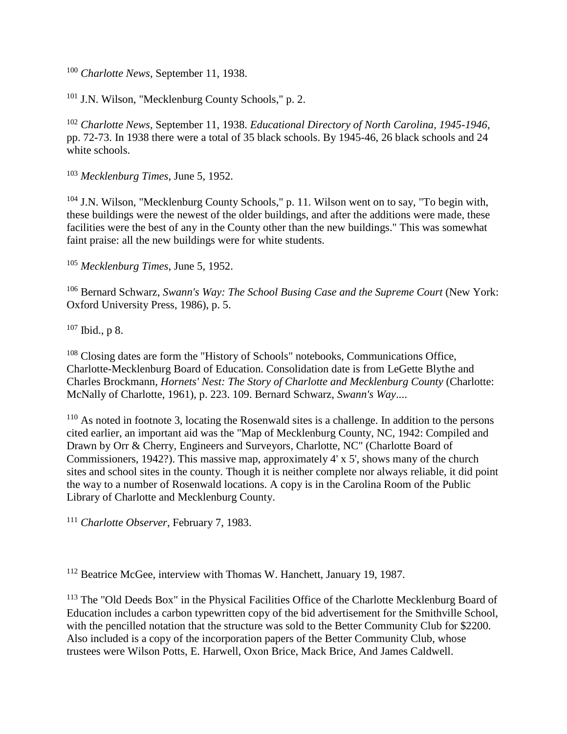[100] *Charlotte News*, September 11, 1938.

[101] J.N. Wilson, "Mecklenburg County Schools," p. 2.

[102] *Charlotte News*, September 11, 1938. *Educational Directory of North Carolina, 1945-1946*, pp. 72-73. In 1938 there were a total of 35 black schools. By 1945-46, 26 black schools and 24 white schools.

[103] *Mecklenburg Times*, June 5, 1952.

[104] J.N. Wilson, "Mecklenburg County Schools," p. 11. Wilson went on to say, "To begin with, these buildings were the newest of the older buildings, and after the additions were made, these facilities were the best of any in the County other than the new buildings." This was somewhat faint praise: all the new buildings were for white students.

[105] *Mecklenburg Times*, June 5, 1952.

[106] Bernard Schwarz, *Swann's Way: The School Busing Case and the Supreme Court* (New York: Oxford University Press, 1986), p. 5.

[107] Ibid., p 8.

[108] Closing dates are form the "History of Schools" notebooks, Communications Office, Charlotte-Mecklenburg Board of Education. Consolidation date is from LeGette Blythe and Charles Brockmann, *Hornets' Nest: The Story of Charlotte and Mecklenburg County* (Charlotte: McNally of Charlotte, 1961), p. 223. 109. Bernard Schwarz, *Swann's Way*....

[110] As noted in footnote 3, locating the Rosenwald sites is a challenge. In addition to the persons cited earlier, an important aid was the "Map of Mecklenburg County, NC, 1942: Compiled and Drawn by Orr & Cherry, Engineers and Surveyors, Charlotte, NC" (Charlotte Board of Commissioners, 1942?). This massive map, approximately 4' x 5', shows many of the church sites and school sites in the county. Though it is neither complete nor always reliable, it did point the way to a number of Rosenwald locations. A copy is in the Carolina Room of the Public Library of Charlotte and Mecklenburg County.

[111] *Charlotte Observer*, February 7, 1983.

[112] Beatrice McGee, interview with Thomas W. Hanchett, January 19, 1987.

[113] The "Old Deeds Box" in the Physical Facilities Office of the Charlotte Mecklenburg Board of Education includes a carbon typewritten copy of the bid advertisement for the Smithville School, with the pencilled notation that the structure was sold to the Better Community Club for $2200. Also included is a copy of the incorporation papers of the Better Community Club, whose trustees were Wilson Potts, E. Harwell, Oxon Brice, Mack Brice, And James Caldwell.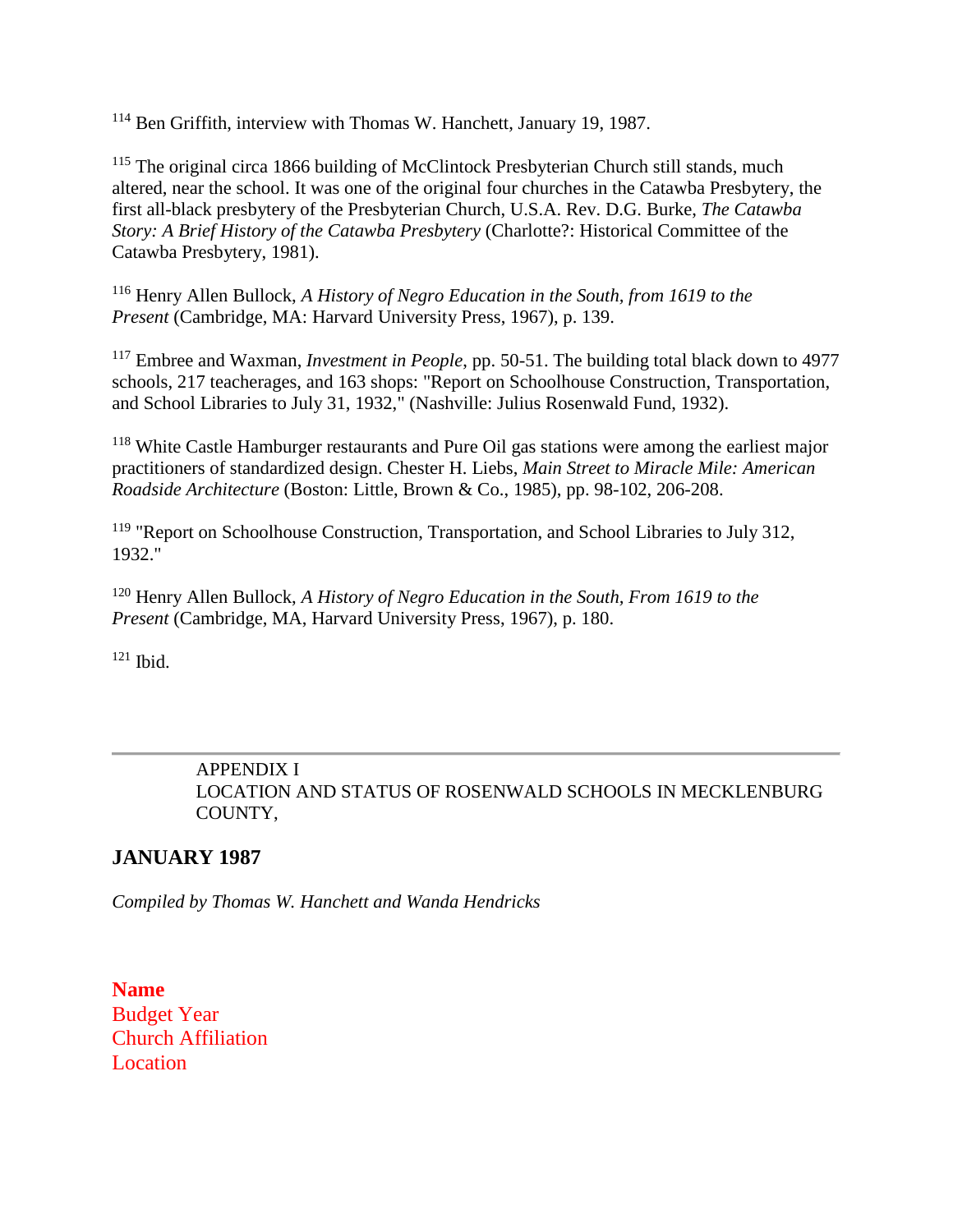[114] Ben Griffith, interview with Thomas W. Hanchett, January 19, 1987.

[115] The original circa 1866 building of McClintock Presbyterian Church still stands, much altered, near the school. It was one of the original four churches in the Catawba Presbytery, the first all-black presbytery of the Presbyterian Church, U.S.A. Rev. D.G. Burke, *The Catawba Story: A Brief History of the Catawba Presbytery* (Charlotte?: Historical Committee of the Catawba Presbytery, 1981).

[116] Henry Allen Bullock, *A History of Negro Education in the South, from 1619 to the Present* (Cambridge, MA: Harvard University Press, 1967), p. 139.

[117] Embree and Waxman, *Investment in People*, pp. 50-51. The building total black down to 4977 schools, 217 teacherages, and 163 shops: "Report on Schoolhouse Construction, Transportation, and School Libraries to July 31, 1932," (Nashville: Julius Rosenwald Fund, 1932).

[118] White Castle Hamburger restaurants and Pure Oil gas stations were among the earliest major practitioners of standardized design. Chester H. Liebs, *Main Street to Miracle Mile: American Roadside Architecture* (Boston: Little, Brown & Co., 1985), pp. 98-102, 206-208.

[119] "Report on Schoolhouse Construction, Transportation, and School Libraries to July 312, 1932."

[120] Henry Allen Bullock, *A History of Negro Education in the South, From 1619 to the Present* (Cambridge, MA, Harvard University Press, 1967), p. 180.

[121] Ibid.

---

APPENDIX I
LOCATION AND STATUS OF ROSENWALD SCHOOLS IN MECKLENBURG COUNTY,

## JANUARY 1987

*Compiled by Thomas W. Hanchett and Wanda Hendricks*

| **Name** | Budget Year | Church Affiliation | Location |
|---|---|---|---|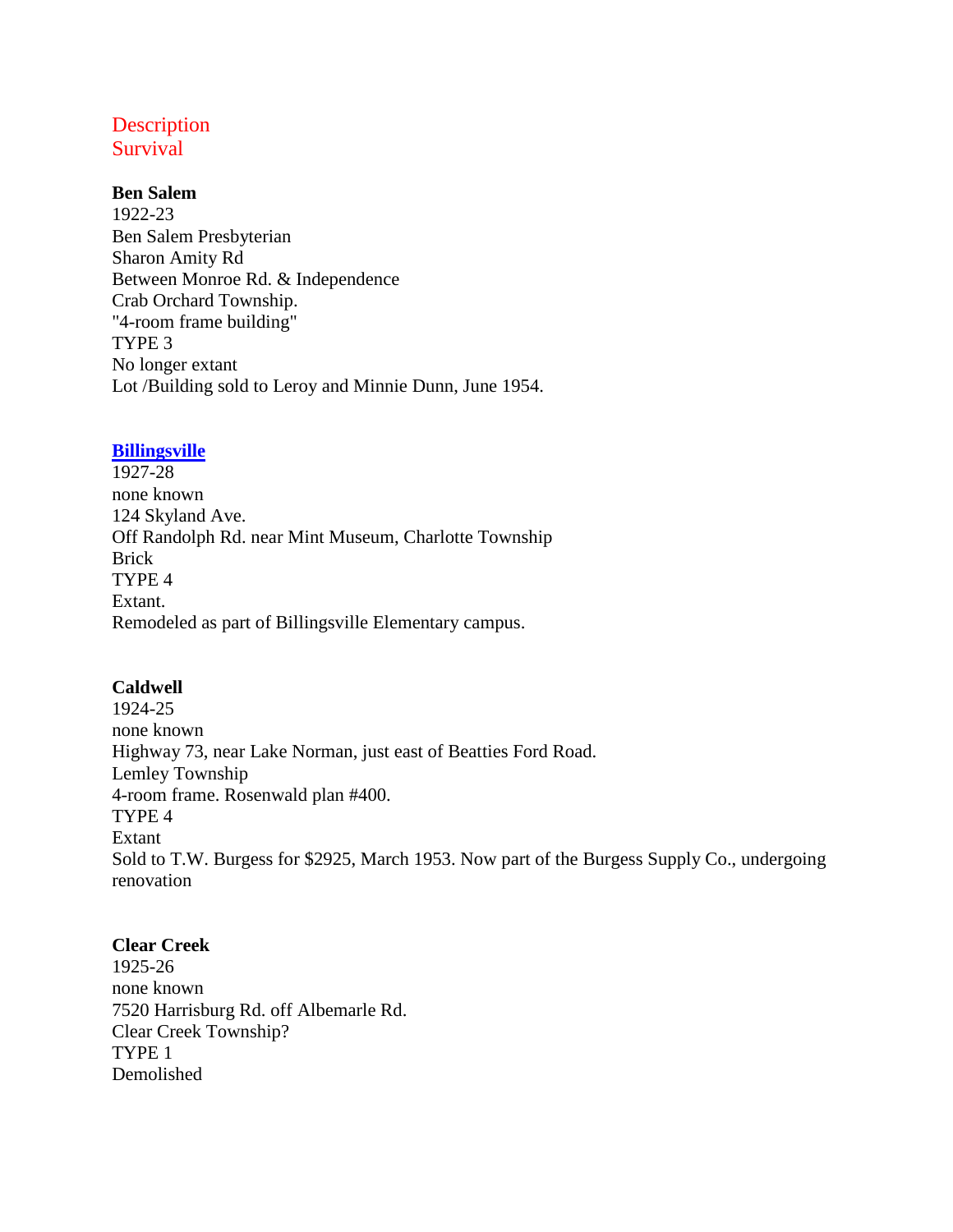Description
Survival

**Ben Salem**
1922-23
Ben Salem Presbyterian
Sharon Amity Rd
Between Monroe Rd. & Independence
Crab Orchard Township.
"4-room frame building"
TYPE 3
No longer extant
Lot /Building sold to Leroy and Minnie Dunn, June 1954.

**Billingsville**
1927-28
none known
124 Skyland Ave.
Off Randolph Rd. near Mint Museum, Charlotte Township
Brick
TYPE 4
Extant.
Remodeled as part of Billingsville Elementary campus.

**Caldwell**
1924-25
none known
Highway 73, near Lake Norman, just east of Beatties Ford Road.
Lemley Township
4-room frame. Rosenwald plan #400.
TYPE 4
Extant
Sold to T.W. Burgess for $2925, March 1953. Now part of the Burgess Supply Co., undergoing renovation

**Clear Creek**
1925-26
none known
7520 Harrisburg Rd. off Albemarle Rd.
Clear Creek Township?
TYPE 1
Demolished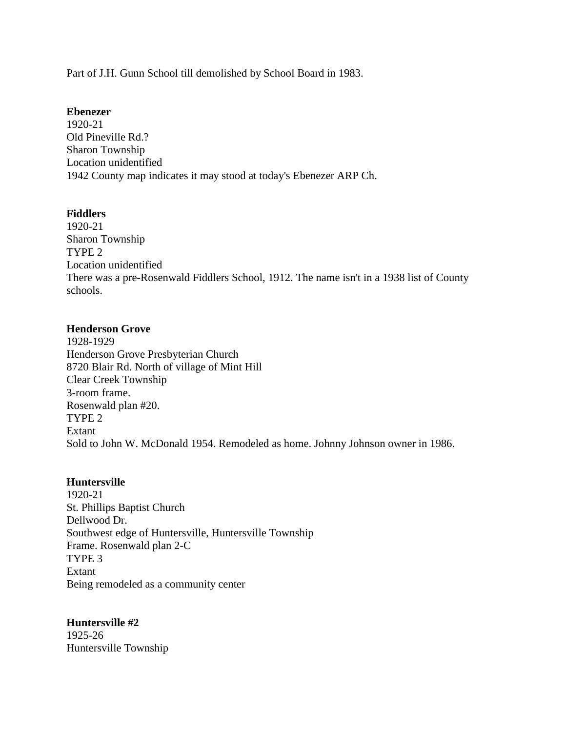Part of J.H. Gunn School till demolished by School Board in 1983.

**Ebenezer**
1920-21
Old Pineville Rd.?
Sharon Township
Location unidentified
1942 County map indicates it may stood at today's Ebenezer ARP Ch.

**Fiddlers**
1920-21
Sharon Township
TYPE 2
Location unidentified
There was a pre-Rosenwald Fiddlers School, 1912. The name isn't in a 1938 list of County schools.

**Henderson Grove**
1928-1929
Henderson Grove Presbyterian Church
8720 Blair Rd. North of village of Mint Hill
Clear Creek Township
3-room frame.
Rosenwald plan #20.
TYPE 2
Extant
Sold to John W. McDonald 1954. Remodeled as home. Johnny Johnson owner in 1986.

**Huntersville**
1920-21
St. Phillips Baptist Church
Dellwood Dr.
Southwest edge of Huntersville, Huntersville Township
Frame. Rosenwald plan 2-C
TYPE 3
Extant
Being remodeled as a community center

**Huntersville #2**
1925-26
Huntersville Township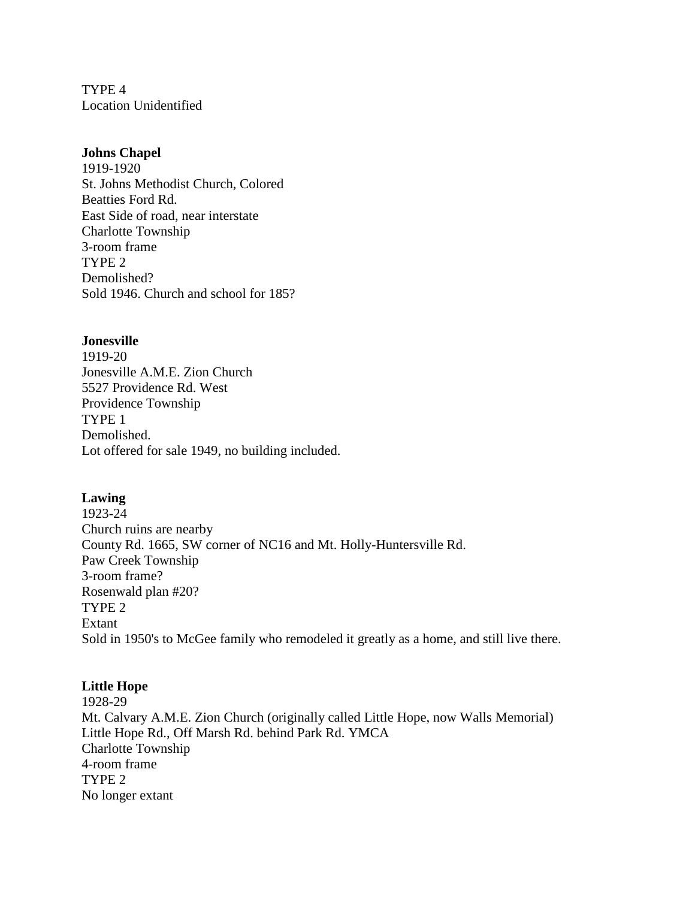TYPE 4
Location Unidentified

**Johns Chapel**
1919-1920
St. Johns Methodist Church, Colored
Beatties Ford Rd.
East Side of road, near interstate
Charlotte Township
3-room frame
TYPE 2
Demolished?
Sold 1946. Church and school for 185?

**Jonesville**
1919-20
Jonesville A.M.E. Zion Church
5527 Providence Rd. West
Providence Township
TYPE 1
Demolished.
Lot offered for sale 1949, no building included.

**Lawing**
1923-24
Church ruins are nearby
County Rd. 1665, SW corner of NC16 and Mt. Holly-Huntersville Rd.
Paw Creek Township
3-room frame?
Rosenwald plan #20?
TYPE 2
Extant
Sold in 1950's to McGee family who remodeled it greatly as a home, and still live there.

**Little Hope**
1928-29
Mt. Calvary A.M.E. Zion Church (originally called Little Hope, now Walls Memorial)
Little Hope Rd., Off Marsh Rd. behind Park Rd. YMCA
Charlotte Township
4-room frame
TYPE 2
No longer extant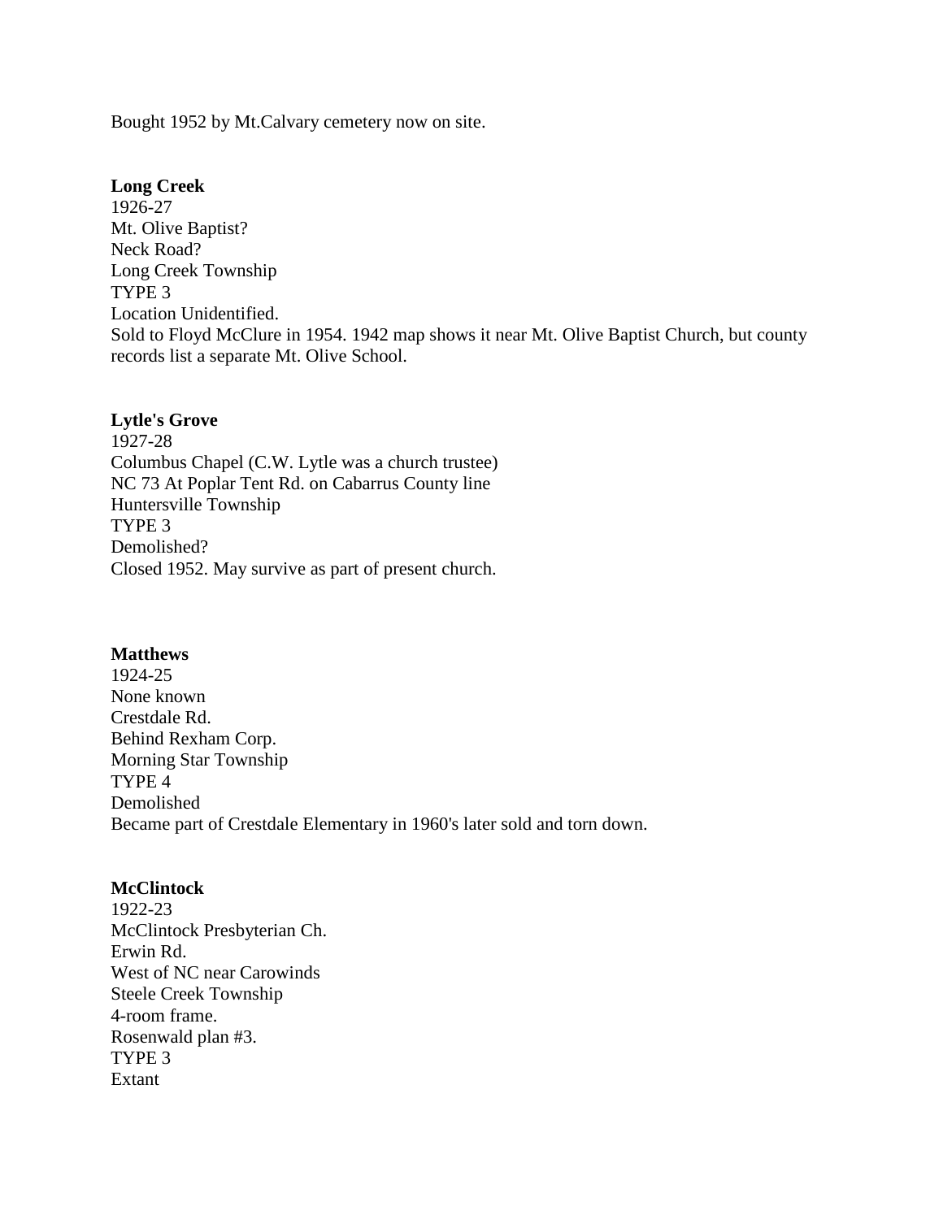Bought 1952 by Mt.Calvary cemetery now on site.

**Long Creek**
1926-27
Mt. Olive Baptist?
Neck Road?
Long Creek Township
TYPE 3
Location Unidentified.
Sold to Floyd McClure in 1954. 1942 map shows it near Mt. Olive Baptist Church, but county records list a separate Mt. Olive School.

**Lytle's Grove**
1927-28
Columbus Chapel (C.W. Lytle was a church trustee)
NC 73 At Poplar Tent Rd. on Cabarrus County line
Huntersville Township
TYPE 3
Demolished?
Closed 1952. May survive as part of present church.

**Matthews**
1924-25
None known
Crestdale Rd.
Behind Rexham Corp.
Morning Star Township
TYPE 4
Demolished
Became part of Crestdale Elementary in 1960's later sold and torn down.

**McClintock**
1922-23
McClintock Presbyterian Ch.
Erwin Rd.
West of NC near Carowinds
Steele Creek Township
4-room frame.
Rosenwald plan #3.
TYPE 3
Extant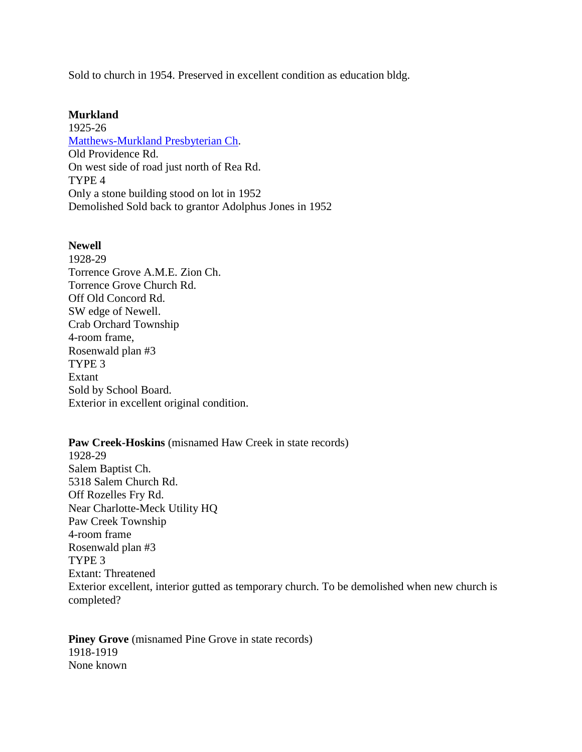Sold to church in 1954. Preserved in excellent condition as education bldg.

**Murkland**
1925-26
Matthews-Murkland Presbyterian Ch.
Old Providence Rd.
On west side of road just north of Rea Rd.
TYPE 4
Only a stone building stood on lot in 1952
Demolished Sold back to grantor Adolphus Jones in 1952

**Newell**
1928-29
Torrence Grove A.M.E. Zion Ch.
Torrence Grove Church Rd.
Off Old Concord Rd.
SW edge of Newell.
Crab Orchard Township
4-room frame,
Rosenwald plan #3
TYPE 3
Extant
Sold by School Board.
Exterior in excellent original condition.

**Paw Creek-Hoskins** (misnamed Haw Creek in state records)
1928-29
Salem Baptist Ch.
5318 Salem Church Rd.
Off Rozelles Fry Rd.
Near Charlotte-Meck Utility HQ
Paw Creek Township
4-room frame
Rosenwald plan #3
TYPE 3
Extant: Threatened
Exterior excellent, interior gutted as temporary church. To be demolished when new church is completed?

**Piney Grove** (misnamed Pine Grove in state records)
1918-1919
None known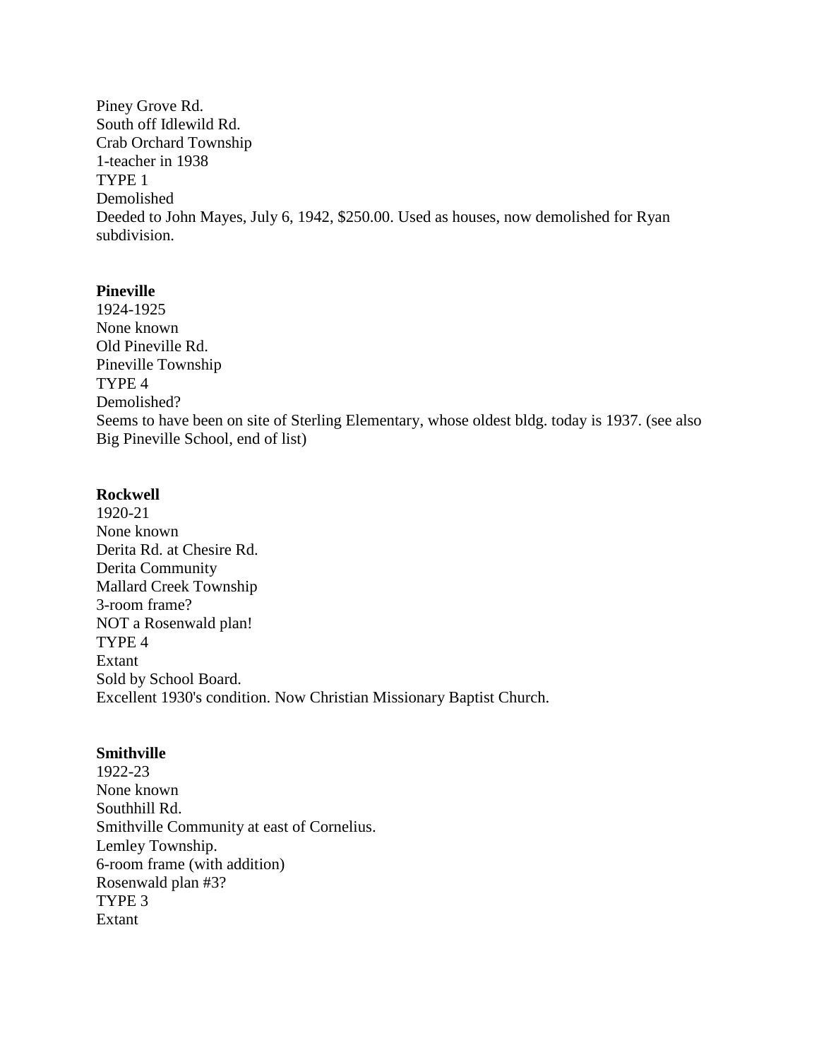Piney Grove Rd.
South off Idlewild Rd.
Crab Orchard Township
1-teacher in 1938
TYPE 1
Demolished
Deeded to John Mayes, July 6, 1942, $250.00. Used as houses, now demolished for Ryan subdivision.

**Pineville**
1924-1925
None known
Old Pineville Rd.
Pineville Township
TYPE 4
Demolished?
Seems to have been on site of Sterling Elementary, whose oldest bldg. today is 1937. (see also Big Pineville School, end of list)

**Rockwell**
1920-21
None known
Derita Rd. at Chesire Rd.
Derita Community
Mallard Creek Township
3-room frame?
NOT a Rosenwald plan!
TYPE 4
Extant
Sold by School Board.
Excellent 1930's condition. Now Christian Missionary Baptist Church.

**Smithville**
1922-23
None known
Southhill Rd.
Smithville Community at east of Cornelius.
Lemley Township.
6-room frame (with addition)
Rosenwald plan #3?
TYPE 3
Extant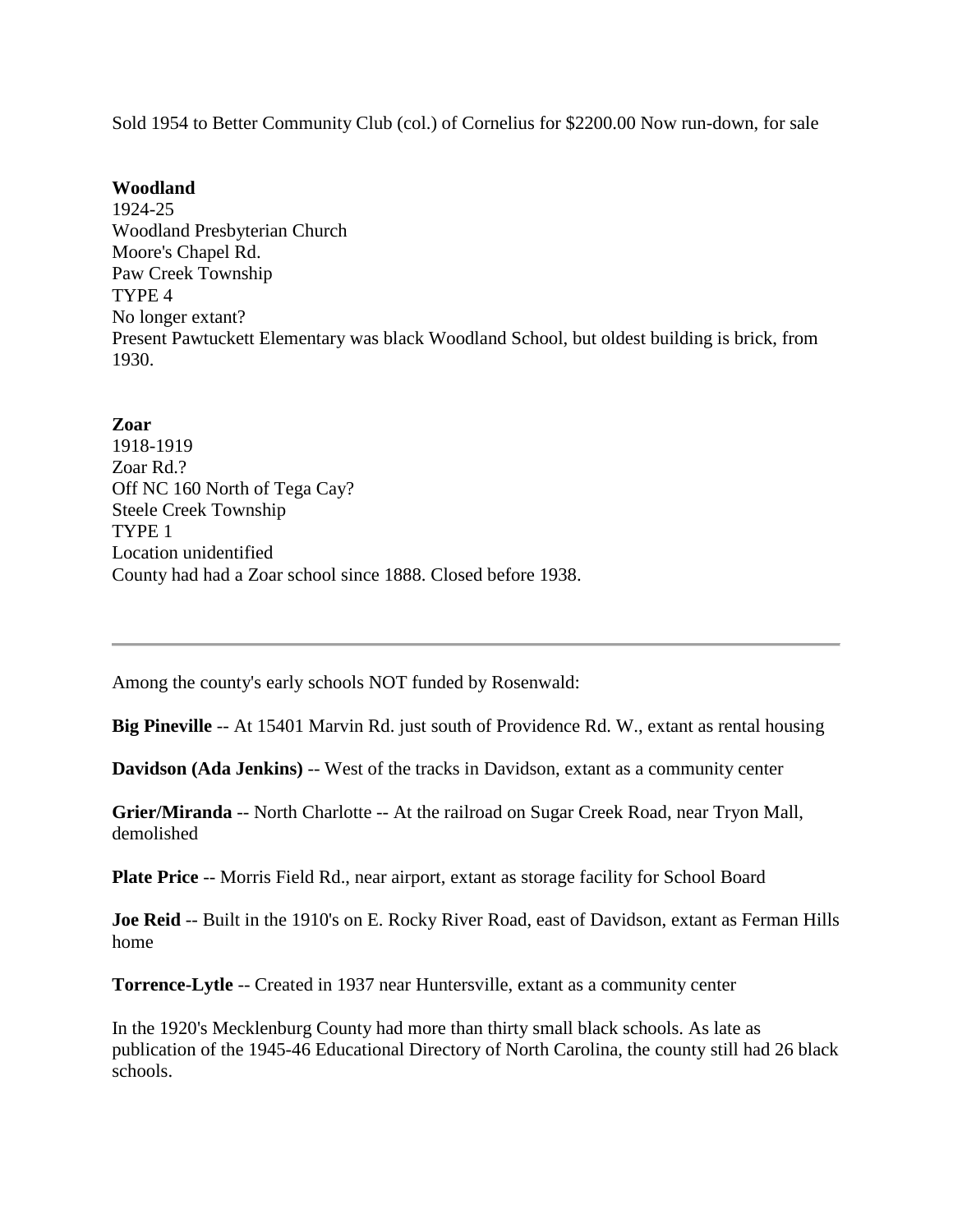Sold 1954 to Better Community Club (col.) of Cornelius for $2200.00 Now run-down, for sale

**Woodland**
1924-25
Woodland Presbyterian Church
Moore's Chapel Rd.
Paw Creek Township
TYPE 4
No longer extant?
Present Pawtuckett Elementary was black Woodland School, but oldest building is brick, from 1930.

**Zoar**
1918-1919
Zoar Rd.?
Off NC 160 North of Tega Cay?
Steele Creek Township
TYPE 1
Location unidentified
County had had a Zoar school since 1888. Closed before 1938.

---

Among the county's early schools NOT funded by Rosenwald:

**Big Pineville** -- At 15401 Marvin Rd. just south of Providence Rd. W., extant as rental housing

**Davidson (Ada Jenkins)** -- West of the tracks in Davidson, extant as a community center

**Grier/Miranda** -- North Charlotte -- At the railroad on Sugar Creek Road, near Tryon Mall, demolished

**Plate Price** -- Morris Field Rd., near airport, extant as storage facility for School Board

**Joe Reid** -- Built in the 1910's on E. Rocky River Road, east of Davidson, extant as Ferman Hills home

**Torrence-Lytle** -- Created in 1937 near Huntersville, extant as a community center

In the 1920's Mecklenburg County had more than thirty small black schools. As late as publication of the 1945-46 Educational Directory of North Carolina, the county still had 26 black schools.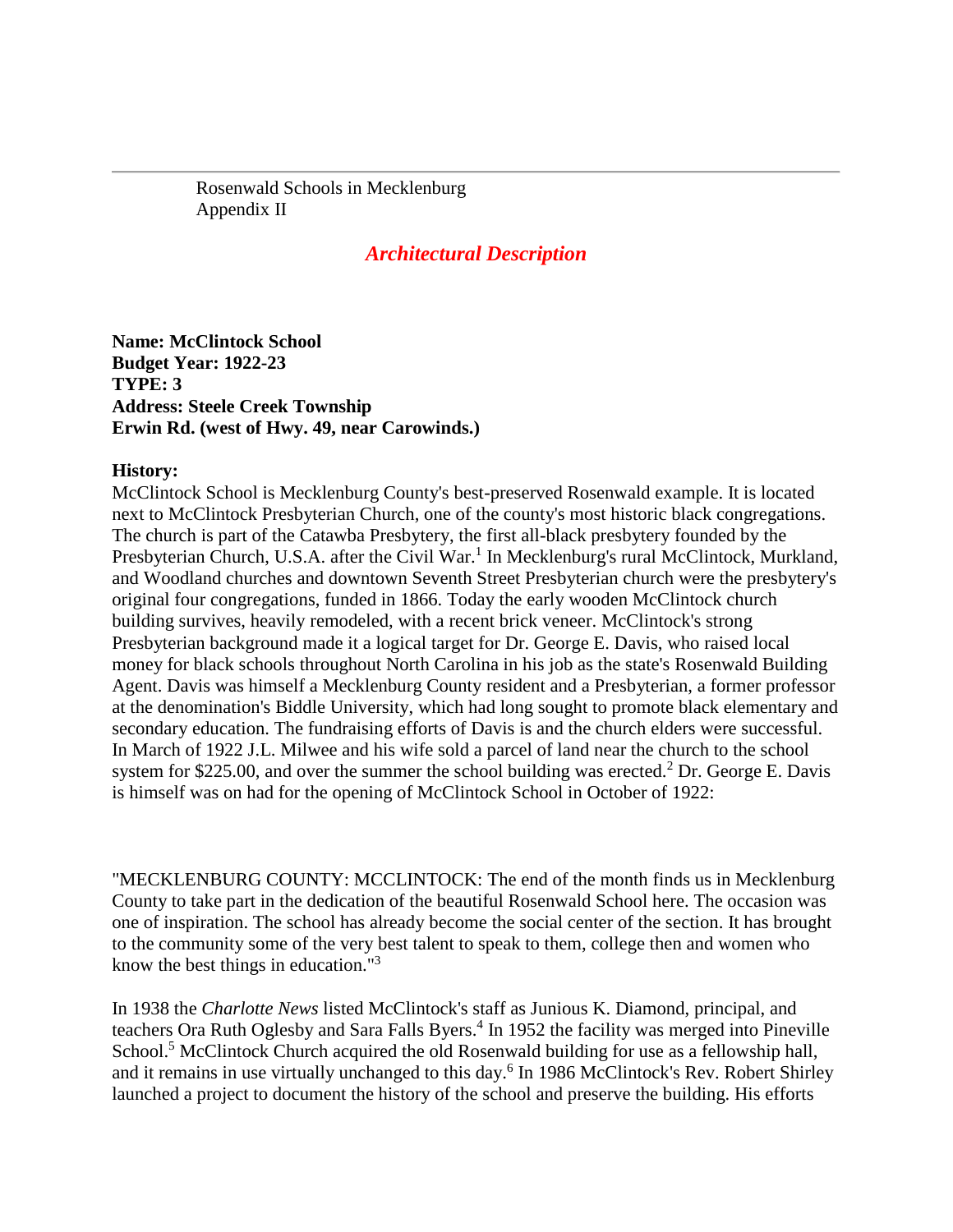Rosenwald Schools in Mecklenburg
Appendix II

## *Architectural Description*

**Name: McClintock School**
**Budget Year: 1922-23**
**TYPE: 3**
**Address: Steele Creek Township**
**Erwin Rd. (west of Hwy. 49, near Carowinds.)**

**History:**
McClintock School is Mecklenburg County's best-preserved Rosenwald example. It is located next to McClintock Presbyterian Church, one of the county's most historic black congregations. The church is part of the Catawba Presbytery, the first all-black presbytery founded by the Presbyterian Church, U.S.A. after the Civil War.[1] In Mecklenburg's rural McClintock, Murkland, and Woodland churches and downtown Seventh Street Presbyterian church were the presbytery's original four congregations, funded in 1866. Today the early wooden McClintock church building survives, heavily remodeled, with a recent brick veneer. McClintock's strong Presbyterian background made it a logical target for Dr. George E. Davis, who raised local money for black schools throughout North Carolina in his job as the state's Rosenwald Building Agent. Davis was himself a Mecklenburg County resident and a Presbyterian, a former professor at the denomination's Biddle University, which had long sought to promote black elementary and secondary education. The fundraising efforts of Davis is and the church elders were successful. In March of 1922 J.L. Milwee and his wife sold a parcel of land near the church to the school system for $225.00, and over the summer the school building was erected.[2] Dr. George E. Davis is himself was on had for the opening of McClintock School in October of 1922:

"MECKLENBURG COUNTY: MCCLINTOCK: The end of the month finds us in Mecklenburg County to take part in the dedication of the beautiful Rosenwald School here. The occasion was one of inspiration. The school has already become the social center of the section. It has brought to the community some of the very best talent to speak to them, college then and women who know the best things in education."[3]

In 1938 the *Charlotte News* listed McClintock's staff as Junious K. Diamond, principal, and teachers Ora Ruth Oglesby and Sara Falls Byers.[4] In 1952 the facility was merged into Pineville School.[5] McClintock Church acquired the old Rosenwald building for use as a fellowship hall, and it remains in use virtually unchanged to this day.[6] In 1986 McClintock's Rev. Robert Shirley launched a project to document the history of the school and preserve the building. His efforts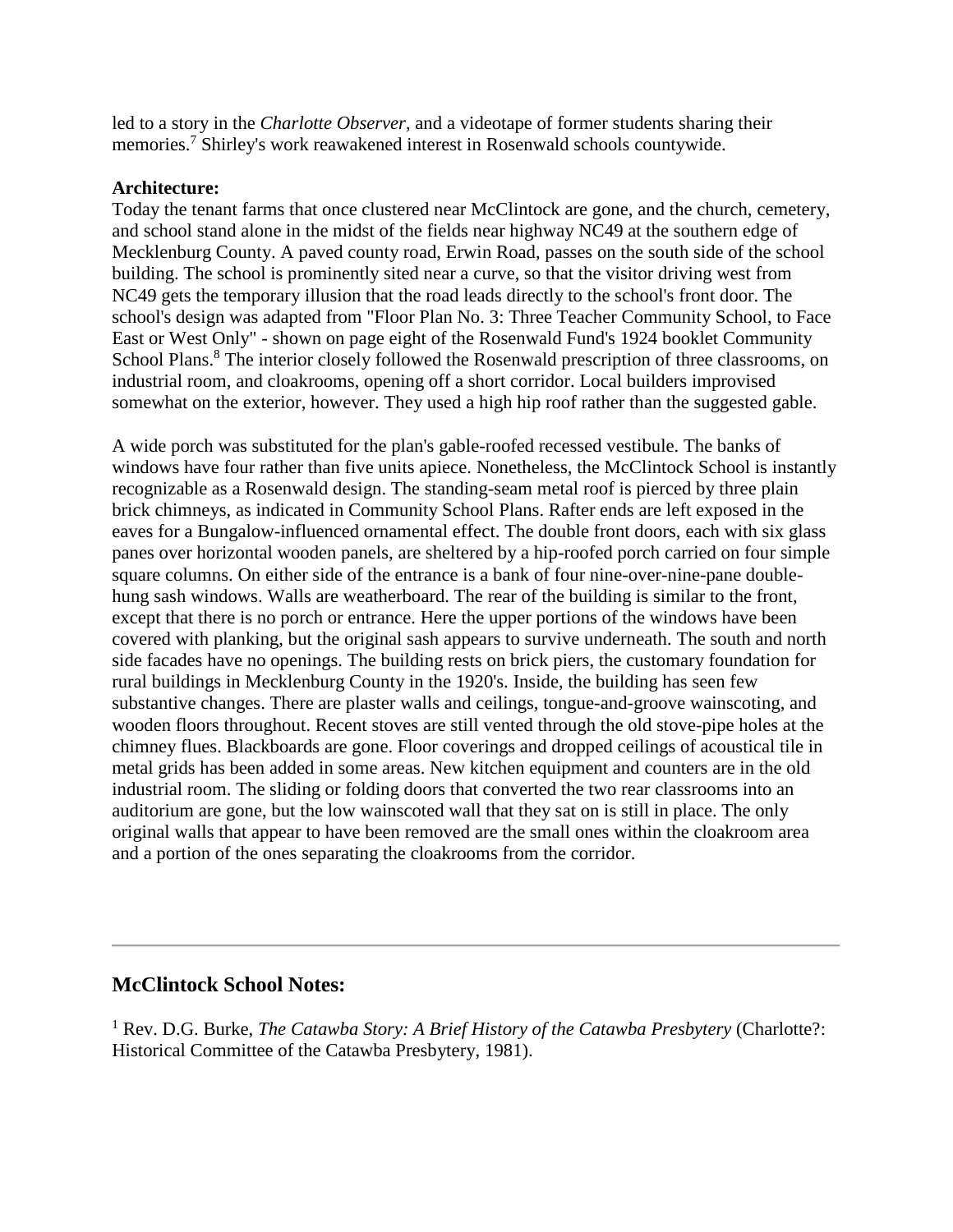led to a story in the *Charlotte Observer*, and a videotape of former students sharing their memories.[7] Shirley's work reawakened interest in Rosenwald schools countywide.

**Architecture:**
Today the tenant farms that once clustered near McClintock are gone, and the church, cemetery, and school stand alone in the midst of the fields near highway NC49 at the southern edge of Mecklenburg County. A paved county road, Erwin Road, passes on the south side of the school building. The school is prominently sited near a curve, so that the visitor driving west from NC49 gets the temporary illusion that the road leads directly to the school's front door. The school's design was adapted from "Floor Plan No. 3: Three Teacher Community School, to Face East or West Only" - shown on page eight of the Rosenwald Fund's 1924 booklet Community School Plans.[8] The interior closely followed the Rosenwald prescription of three classrooms, on industrial room, and cloakrooms, opening off a short corridor. Local builders improvised somewhat on the exterior, however. They used a high hip roof rather than the suggested gable.

A wide porch was substituted for the plan's gable-roofed recessed vestibule. The banks of windows have four rather than five units apiece. Nonetheless, the McClintock School is instantly recognizable as a Rosenwald design. The standing-seam metal roof is pierced by three plain brick chimneys, as indicated in Community School Plans. Rafter ends are left exposed in the eaves for a Bungalow-influenced ornamental effect. The double front doors, each with six glass panes over horizontal wooden panels, are sheltered by a hip-roofed porch carried on four simple square columns. On either side of the entrance is a bank of four nine-over-nine-pane double-hung sash windows. Walls are weatherboard. The rear of the building is similar to the front, except that there is no porch or entrance. Here the upper portions of the windows have been covered with planking, but the original sash appears to survive underneath. The south and north side facades have no openings. The building rests on brick piers, the customary foundation for rural buildings in Mecklenburg County in the 1920's. Inside, the building has seen few substantive changes. There are plaster walls and ceilings, tongue-and-groove wainscoting, and wooden floors throughout. Recent stoves are still vented through the old stove-pipe holes at the chimney flues. Blackboards are gone. Floor coverings and dropped ceilings of acoustical tile in metal grids has been added in some areas. New kitchen equipment and counters are in the old industrial room. The sliding or folding doors that converted the two rear classrooms into an auditorium are gone, but the low wainscoted wall that they sat on is still in place. The only original walls that appear to have been removed are the small ones within the cloakroom area and a portion of the ones separating the cloakrooms from the corridor.

---

## McClintock School Notes:

[1] Rev. D.G. Burke, *The Catawba Story: A Brief History of the Catawba Presbytery* (Charlotte?: Historical Committee of the Catawba Presbytery, 1981).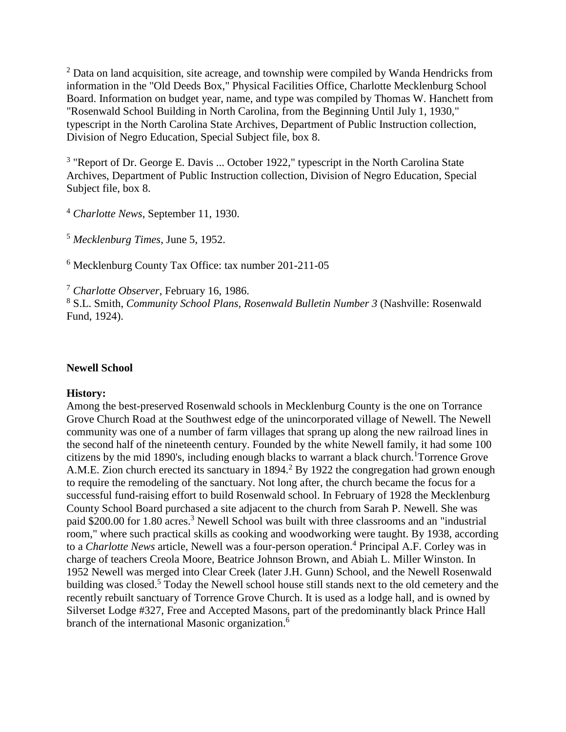[2] Data on land acquisition, site acreage, and township were compiled by Wanda Hendricks from information in the "Old Deeds Box," Physical Facilities Office, Charlotte Mecklenburg School Board. Information on budget year, name, and type was compiled by Thomas W. Hanchett from "Rosenwald School Building in North Carolina, from the Beginning Until July 1, 1930," typescript in the North Carolina State Archives, Department of Public Instruction collection, Division of Negro Education, Special Subject file, box 8.

[3] "Report of Dr. George E. Davis ... October 1922," typescript in the North Carolina State Archives, Department of Public Instruction collection, Division of Negro Education, Special Subject file, box 8.

[4] *Charlotte News*, September 11, 1930.

[5] *Mecklenburg Times*, June 5, 1952.

[6] Mecklenburg County Tax Office: tax number 201-211-05

[7] *Charlotte Observer*, February 16, 1986.

[8] S.L. Smith, *Community School Plans, Rosenwald Bulletin Number 3* (Nashville: Rosenwald Fund, 1924).

**Newell School**

**History:**

Among the best-preserved Rosenwald schools in Mecklenburg County is the one on Torrance Grove Church Road at the Southwest edge of the unincorporated village of Newell. The Newell community was one of a number of farm villages that sprang up along the new railroad lines in the second half of the nineteenth century. Founded by the white Newell family, it had some 100 citizens by the mid 1890's, including enough blacks to warrant a black church.[1]Torrence Grove A.M.E. Zion church erected its sanctuary in 1894.[2] By 1922 the congregation had grown enough to require the remodeling of the sanctuary. Not long after, the church became the focus for a successful fund-raising effort to build Rosenwald school. In February of 1928 the Mecklenburg County School Board purchased a site adjacent to the church from Sarah P. Newell. She was paid $200.00 for 1.80 acres.[3] Newell School was built with three classrooms and an "industrial room," where such practical skills as cooking and woodworking were taught. By 1938, according to a *Charlotte News* article, Newell was a four-person operation.[4] Principal A.F. Corley was in charge of teachers Creola Moore, Beatrice Johnson Brown, and Abiah L. Miller Winston. In 1952 Newell was merged into Clear Creek (later J.H. Gunn) School, and the Newell Rosenwald building was closed.[5] Today the Newell school house still stands next to the old cemetery and the recently rebuilt sanctuary of Torrence Grove Church. It is used as a lodge hall, and is owned by Silverset Lodge #327, Free and Accepted Masons, part of the predominantly black Prince Hall branch of the international Masonic organization.[6]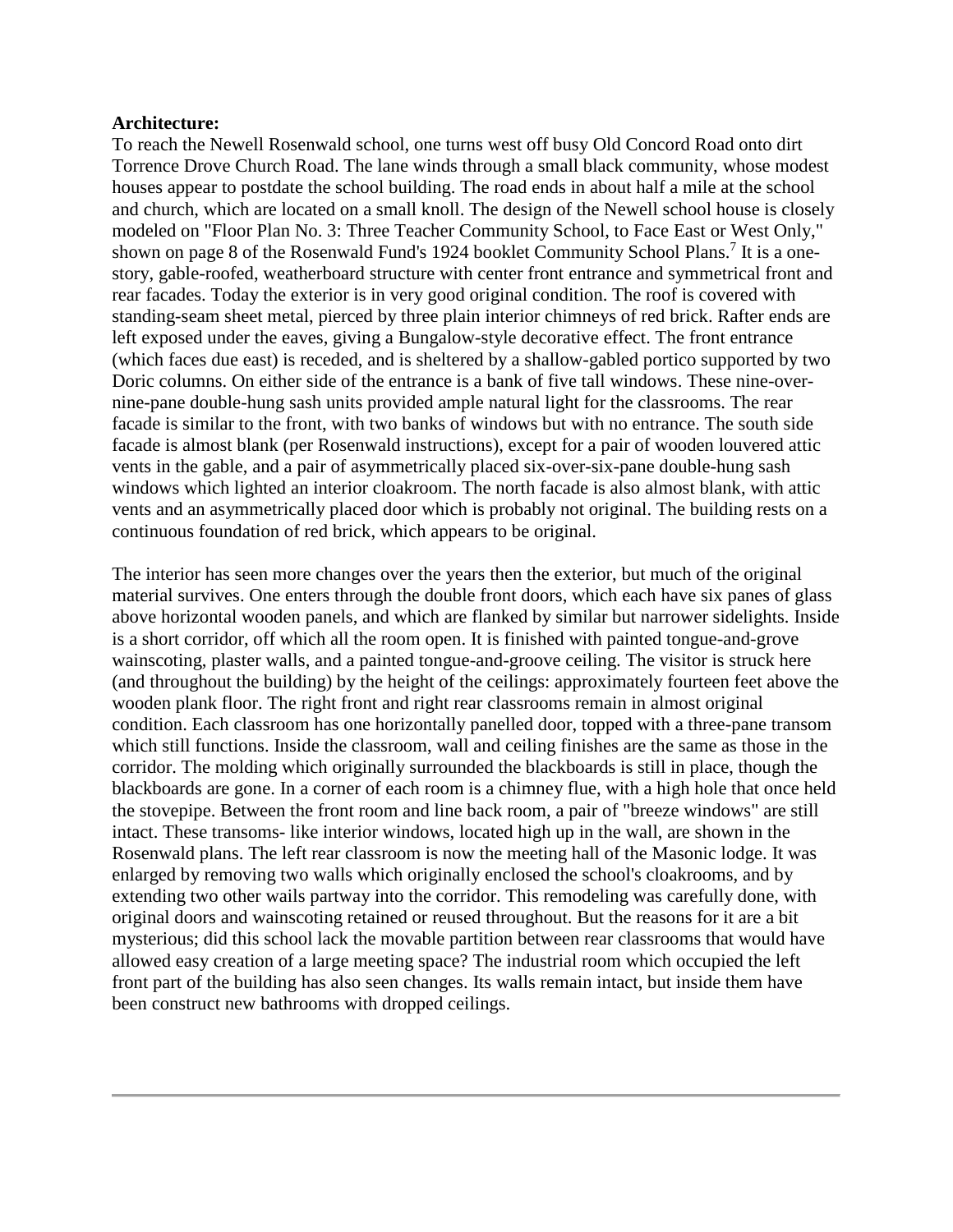**Architecture:**

To reach the Newell Rosenwald school, one turns west off busy Old Concord Road onto dirt Torrence Drove Church Road. The lane winds through a small black community, whose modest houses appear to postdate the school building. The road ends in about half a mile at the school and church, which are located on a small knoll. The design of the Newell school house is closely modeled on "Floor Plan No. 3: Three Teacher Community School, to Face East or West Only," shown on page 8 of the Rosenwald Fund's 1924 booklet Community School Plans.[7] It is a one-story, gable-roofed, weatherboard structure with center front entrance and symmetrical front and rear facades. Today the exterior is in very good original condition. The roof is covered with standing-seam sheet metal, pierced by three plain interior chimneys of red brick. Rafter ends are left exposed under the eaves, giving a Bungalow-style decorative effect. The front entrance (which faces due east) is receded, and is sheltered by a shallow-gabled portico supported by two Doric columns. On either side of the entrance is a bank of five tall windows. These nine-over-nine-pane double-hung sash units provided ample natural light for the classrooms. The rear facade is similar to the front, with two banks of windows but with no entrance. The south side facade is almost blank (per Rosenwald instructions), except for a pair of wooden louvered attic vents in the gable, and a pair of asymmetrically placed six-over-six-pane double-hung sash windows which lighted an interior cloakroom. The north facade is also almost blank, with attic vents and an asymmetrically placed door which is probably not original. The building rests on a continuous foundation of red brick, which appears to be original.

The interior has seen more changes over the years then the exterior, but much of the original material survives. One enters through the double front doors, which each have six panes of glass above horizontal wooden panels, and which are flanked by similar but narrower sidelights. Inside is a short corridor, off which all the room open. It is finished with painted tongue-and-grove wainscoting, plaster walls, and a painted tongue-and-groove ceiling. The visitor is struck here (and throughout the building) by the height of the ceilings: approximately fourteen feet above the wooden plank floor. The right front and right rear classrooms remain in almost original condition. Each classroom has one horizontally panelled door, topped with a three-pane transom which still functions. Inside the classroom, wall and ceiling finishes are the same as those in the corridor. The molding which originally surrounded the blackboards is still in place, though the blackboards are gone. In a corner of each room is a chimney flue, with a high hole that once held the stovepipe. Between the front room and line back room, a pair of "breeze windows" are still intact. These transoms- like interior windows, located high up in the wall, are shown in the Rosenwald plans. The left rear classroom is now the meeting hall of the Masonic lodge. It was enlarged by removing two walls which originally enclosed the school's cloakrooms, and by extending two other wails partway into the corridor. This remodeling was carefully done, with original doors and wainscoting retained or reused throughout. But the reasons for it are a bit mysterious; did this school lack the movable partition between rear classrooms that would have allowed easy creation of a large meeting space? The industrial room which occupied the left front part of the building has also seen changes. Its walls remain intact, but inside them have been construct new bathrooms with dropped ceilings.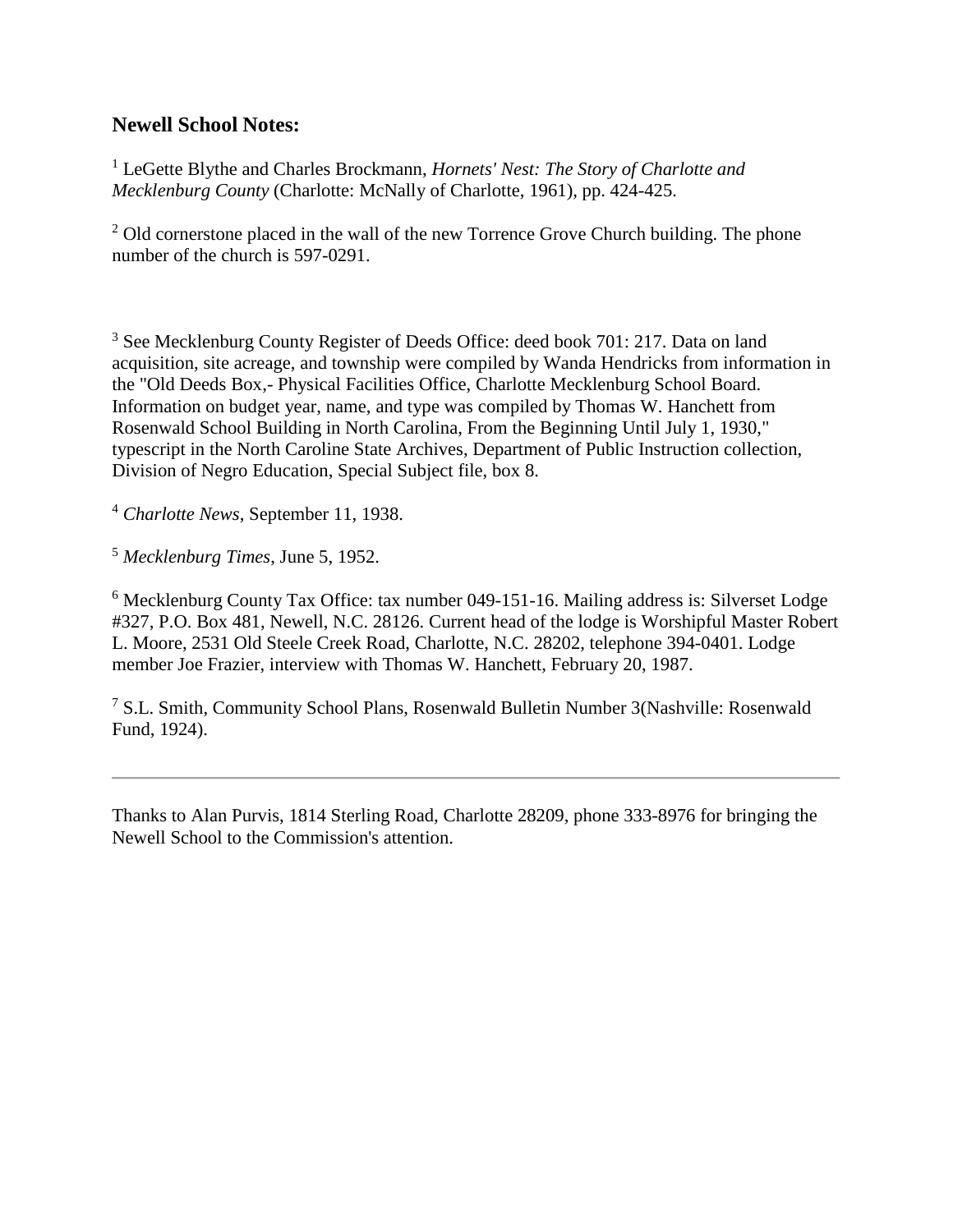### Newell School Notes:

[1] LeGette Blythe and Charles Brockmann, *Hornets' Nest: The Story of Charlotte and Mecklenburg County* (Charlotte: McNally of Charlotte, 1961), pp. 424-425.

[2] Old cornerstone placed in the wall of the new Torrence Grove Church building. The phone number of the church is 597-0291.

[3] See Mecklenburg County Register of Deeds Office: deed book 701: 217. Data on land acquisition, site acreage, and township were compiled by Wanda Hendricks from information in the "Old Deeds Box,- Physical Facilities Office, Charlotte Mecklenburg School Board. Information on budget year, name, and type was compiled by Thomas W. Hanchett from Rosenwald School Building in North Carolina, From the Beginning Until July 1, 1930," typescript in the North Caroline State Archives, Department of Public Instruction collection, Division of Negro Education, Special Subject file, box 8.

[4] *Charlotte News*, September 11, 1938.

[5] *Mecklenburg Times*, June 5, 1952.

[6] Mecklenburg County Tax Office: tax number 049-151-16. Mailing address is: Silverset Lodge #327, P.O. Box 481, Newell, N.C. 28126. Current head of the lodge is Worshipful Master Robert L. Moore, 2531 Old Steele Creek Road, Charlotte, N.C. 28202, telephone 394-0401. Lodge member Joe Frazier, interview with Thomas W. Hanchett, February 20, 1987.

[7] S.L. Smith, Community School Plans, Rosenwald Bulletin Number 3(Nashville: Rosenwald Fund, 1924).

---

Thanks to Alan Purvis, 1814 Sterling Road, Charlotte 28209, phone 333-8976 for bringing the Newell School to the Commission's attention.